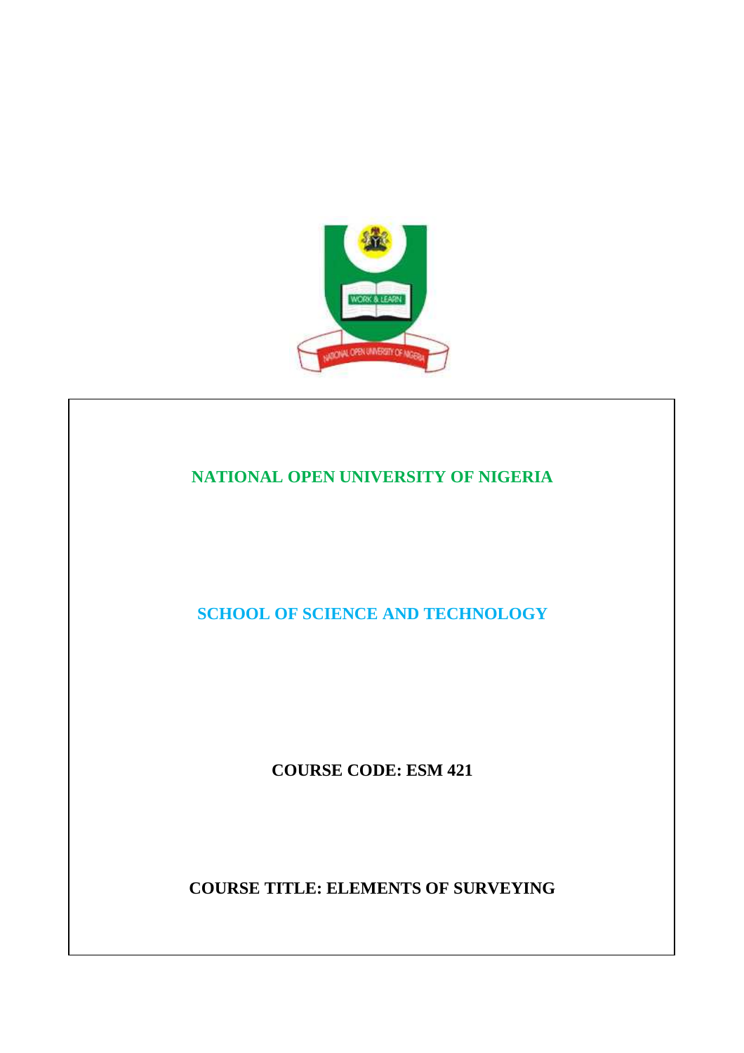**NATIONAL OPEN UNIVERSITY OF NIGERIA**

**SCHOOL OF SCIENCE AND TECHNOLOGY**

**COURSE CODE: ESM 421**

**COURSE TITLE: ELEMENTS OF SURVEYING**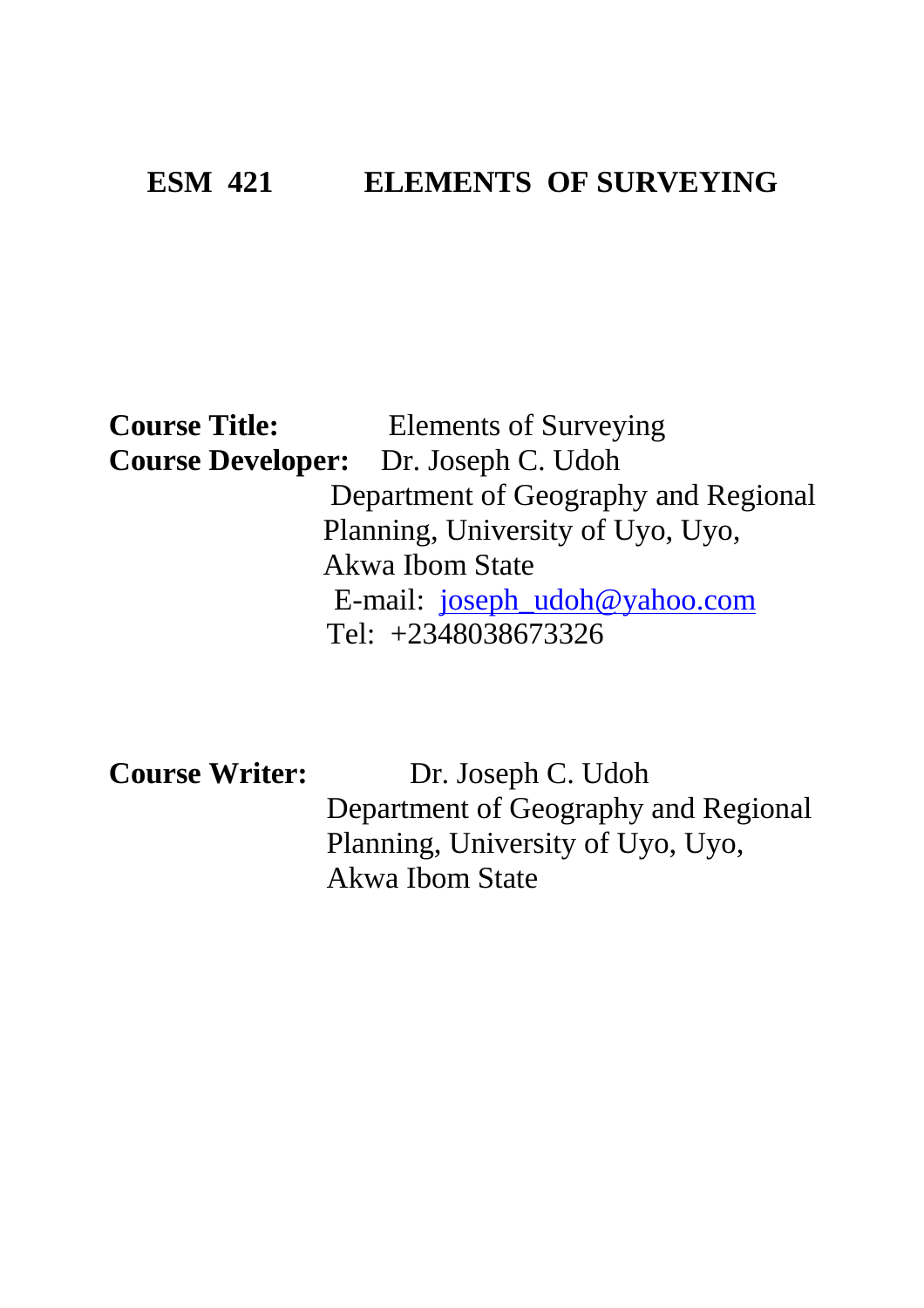# ESM 421 ELEMENTS OF SURVEYING

**Course Title:** Elements of Surveying

**Course Developer:** Dr. Joseph C. Udoh
Department of Geography and Regional Planning, University of Uyo, Uyo, Akwa Ibom State
E-mail: joseph_udoh@yahoo.com
Tel: +2348038673326

**Course Writer:** Dr. Joseph C. Udoh
Department of Geography and Regional Planning, University of Uyo, Uyo, Akwa Ibom State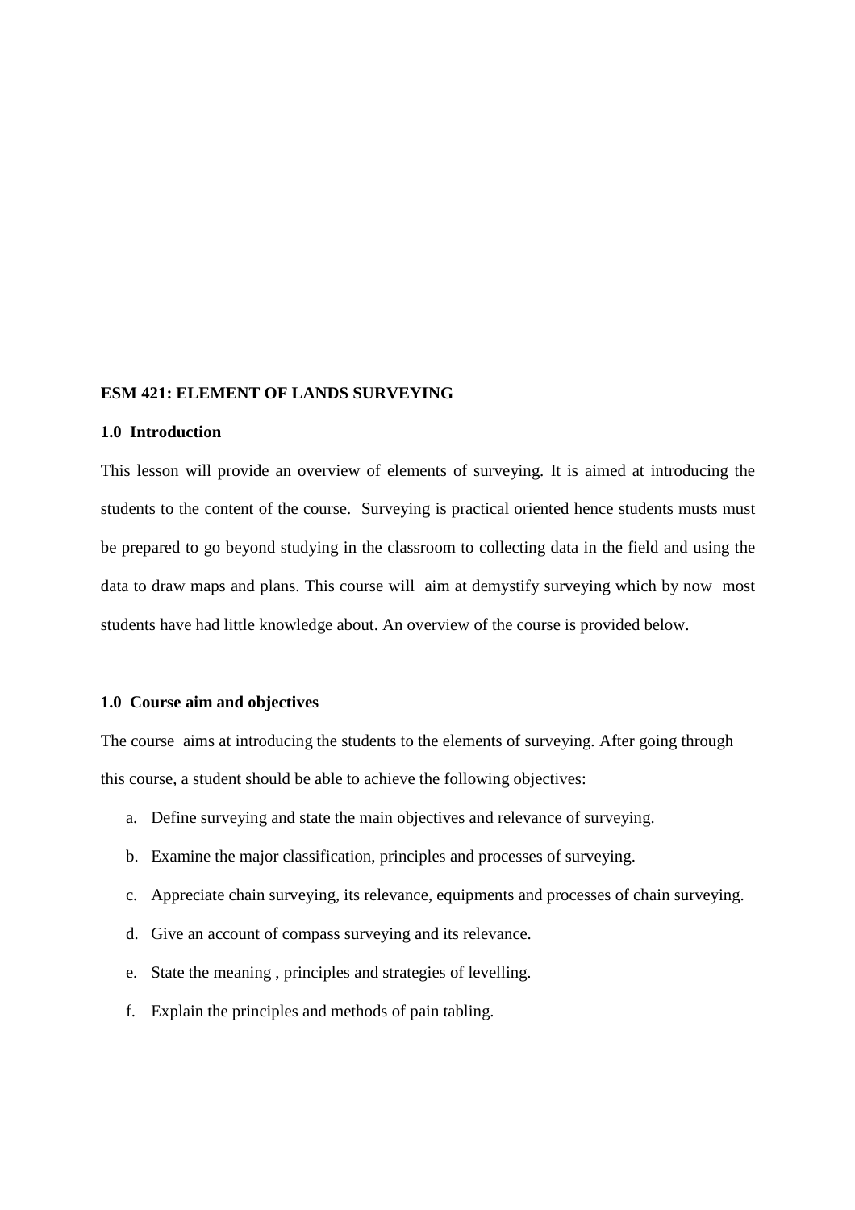**ESM 421: ELEMENT OF LANDS SURVEYING**

**1.0 Introduction**

This lesson will provide an overview of elements of surveying. It is aimed at introducing the students to the content of the course. Surveying is practical oriented hence students musts must be prepared to go beyond studying in the classroom to collecting data in the field and using the data to draw maps and plans. This course will aim at demystify surveying which by now most students have had little knowledge about. An overview of the course is provided below.

**1.0 Course aim and objectives**

The course aims at introducing the students to the elements of surveying. After going through this course, a student should be able to achieve the following objectives:

a. Define surveying and state the main objectives and relevance of surveying.
b. Examine the major classification, principles and processes of surveying.
c. Appreciate chain surveying, its relevance, equipments and processes of chain surveying.
d. Give an account of compass surveying and its relevance.
e. State the meaning , principles and strategies of levelling.
f. Explain the principles and methods of pain tabling.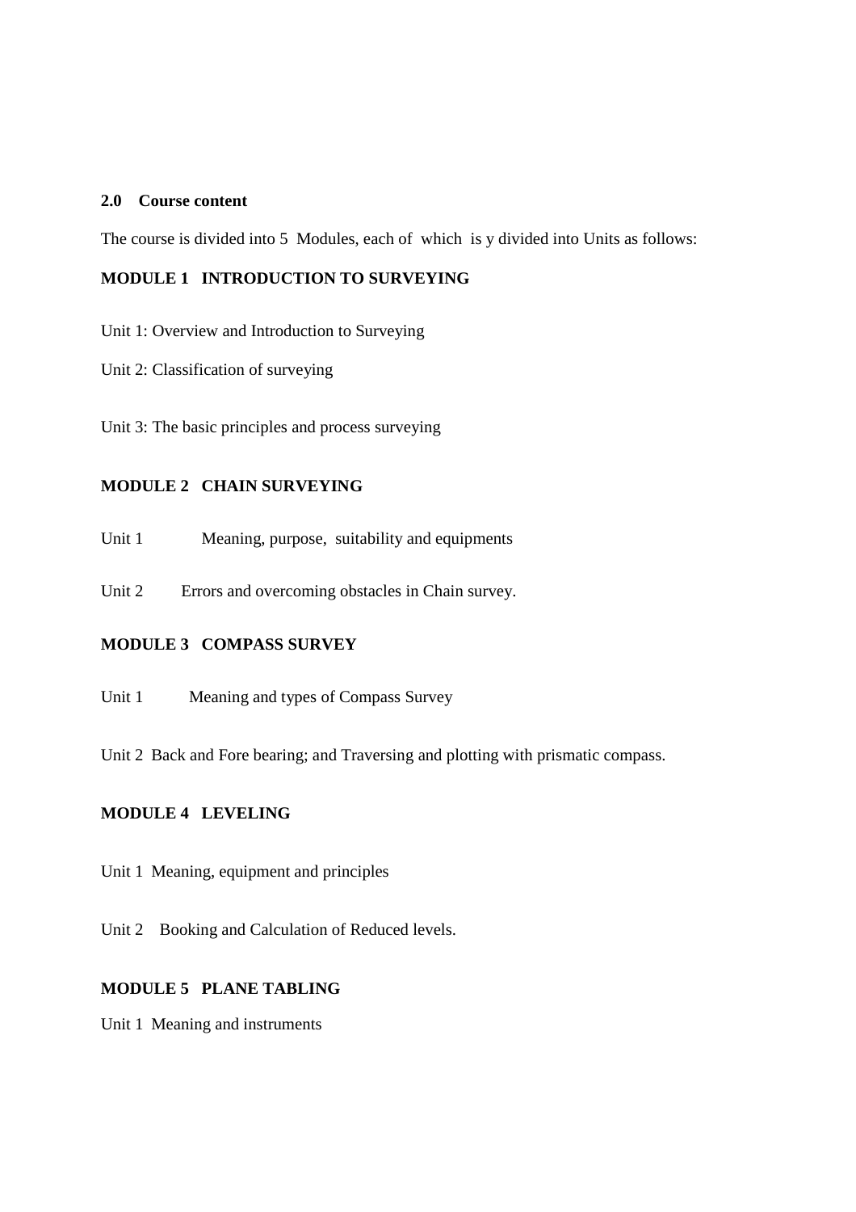## 2.0 Course content

The course is divided into 5 Modules, each of which is y divided into Units as follows:

### MODULE 1 INTRODUCTION TO SURVEYING

Unit 1: Overview and Introduction to Surveying

Unit 2: Classification of surveying

Unit 3: The basic principles and process surveying

### MODULE 2 CHAIN SURVEYING

Unit 1 Meaning, purpose, suitability and equipments

Unit 2 Errors and overcoming obstacles in Chain survey.

### MODULE 3 COMPASS SURVEY

Unit 1 Meaning and types of Compass Survey

Unit 2 Back and Fore bearing; and Traversing and plotting with prismatic compass.

### MODULE 4 LEVELING

Unit 1 Meaning, equipment and principles

Unit 2 Booking and Calculation of Reduced levels.

### MODULE 5 PLANE TABLING

Unit 1 Meaning and instruments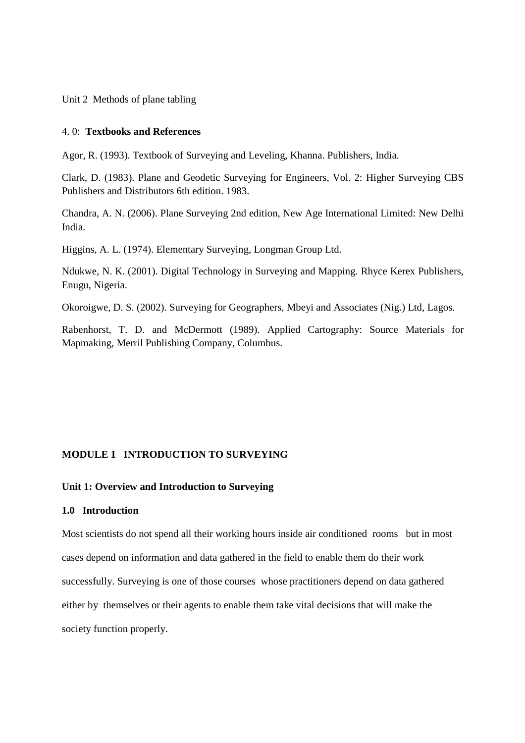Unit 2 Methods of plane tabling

4. 0: **Textbooks and References**

Agor, R. (1993). Textbook of Surveying and Leveling, Khanna. Publishers, India.

Clark, D. (1983). Plane and Geodetic Surveying for Engineers, Vol. 2: Higher Surveying CBS Publishers and Distributors 6th edition. 1983.

Chandra, A. N. (2006). Plane Surveying 2nd edition, New Age International Limited: New Delhi India.

Higgins, A. L. (1974). Elementary Surveying, Longman Group Ltd.

Ndukwe, N. K. (2001). Digital Technology in Surveying and Mapping. Rhyce Kerex Publishers, Enugu, Nigeria.

Okoroigwe, D. S. (2002). Surveying for Geographers, Mbeyi and Associates (Nig.) Ltd, Lagos.

Rabenhorst, T. D. and McDermott (1989). Applied Cartography: Source Materials for Mapmaking, Merril Publishing Company, Columbus.

## MODULE 1 INTRODUCTION TO SURVEYING

### Unit 1: Overview and Introduction to Surveying

#### 1.0 Introduction

Most scientists do not spend all their working hours inside air conditioned rooms but in most cases depend on information and data gathered in the field to enable them do their work successfully. Surveying is one of those courses whose practitioners depend on data gathered either by themselves or their agents to enable them take vital decisions that will make the society function properly.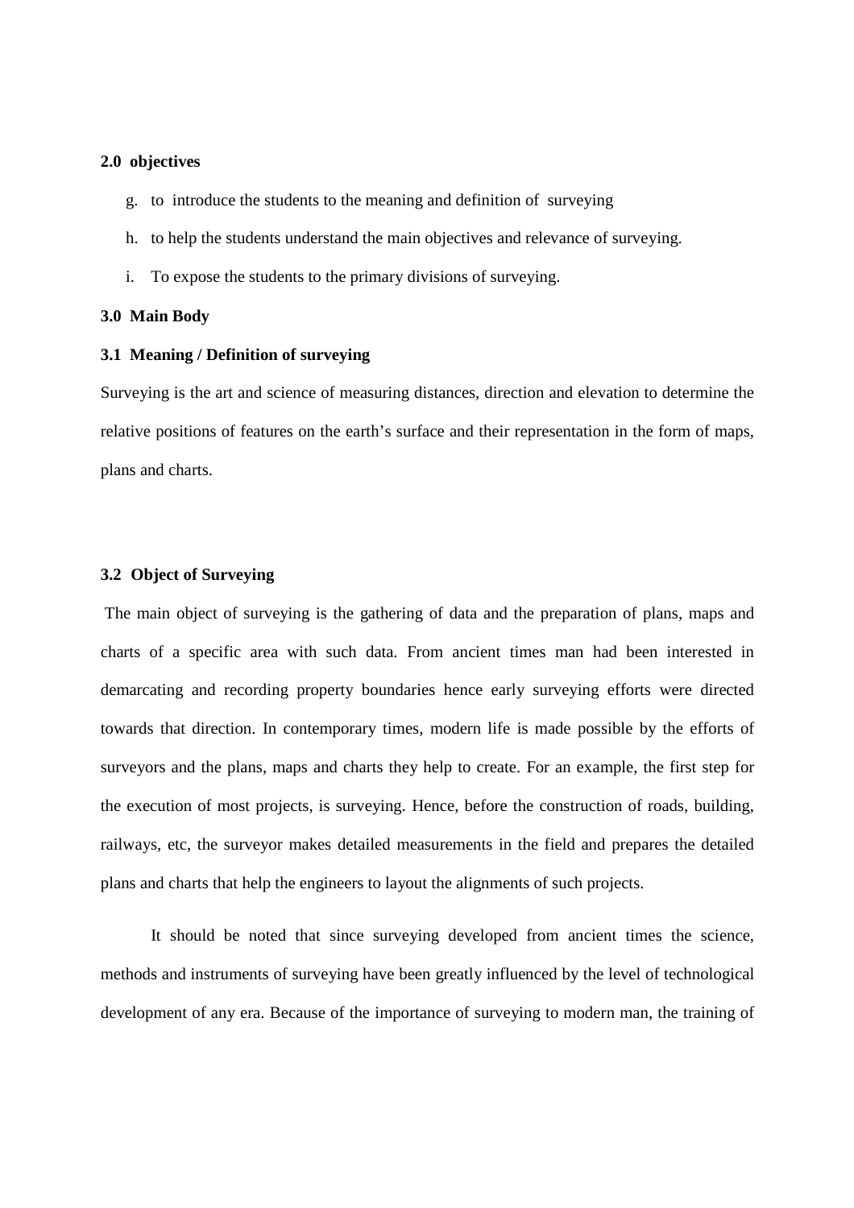**2.0 objectives**

g. to introduce the students to the meaning and definition of surveying

h. to help the students understand the main objectives and relevance of surveying.

i. To expose the students to the primary divisions of surveying.

**3.0 Main Body**

**3.1 Meaning / Definition of surveying**

Surveying is the art and science of measuring distances, direction and elevation to determine the relative positions of features on the earth's surface and their representation in the form of maps, plans and charts.

**3.2 Object of Surveying**

The main object of surveying is the gathering of data and the preparation of plans, maps and charts of a specific area with such data. From ancient times man had been interested in demarcating and recording property boundaries hence early surveying efforts were directed towards that direction. In contemporary times, modern life is made possible by the efforts of surveyors and the plans, maps and charts they help to create. For an example, the first step for the execution of most projects, is surveying. Hence, before the construction of roads, building, railways, etc, the surveyor makes detailed measurements in the field and prepares the detailed plans and charts that help the engineers to layout the alignments of such projects.

It should be noted that since surveying developed from ancient times the science, methods and instruments of surveying have been greatly influenced by the level of technological development of any era. Because of the importance of surveying to modern man, the training of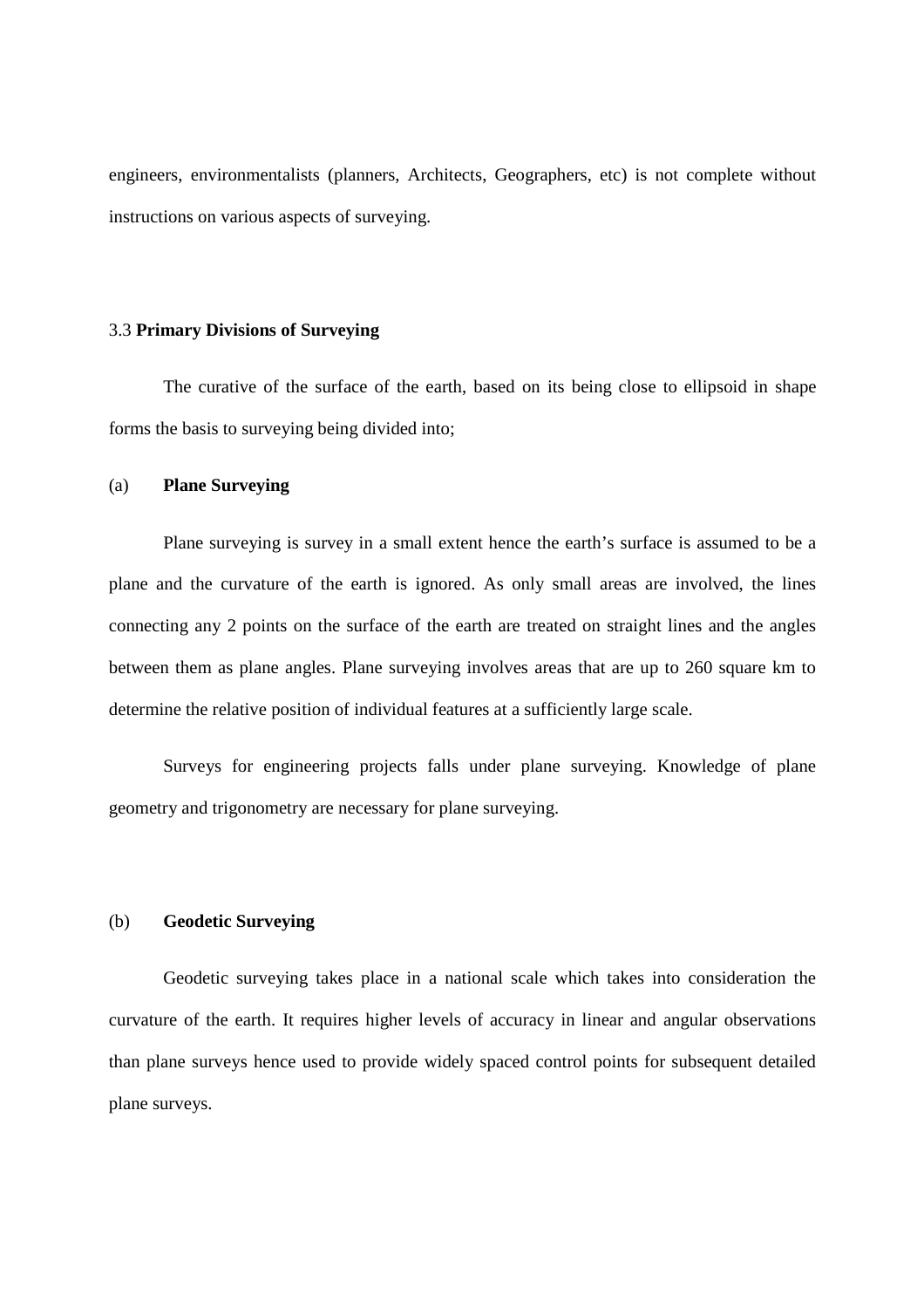engineers, environmentalists (planners, Architects, Geographers, etc) is not complete without instructions on various aspects of surveying.

### 3.3 **Primary Divisions of Surveying**

The curative of the surface of the earth, based on its being close to ellipsoid in shape forms the basis to surveying being divided into;

#### (a) **Plane Surveying**

Plane surveying is survey in a small extent hence the earth's surface is assumed to be a plane and the curvature of the earth is ignored. As only small areas are involved, the lines connecting any 2 points on the surface of the earth are treated on straight lines and the angles between them as plane angles. Plane surveying involves areas that are up to 260 square km to determine the relative position of individual features at a sufficiently large scale.

Surveys for engineering projects falls under plane surveying. Knowledge of plane geometry and trigonometry are necessary for plane surveying.

#### (b) **Geodetic Surveying**

Geodetic surveying takes place in a national scale which takes into consideration the curvature of the earth. It requires higher levels of accuracy in linear and angular observations than plane surveys hence used to provide widely spaced control points for subsequent detailed plane surveys.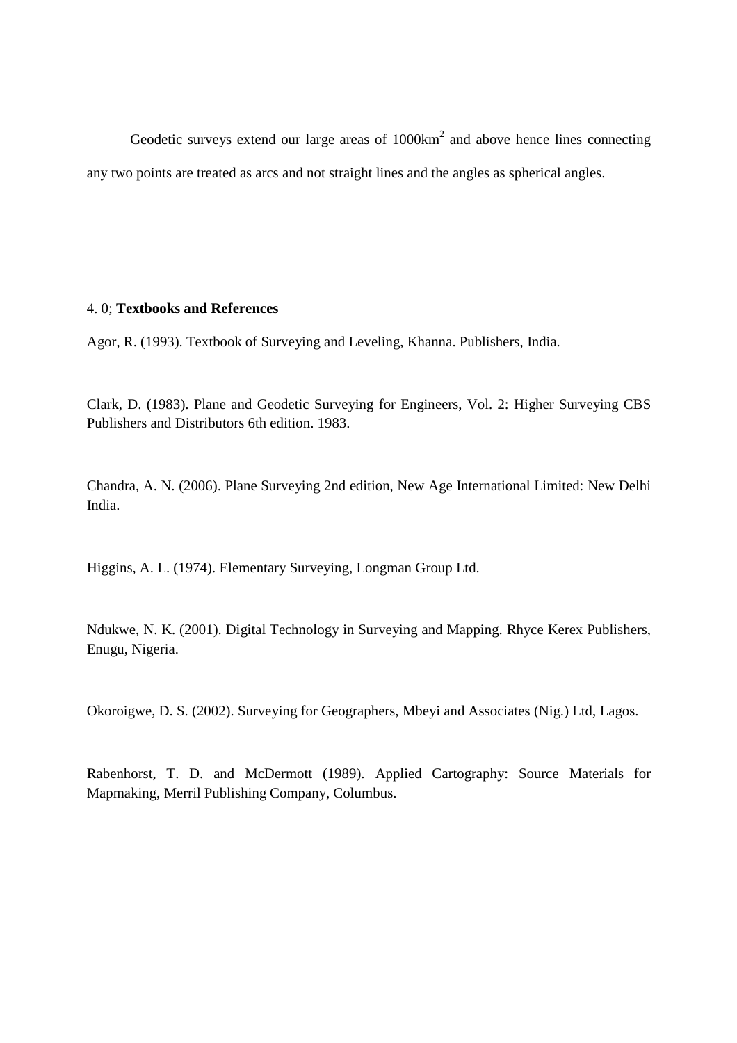Geodetic surveys extend our large areas of $1000km^2$ and above hence lines connecting any two points are treated as arcs and not straight lines and the angles as spherical angles.

4. 0; **Textbooks and References**

Agor, R. (1993). Textbook of Surveying and Leveling, Khanna. Publishers, India.

Clark, D. (1983). Plane and Geodetic Surveying for Engineers, Vol. 2: Higher Surveying CBS Publishers and Distributors 6th edition. 1983.

Chandra, A. N. (2006). Plane Surveying 2nd edition, New Age International Limited: New Delhi India.

Higgins, A. L. (1974). Elementary Surveying, Longman Group Ltd.

Ndukwe, N. K. (2001). Digital Technology in Surveying and Mapping. Rhyce Kerex Publishers, Enugu, Nigeria.

Okoroigwe, D. S. (2002). Surveying for Geographers, Mbeyi and Associates (Nig.) Ltd, Lagos.

Rabenhorst, T. D. and McDermott (1989). Applied Cartography: Source Materials for Mapmaking, Merril Publishing Company, Columbus.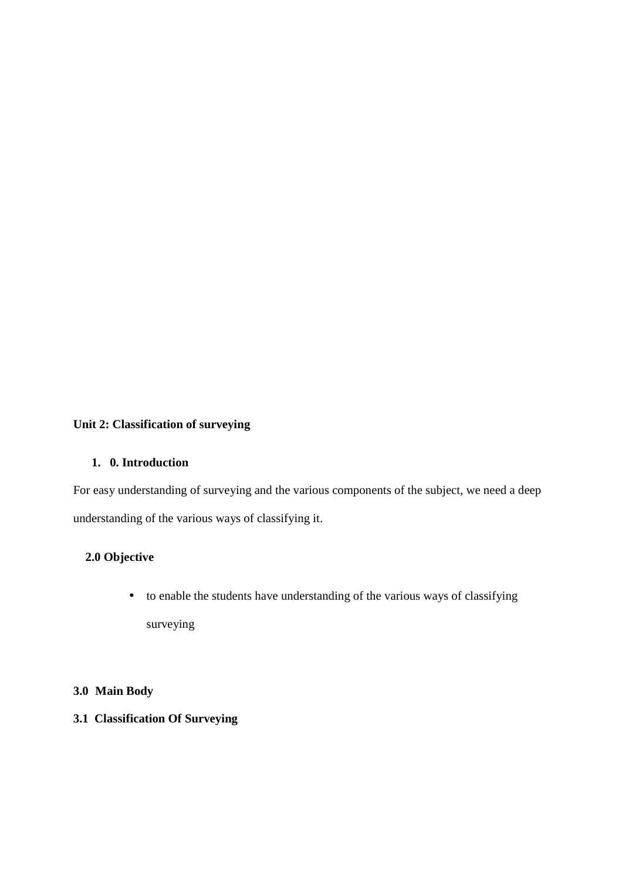**Unit 2: Classification of surveying**

1. **0. Introduction**

For easy understanding of surveying and the various components of the subject, we need a deep understanding of the various ways of classifying it.

**2.0 Objective**

- to enable the students have understanding of the various ways of classifying surveying

**3.0 Main Body**

**3.1 Classification Of Surveying**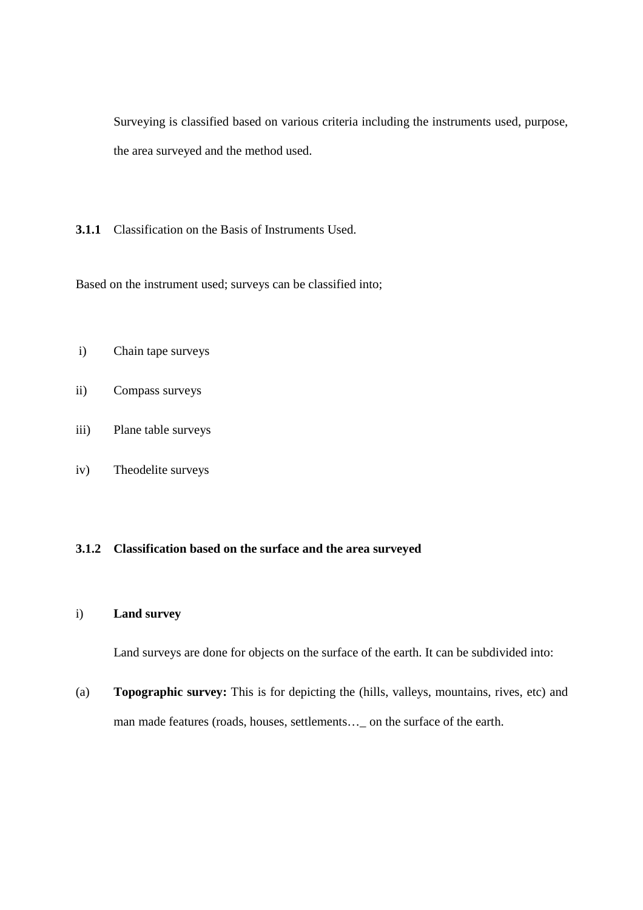Surveying is classified based on various criteria including the instruments used, purpose, the area surveyed and the method used.

### 3.1.1 Classification on the Basis of Instruments Used.

Based on the instrument used; surveys can be classified into;

i) Chain tape surveys

ii) Compass surveys

iii) Plane table surveys

iv) Theodelite surveys

### 3.1.2 Classification based on the surface and the area surveyed

i) **Land survey**

Land surveys are done for objects on the surface of the earth. It can be subdivided into:

(a) **Topographic survey:** This is for depicting the (hills, valleys, mountains, rives, etc) and man made features (roads, houses, settlements…_ on the surface of the earth.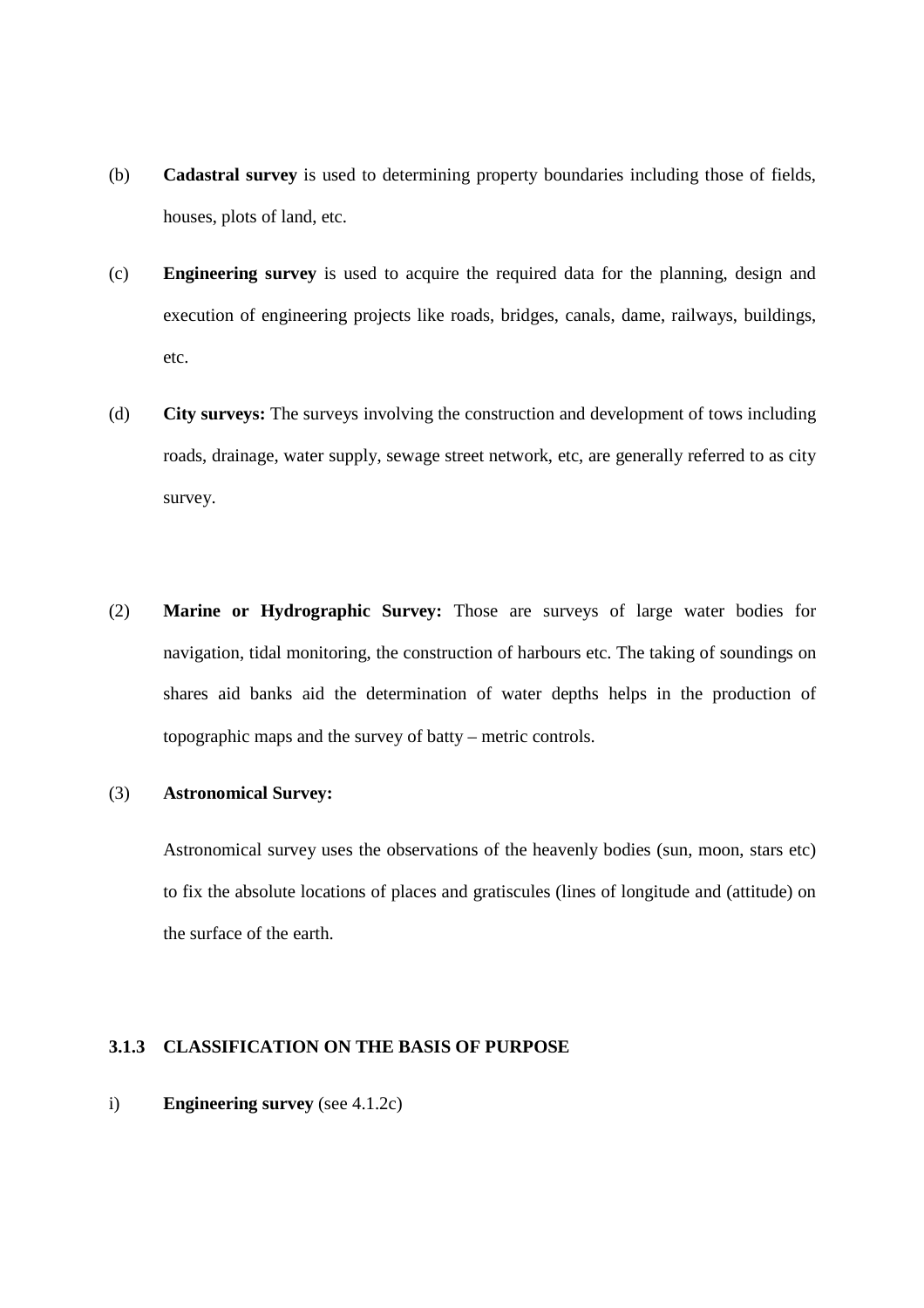(b) **Cadastral survey** is used to determining property boundaries including those of fields, houses, plots of land, etc.

(c) **Engineering survey** is used to acquire the required data for the planning, design and execution of engineering projects like roads, bridges, canals, dame, railways, buildings, etc.

(d) **City surveys:** The surveys involving the construction and development of tows including roads, drainage, water supply, sewage street network, etc, are generally referred to as city survey.

(2) **Marine or Hydrographic Survey:** Those are surveys of large water bodies for navigation, tidal monitoring, the construction of harbours etc. The taking of soundings on shares aid banks aid the determination of water depths helps in the production of topographic maps and the survey of batty – metric controls.

(3) **Astronomical Survey:**

Astronomical survey uses the observations of the heavenly bodies (sun, moon, stars etc) to fix the absolute locations of places and gratiscules (lines of longitude and (attitude) on the surface of the earth.

### 3.1.3 CLASSIFICATION ON THE BASIS OF PURPOSE

i) **Engineering survey** (see 4.1.2c)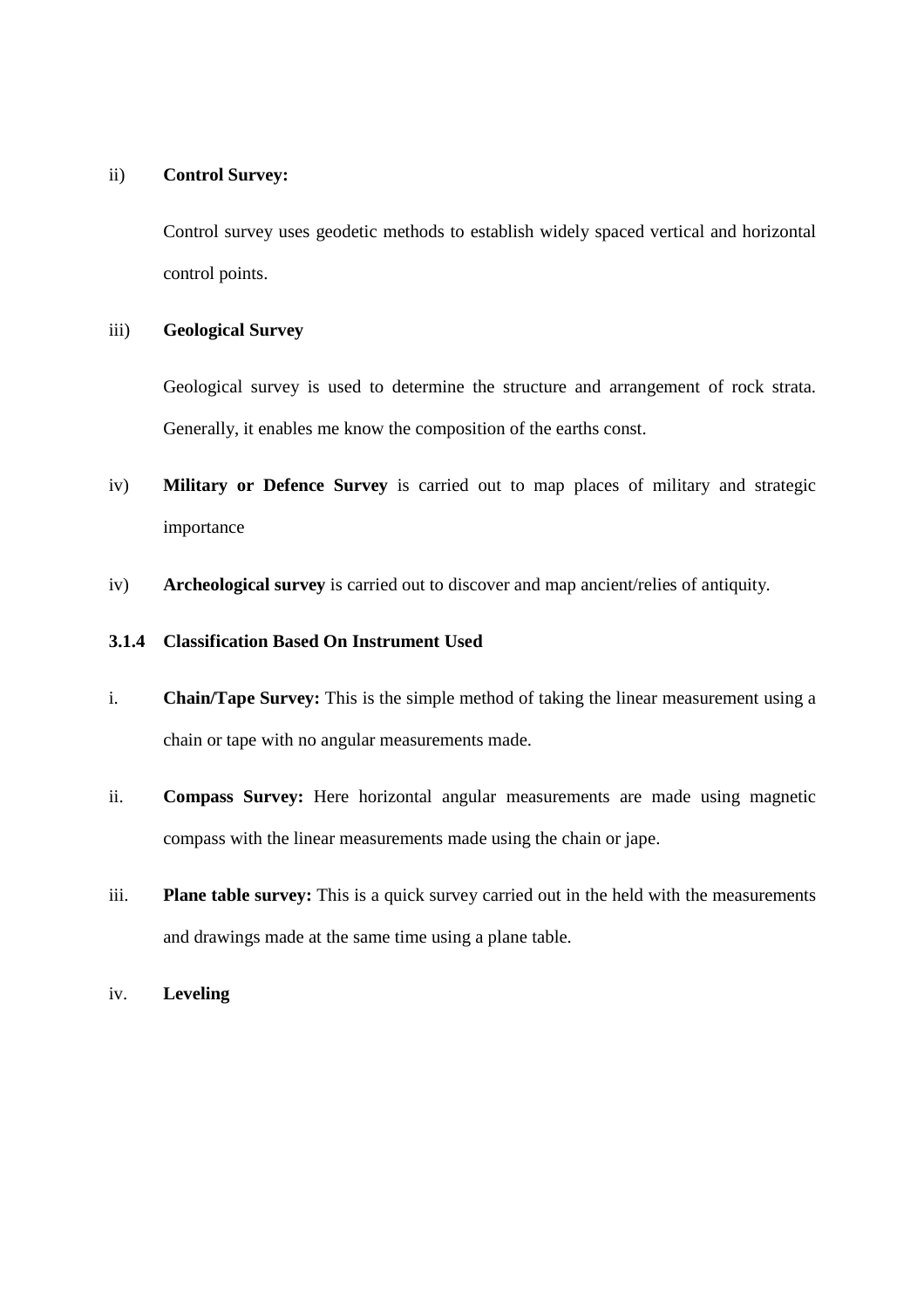ii) **Control Survey:**

Control survey uses geodetic methods to establish widely spaced vertical and horizontal control points.

iii) **Geological Survey**

Geological survey is used to determine the structure and arrangement of rock strata. Generally, it enables me know the composition of the earths const.

iv) **Military or Defence Survey** is carried out to map places of military and strategic importance

iv) **Archeological survey** is carried out to discover and map ancient/relies of antiquity.

### 3.1.4 Classification Based On Instrument Used

i. **Chain/Tape Survey:** This is the simple method of taking the linear measurement using a chain or tape with no angular measurements made.

ii. **Compass Survey:** Here horizontal angular measurements are made using magnetic compass with the linear measurements made using the chain or jape.

iii. **Plane table survey:** This is a quick survey carried out in the held with the measurements and drawings made at the same time using a plane table.

iv. **Leveling**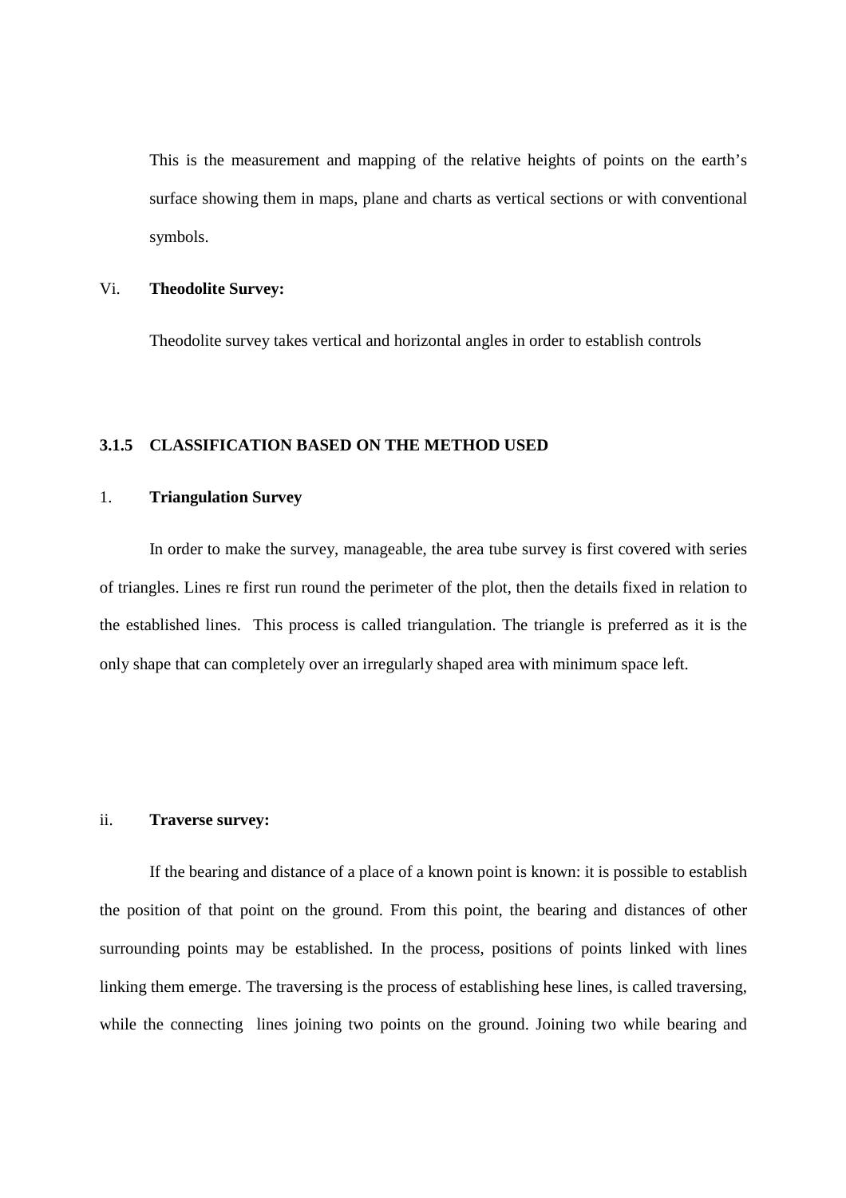This is the measurement and mapping of the relative heights of points on the earth's surface showing them in maps, plane and charts as vertical sections or with conventional symbols.

Vi. **Theodolite Survey:**

Theodolite survey takes vertical and horizontal angles in order to establish controls

### 3.1.5 CLASSIFICATION BASED ON THE METHOD USED

1. **Triangulation Survey**

In order to make the survey, manageable, the area tube survey is first covered with series of triangles. Lines re first run round the perimeter of the plot, then the details fixed in relation to the established lines. This process is called triangulation. The triangle is preferred as it is the only shape that can completely over an irregularly shaped area with minimum space left.

ii. **Traverse survey:**

If the bearing and distance of a place of a known point is known: it is possible to establish the position of that point on the ground. From this point, the bearing and distances of other surrounding points may be established. In the process, positions of points linked with lines linking them emerge. The traversing is the process of establishing hese lines, is called traversing, while the connecting lines joining two points on the ground. Joining two while bearing and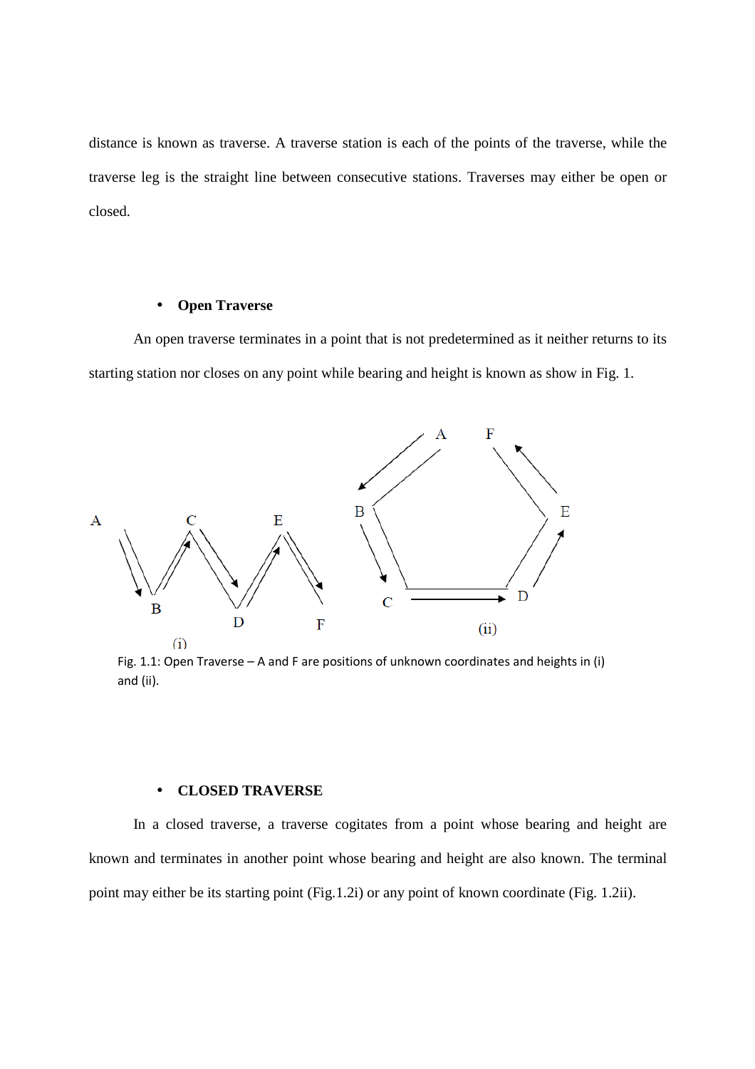distance is known as traverse. A traverse station is each of the points of the traverse, while the traverse leg is the straight line between consecutive stations. Traverses may either be open or closed.

- **Open Traverse**

An open traverse terminates in a point that is not predetermined as it neither returns to its starting station nor closes on any point while bearing and height is known as show in Fig. 1.

Fig. 1.1: Open Traverse – A and F are positions of unknown coordinates and heights in (i) and (ii).

- **CLOSED TRAVERSE**

In a closed traverse, a traverse cogitates from a point whose bearing and height are known and terminates in another point whose bearing and height are also known. The terminal point may either be its starting point (Fig.1.2i) or any point of known coordinate (Fig. 1.2ii).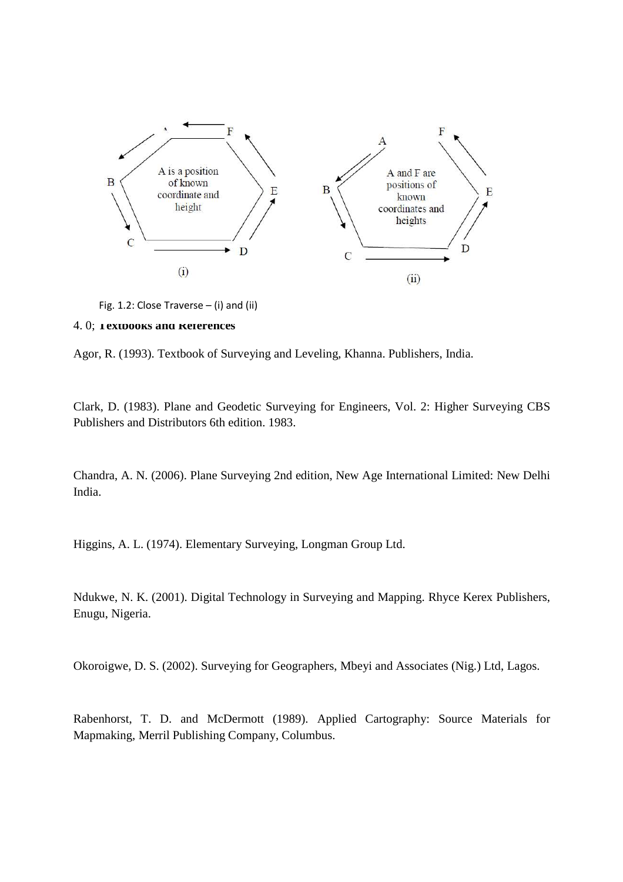A is a position of known coordinate and height

A and F are positions of known coordinates and heights

Fig. 1.2: Close Traverse – (i) and (ii)

## 4. 0; Textbooks and References

Agor, R. (1993). Textbook of Surveying and Leveling, Khanna. Publishers, India.

Clark, D. (1983). Plane and Geodetic Surveying for Engineers, Vol. 2: Higher Surveying CBS Publishers and Distributors 6th edition. 1983.

Chandra, A. N. (2006). Plane Surveying 2nd edition, New Age International Limited: New Delhi India.

Higgins, A. L. (1974). Elementary Surveying, Longman Group Ltd.

Ndukwe, N. K. (2001). Digital Technology in Surveying and Mapping. Rhyce Kerex Publishers, Enugu, Nigeria.

Okoroigwe, D. S. (2002). Surveying for Geographers, Mbeyi and Associates (Nig.) Ltd, Lagos.

Rabenhorst, T. D. and McDermott (1989). Applied Cartography: Source Materials for Mapmaking, Merril Publishing Company, Columbus.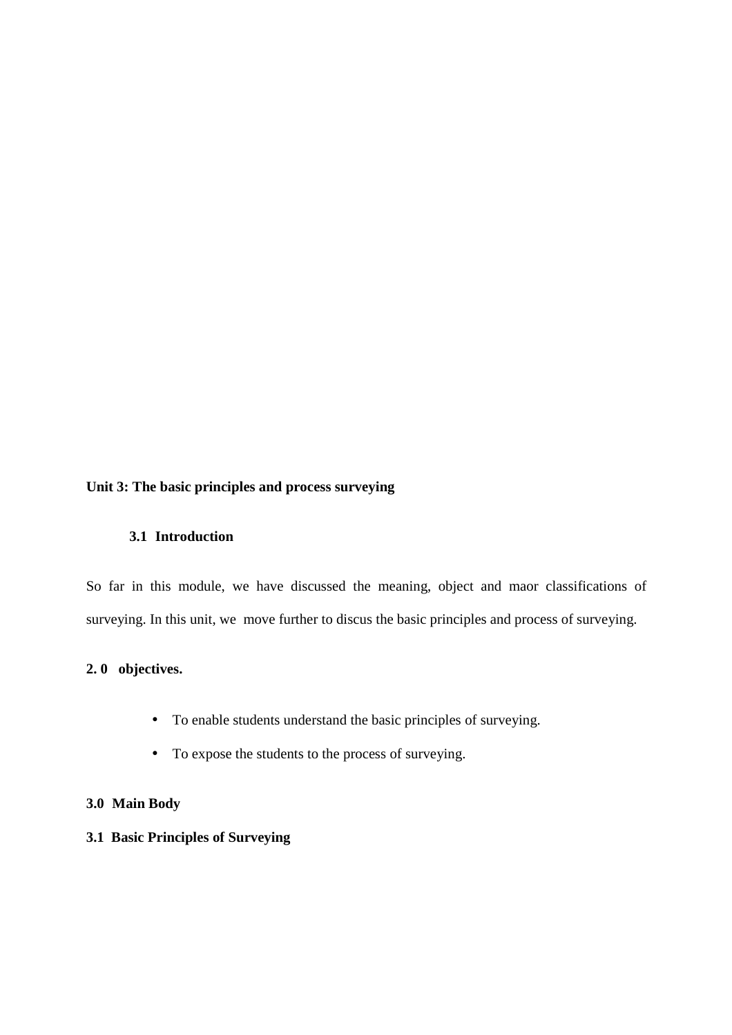**Unit 3: The basic principles and process surveying**

**3.1 Introduction**

So far in this module, we have discussed the meaning, object and maor classifications of surveying. In this unit, we move further to discus the basic principles and process of surveying.

**2. 0 objectives.**

- To enable students understand the basic principles of surveying.
- To expose the students to the process of surveying.

**3.0 Main Body**

**3.1 Basic Principles of Surveying**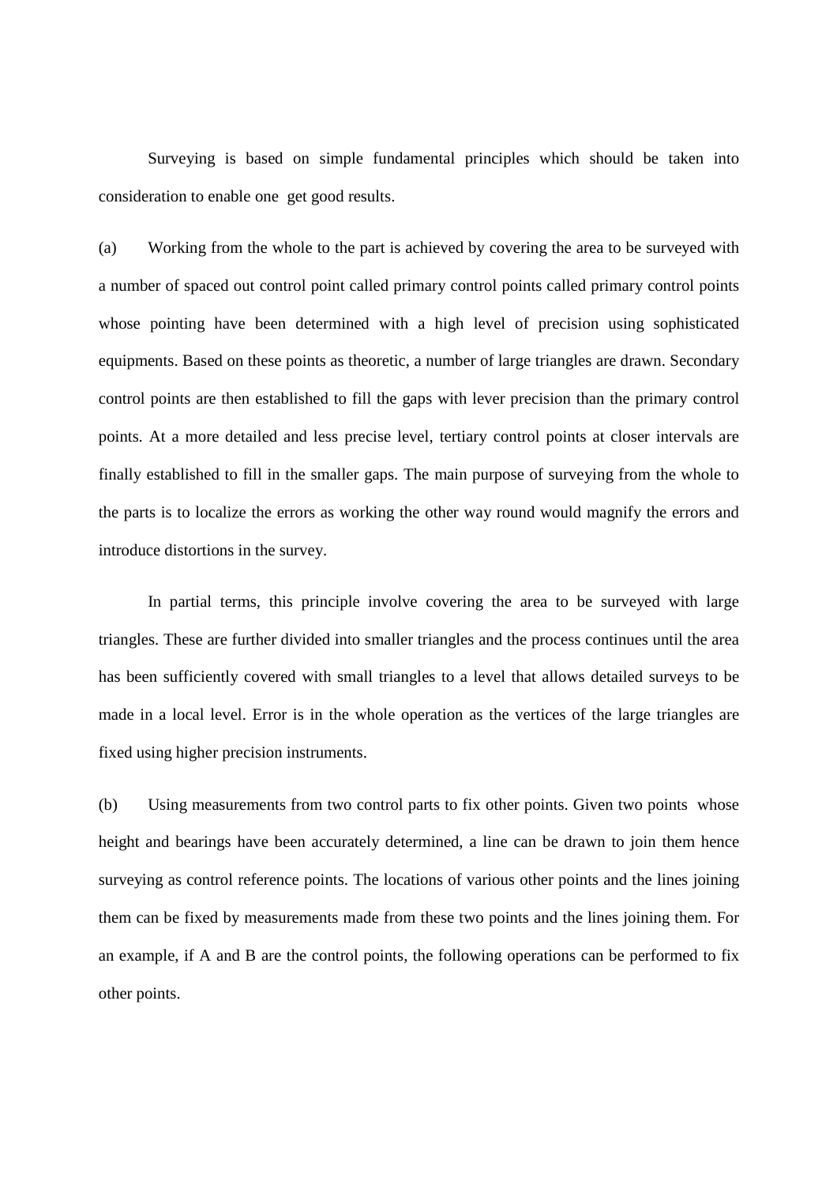Surveying is based on simple fundamental principles which should be taken into consideration to enable one get good results.

(a) Working from the whole to the part is achieved by covering the area to be surveyed with a number of spaced out control point called primary control points called primary control points whose pointing have been determined with a high level of precision using sophisticated equipments. Based on these points as theoretic, a number of large triangles are drawn. Secondary control points are then established to fill the gaps with lever precision than the primary control points. At a more detailed and less precise level, tertiary control points at closer intervals are finally established to fill in the smaller gaps. The main purpose of surveying from the whole to the parts is to localize the errors as working the other way round would magnify the errors and introduce distortions in the survey.

In partial terms, this principle involve covering the area to be surveyed with large triangles. These are further divided into smaller triangles and the process continues until the area has been sufficiently covered with small triangles to a level that allows detailed surveys to be made in a local level. Error is in the whole operation as the vertices of the large triangles are fixed using higher precision instruments.

(b) Using measurements from two control parts to fix other points. Given two points whose height and bearings have been accurately determined, a line can be drawn to join them hence surveying as control reference points. The locations of various other points and the lines joining them can be fixed by measurements made from these two points and the lines joining them. For an example, if A and B are the control points, the following operations can be performed to fix other points.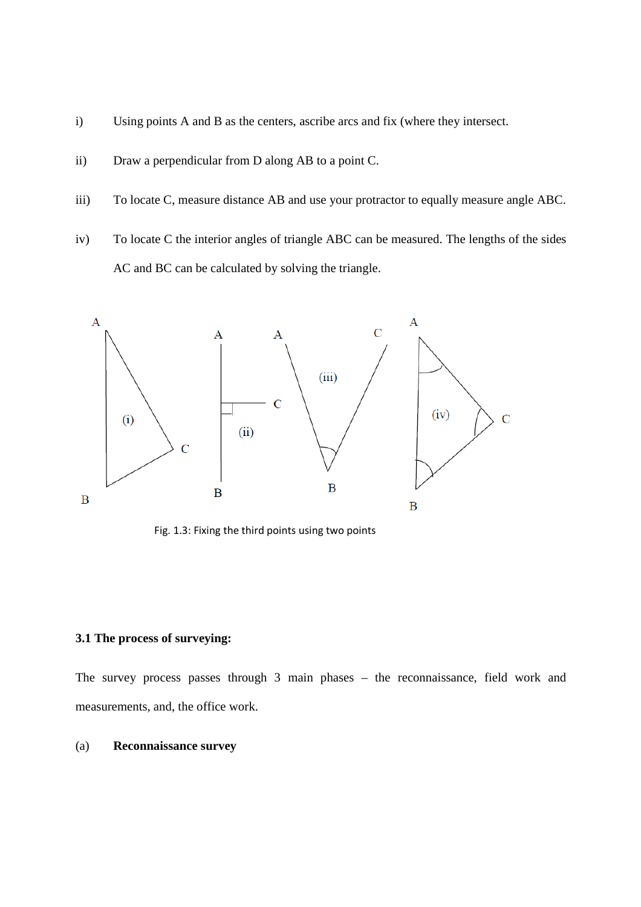i) Using points A and B as the centers, ascribe arcs and fix (where they intersect.

ii) Draw a perpendicular from D along AB to a point C.

iii) To locate C, measure distance AB and use your protractor to equally measure angle ABC.

iv) To locate C the interior angles of triangle ABC can be measured. The lengths of the sides AC and BC can be calculated by solving the triangle.

Fig. 1.3: Fixing the third points using two points

### 3.1 The process of surveying:

The survey process passes through 3 main phases – the reconnaissance, field work and measurements, and, the office work.

(a) **Reconnaissance survey**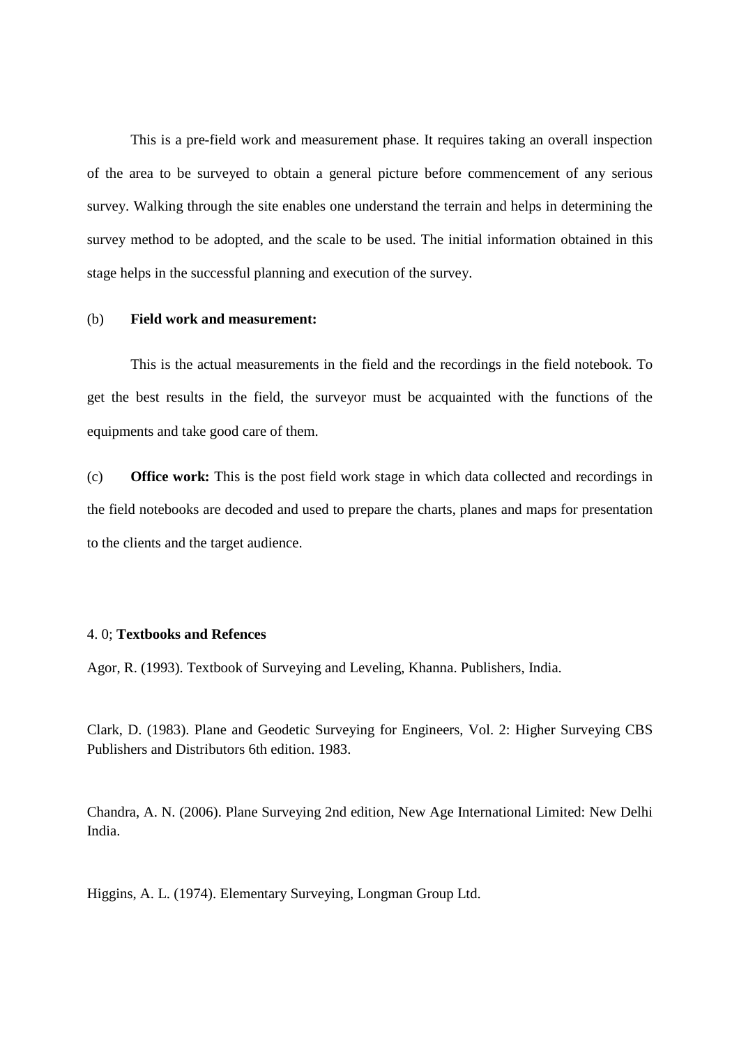This is a pre-field work and measurement phase. It requires taking an overall inspection of the area to be surveyed to obtain a general picture before commencement of any serious survey. Walking through the site enables one understand the terrain and helps in determining the survey method to be adopted, and the scale to be used. The initial information obtained in this stage helps in the successful planning and execution of the survey.

(b) **Field work and measurement:**

This is the actual measurements in the field and the recordings in the field notebook. To get the best results in the field, the surveyor must be acquainted with the functions of the equipments and take good care of them.

(c) **Office work:** This is the post field work stage in which data collected and recordings in the field notebooks are decoded and used to prepare the charts, planes and maps for presentation to the clients and the target audience.

4. 0; **Textbooks and Refences**

Agor, R. (1993). Textbook of Surveying and Leveling, Khanna. Publishers, India.

Clark, D. (1983). Plane and Geodetic Surveying for Engineers, Vol. 2: Higher Surveying CBS Publishers and Distributors 6th edition. 1983.

Chandra, A. N. (2006). Plane Surveying 2nd edition, New Age International Limited: New Delhi India.

Higgins, A. L. (1974). Elementary Surveying, Longman Group Ltd.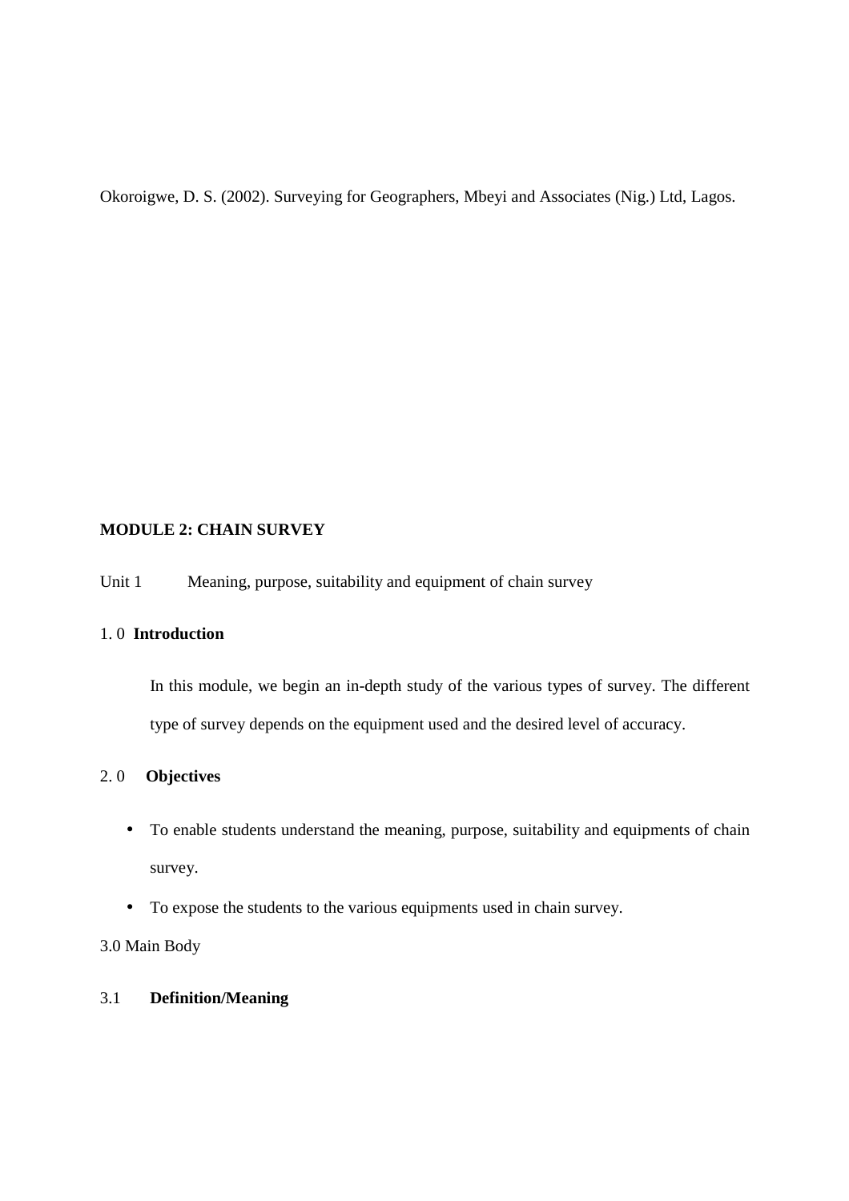Okoroigwe, D. S. (2002). Surveying for Geographers, Mbeyi and Associates (Nig.) Ltd, Lagos.

## MODULE 2: CHAIN SURVEY

Unit 1 Meaning, purpose, suitability and equipment of chain survey

### 1. 0 Introduction

In this module, we begin an in-depth study of the various types of survey. The different type of survey depends on the equipment used and the desired level of accuracy.

### 2. 0 Objectives

- To enable students understand the meaning, purpose, suitability and equipments of chain survey.
- To expose the students to the various equipments used in chain survey.

3.0 Main Body

### 3.1 Definition/Meaning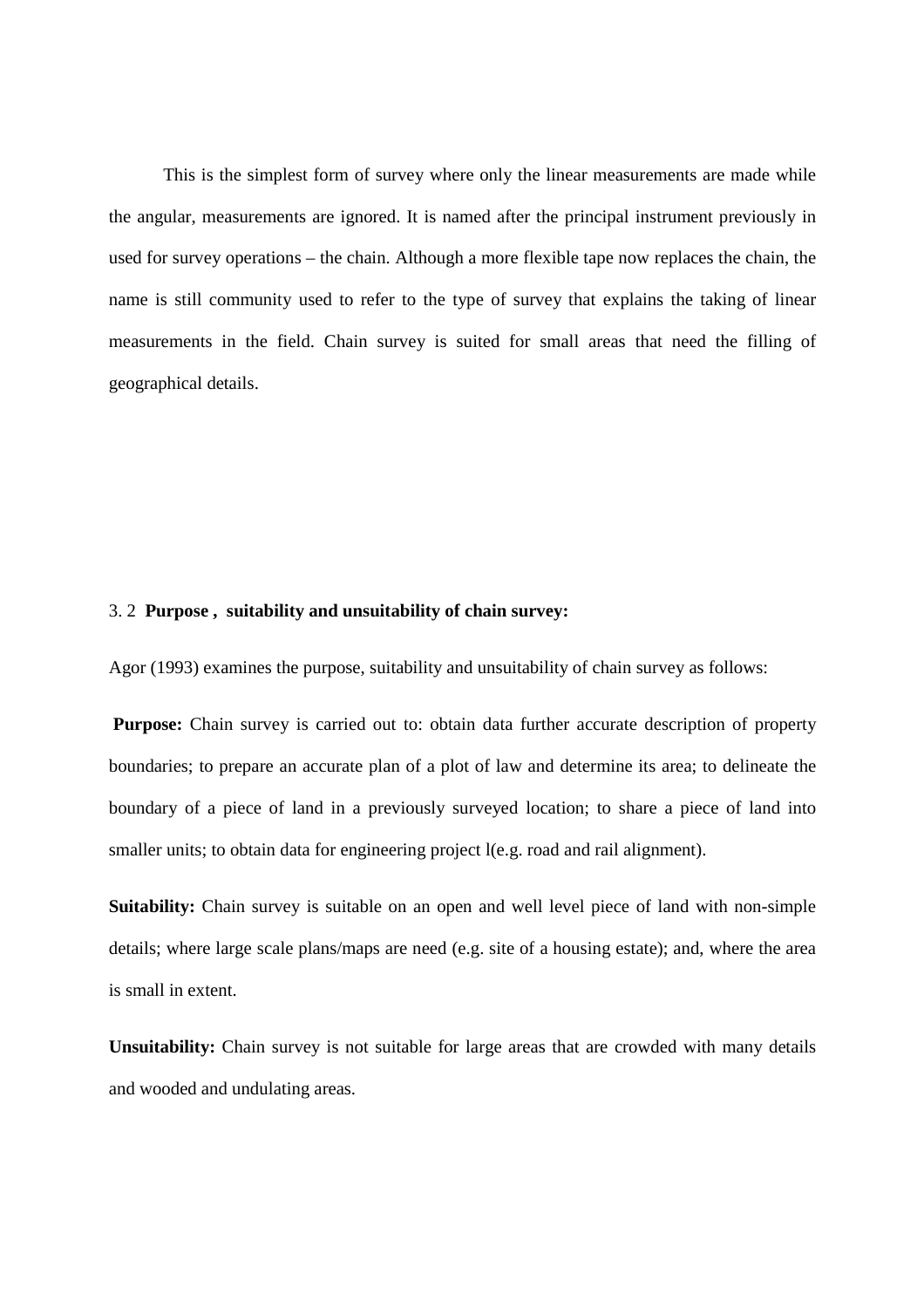This is the simplest form of survey where only the linear measurements are made while the angular, measurements are ignored. It is named after the principal instrument previously in used for survey operations – the chain. Although a more flexible tape now replaces the chain, the name is still community used to refer to the type of survey that explains the taking of linear measurements in the field. Chain survey is suited for small areas that need the filling of geographical details.

3. 2 **Purpose , suitability and unsuitability of chain survey:**

Agor (1993) examines the purpose, suitability and unsuitability of chain survey as follows:

**Purpose:** Chain survey is carried out to: obtain data further accurate description of property boundaries; to prepare an accurate plan of a plot of law and determine its area; to delineate the boundary of a piece of land in a previously surveyed location; to share a piece of land into smaller units; to obtain data for engineering project l(e.g. road and rail alignment).

**Suitability:** Chain survey is suitable on an open and well level piece of land with non-simple details; where large scale plans/maps are need (e.g. site of a housing estate); and, where the area is small in extent.

**Unsuitability:** Chain survey is not suitable for large areas that are crowded with many details and wooded and undulating areas.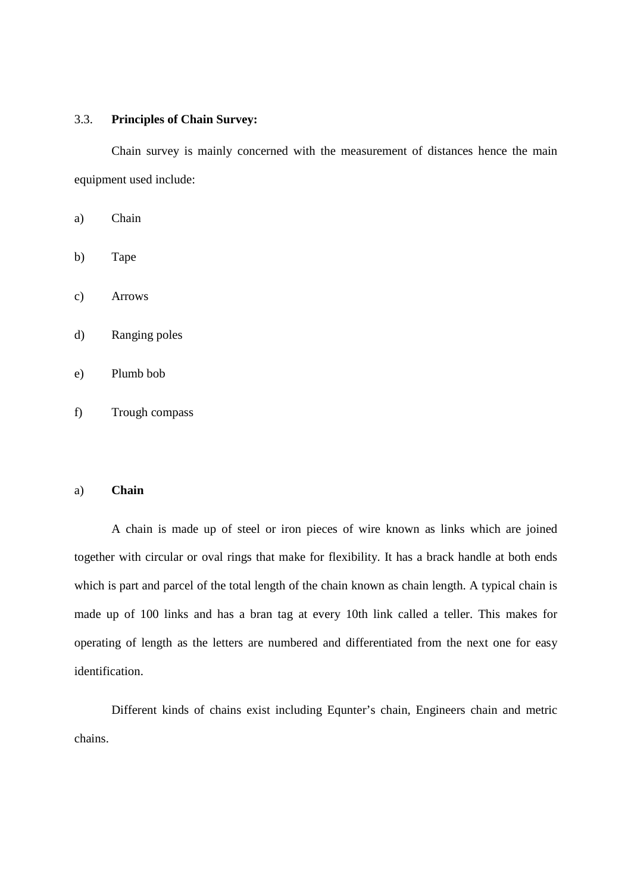### 3.3. **Principles of Chain Survey:**

Chain survey is mainly concerned with the measurement of distances hence the main equipment used include:

a) Chain

b) Tape

c) Arrows

d) Ranging poles

e) Plumb bob

f) Trough compass

#### a) **Chain**

A chain is made up of steel or iron pieces of wire known as links which are joined together with circular or oval rings that make for flexibility. It has a brack handle at both ends which is part and parcel of the total length of the chain known as chain length. A typical chain is made up of 100 links and has a bran tag at every 10th link called a teller. This makes for operating of length as the letters are numbered and differentiated from the next one for easy identification.

Different kinds of chains exist including Equnter's chain, Engineers chain and metric chains.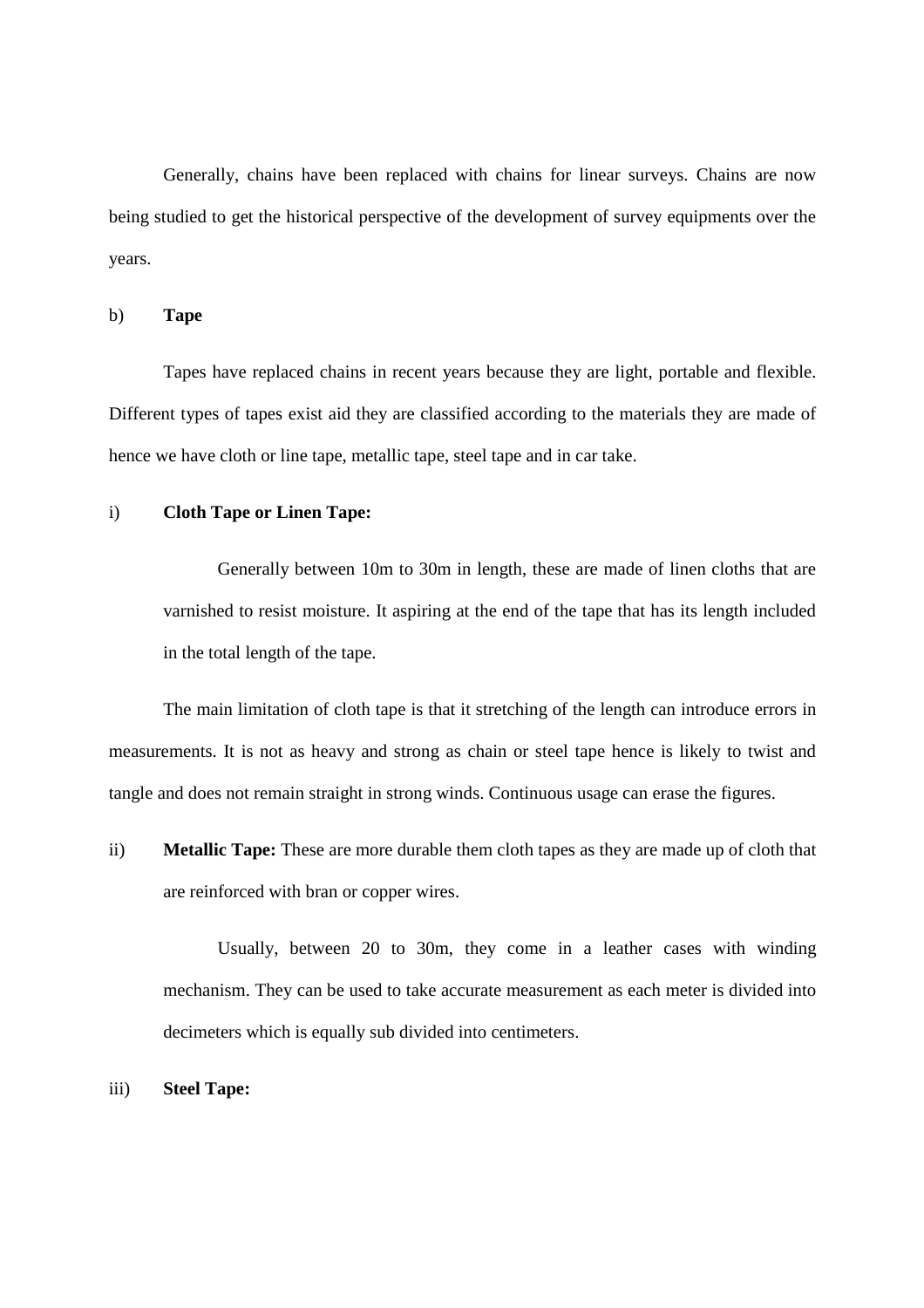Generally, chains have been replaced with chains for linear surveys. Chains are now being studied to get the historical perspective of the development of survey equipments over the years.

b) **Tape**

Tapes have replaced chains in recent years because they are light, portable and flexible. Different types of tapes exist aid they are classified according to the materials they are made of hence we have cloth or line tape, metallic tape, steel tape and in car take.

i) **Cloth Tape or Linen Tape:**

Generally between 10m to 30m in length, these are made of linen cloths that are varnished to resist moisture. It aspiring at the end of the tape that has its length included in the total length of the tape.

The main limitation of cloth tape is that it stretching of the length can introduce errors in measurements. It is not as heavy and strong as chain or steel tape hence is likely to twist and tangle and does not remain straight in strong winds. Continuous usage can erase the figures.

ii) **Metallic Tape:** These are more durable them cloth tapes as they are made up of cloth that are reinforced with bran or copper wires.

Usually, between 20 to 30m, they come in a leather cases with winding mechanism. They can be used to take accurate measurement as each meter is divided into decimeters which is equally sub divided into centimeters.

iii) **Steel Tape:**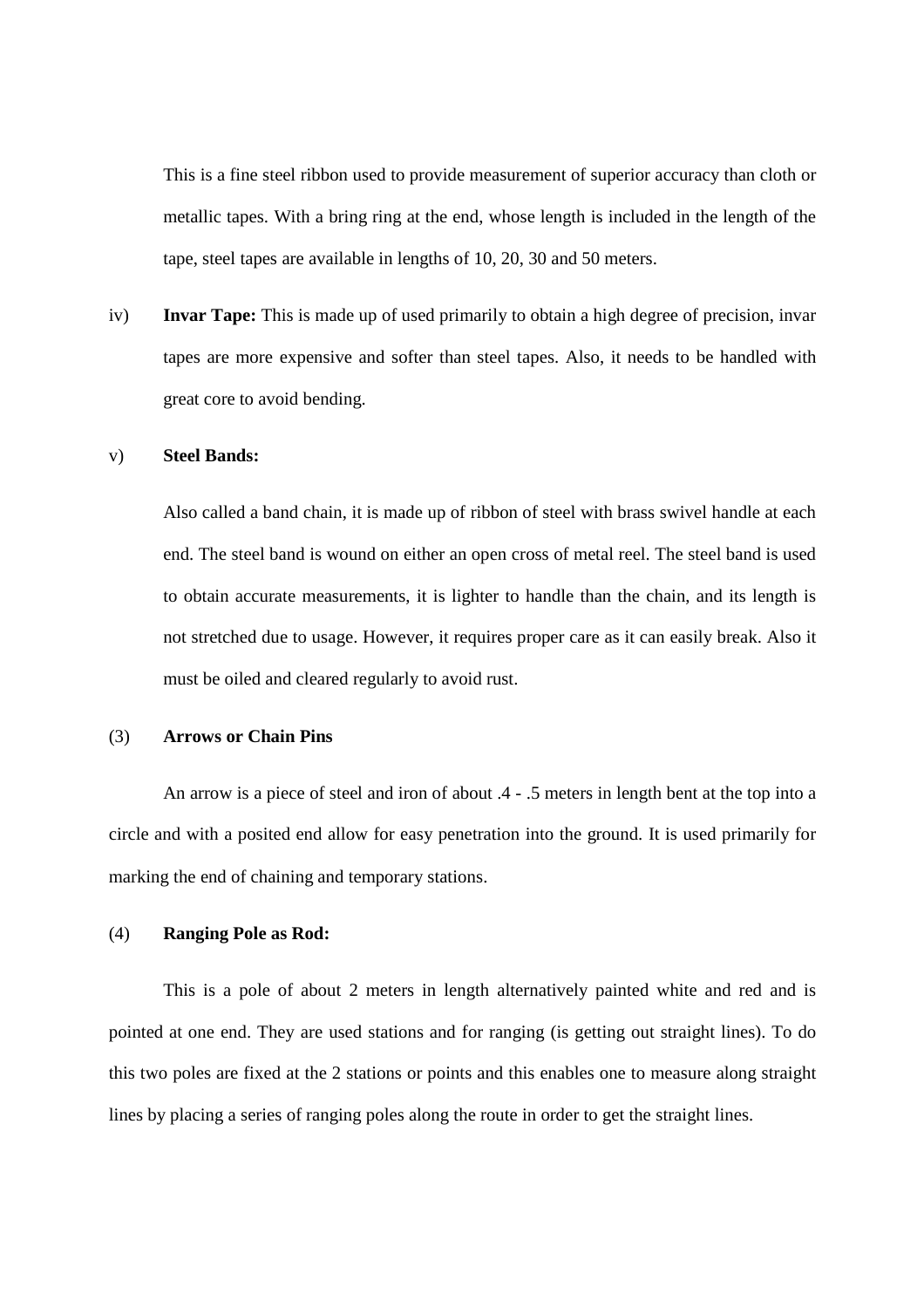This is a fine steel ribbon used to provide measurement of superior accuracy than cloth or metallic tapes. With a bring ring at the end, whose length is included in the length of the tape, steel tapes are available in lengths of 10, 20, 30 and 50 meters.

iv) **Invar Tape:** This is made up of used primarily to obtain a high degree of precision, invar tapes are more expensive and softer than steel tapes. Also, it needs to be handled with great core to avoid bending.

v) **Steel Bands:**

Also called a band chain, it is made up of ribbon of steel with brass swivel handle at each end. The steel band is wound on either an open cross of metal reel. The steel band is used to obtain accurate measurements, it is lighter to handle than the chain, and its length is not stretched due to usage. However, it requires proper care as it can easily break. Also it must be oiled and cleared regularly to avoid rust.

(3) **Arrows or Chain Pins**

An arrow is a piece of steel and iron of about .4 - .5 meters in length bent at the top into a circle and with a posited end allow for easy penetration into the ground. It is used primarily for marking the end of chaining and temporary stations.

(4) **Ranging Pole as Rod:**

This is a pole of about 2 meters in length alternatively painted white and red and is pointed at one end. They are used stations and for ranging (is getting out straight lines). To do this two poles are fixed at the 2 stations or points and this enables one to measure along straight lines by placing a series of ranging poles along the route in order to get the straight lines.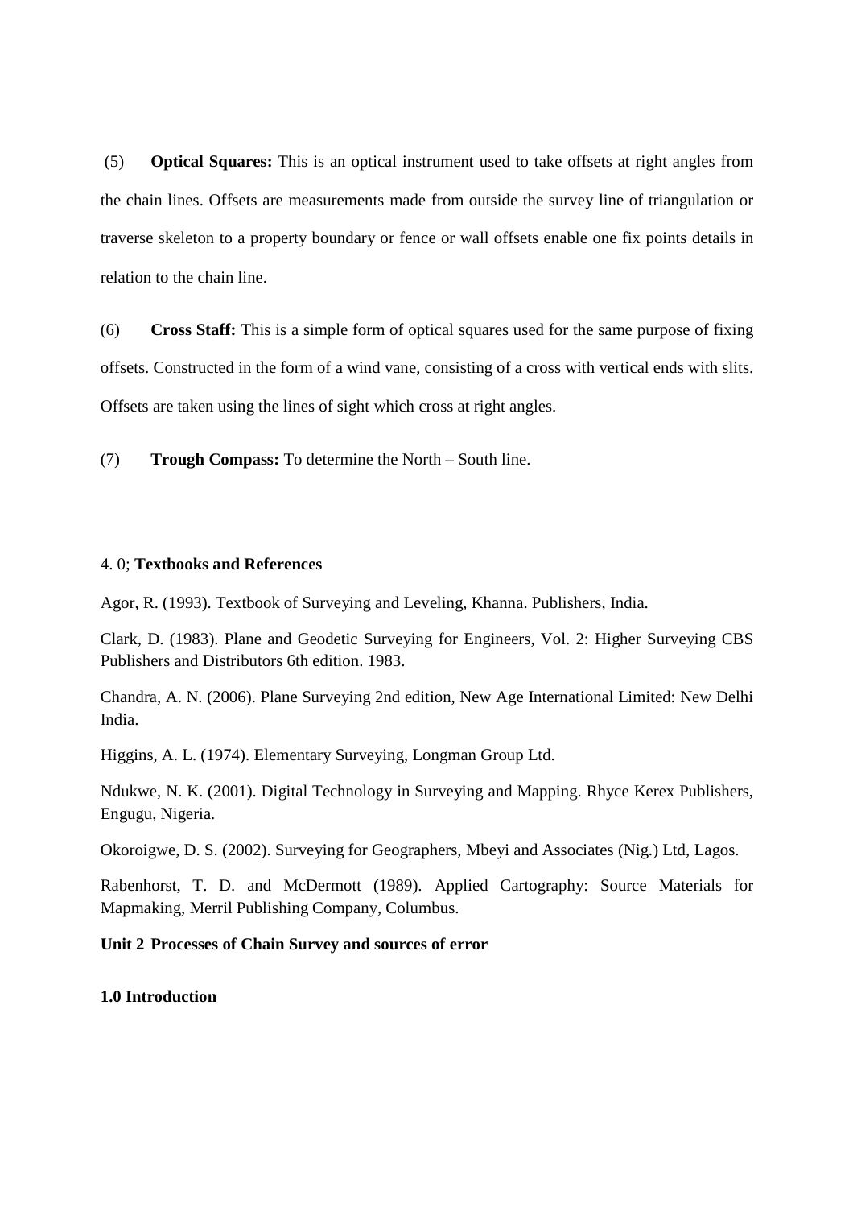(5) **Optical Squares:** This is an optical instrument used to take offsets at right angles from the chain lines. Offsets are measurements made from outside the survey line of triangulation or traverse skeleton to a property boundary or fence or wall offsets enable one fix points details in relation to the chain line.

(6) **Cross Staff:** This is a simple form of optical squares used for the same purpose of fixing offsets. Constructed in the form of a wind vane, consisting of a cross with vertical ends with slits. Offsets are taken using the lines of sight which cross at right angles.

(7) **Trough Compass:** To determine the North – South line.

4. 0; **Textbooks and References**

Agor, R. (1993). Textbook of Surveying and Leveling, Khanna. Publishers, India.

Clark, D. (1983). Plane and Geodetic Surveying for Engineers, Vol. 2: Higher Surveying CBS Publishers and Distributors 6th edition. 1983.

Chandra, A. N. (2006). Plane Surveying 2nd edition, New Age International Limited: New Delhi India.

Higgins, A. L. (1974). Elementary Surveying, Longman Group Ltd.

Ndukwe, N. K. (2001). Digital Technology in Surveying and Mapping. Rhyce Kerex Publishers, Engugu, Nigeria.

Okoroigwe, D. S. (2002). Surveying for Geographers, Mbeyi and Associates (Nig.) Ltd, Lagos.

Rabenhorst, T. D. and McDermott (1989). Applied Cartography: Source Materials for Mapmaking, Merril Publishing Company, Columbus.

## Unit 2 Processes of Chain Survey and sources of error

### 1.0 Introduction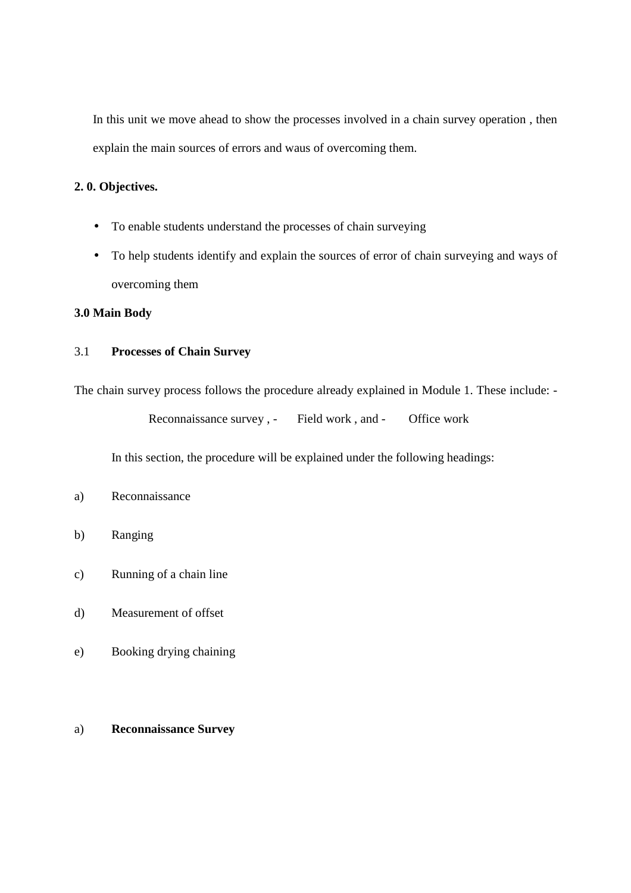In this unit we move ahead to show the processes involved in a chain survey operation , then explain the main sources of errors and waus of overcoming them.

**2. 0. Objectives.**

- To enable students understand the processes of chain surveying
- To help students identify and explain the sources of error of chain surveying and ways of overcoming them

**3.0 Main Body**

3.1 **Processes of Chain Survey**

The chain survey process follows the procedure already explained in Module 1. These include: -

Reconnaissance survey , - Field work , and - Office work

In this section, the procedure will be explained under the following headings:

a) Reconnaissance

b) Ranging

c) Running of a chain line

d) Measurement of offset

e) Booking drying chaining

a) **Reconnaissance Survey**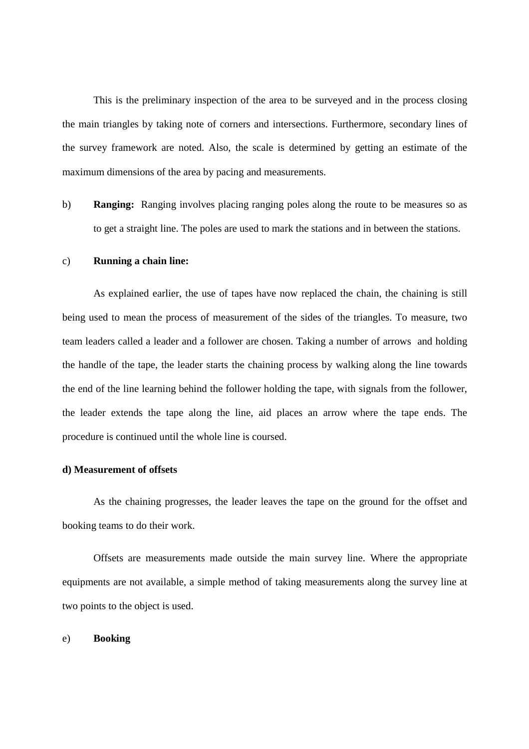This is the preliminary inspection of the area to be surveyed and in the process closing the main triangles by taking note of corners and intersections. Furthermore, secondary lines of the survey framework are noted. Also, the scale is determined by getting an estimate of the maximum dimensions of the area by pacing and measurements.

b) **Ranging:** Ranging involves placing ranging poles along the route to be measures so as to get a straight line. The poles are used to mark the stations and in between the stations.

c) **Running a chain line:**

As explained earlier, the use of tapes have now replaced the chain, the chaining is still being used to mean the process of measurement of the sides of the triangles. To measure, two team leaders called a leader and a follower are chosen. Taking a number of arrows and holding the handle of the tape, the leader starts the chaining process by walking along the line towards the end of the line learning behind the follower holding the tape, with signals from the follower, the leader extends the tape along the line, aid places an arrow where the tape ends. The procedure is continued until the whole line is coursed.

**d) Measurement of offsets**

As the chaining progresses, the leader leaves the tape on the ground for the offset and booking teams to do their work.

Offsets are measurements made outside the main survey line. Where the appropriate equipments are not available, a simple method of taking measurements along the survey line at two points to the object is used.

e) **Booking**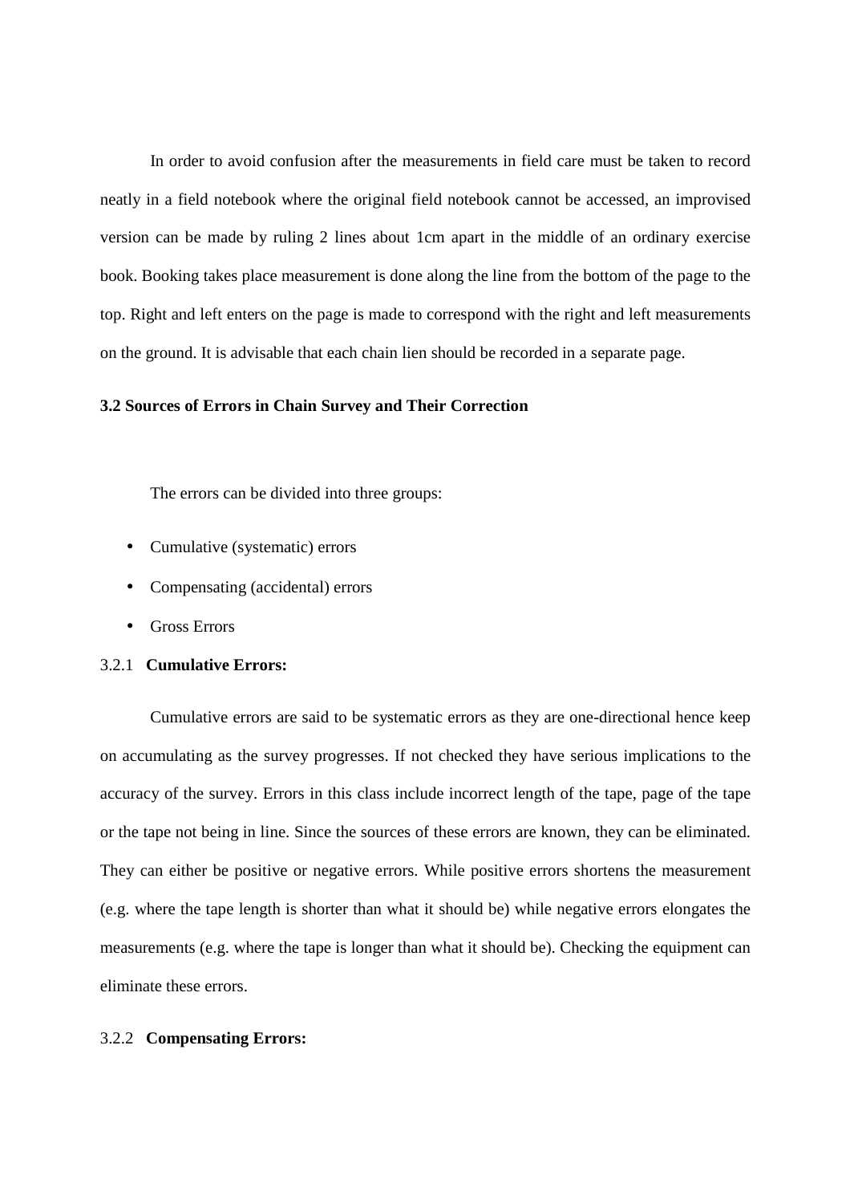In order to avoid confusion after the measurements in field care must be taken to record neatly in a field notebook where the original field notebook cannot be accessed, an improvised version can be made by ruling 2 lines about 1cm apart in the middle of an ordinary exercise book. Booking takes place measurement is done along the line from the bottom of the page to the top. Right and left enters on the page is made to correspond with the right and left measurements on the ground. It is advisable that each chain lien should be recorded in a separate page.

### 3.2 Sources of Errors in Chain Survey and Their Correction

The errors can be divided into three groups:

- Cumulative (systematic) errors
- Compensating (accidental) errors
- Gross Errors

#### 3.2.1 **Cumulative Errors:**

Cumulative errors are said to be systematic errors as they are one-directional hence keep on accumulating as the survey progresses. If not checked they have serious implications to the accuracy of the survey. Errors in this class include incorrect length of the tape, page of the tape or the tape not being in line. Since the sources of these errors are known, they can be eliminated. They can either be positive or negative errors. While positive errors shortens the measurement (e.g. where the tape length is shorter than what it should be) while negative errors elongates the measurements (e.g. where the tape is longer than what it should be). Checking the equipment can eliminate these errors.

#### 3.2.2 **Compensating Errors:**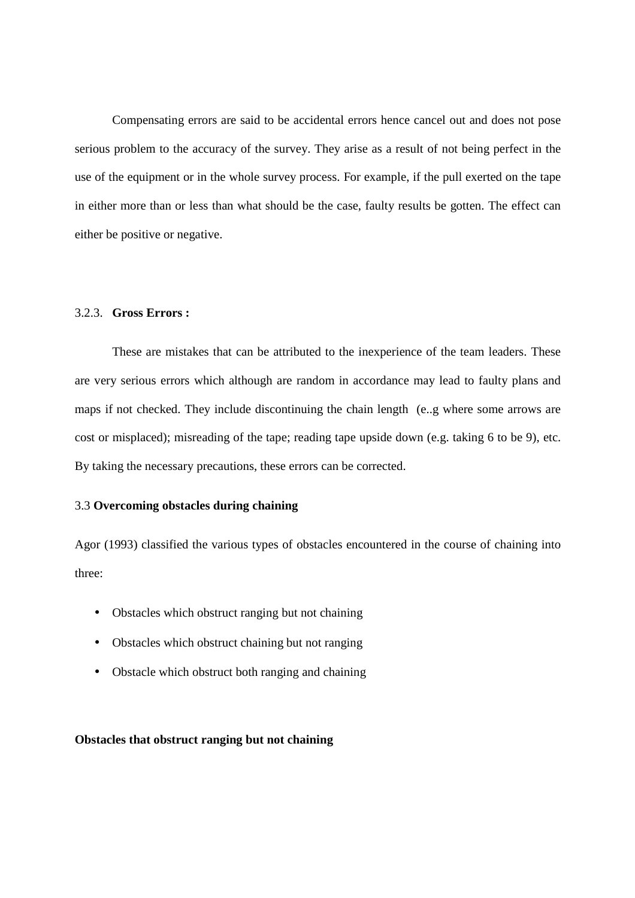Compensating errors are said to be accidental errors hence cancel out and does not pose serious problem to the accuracy of the survey. They arise as a result of not being perfect in the use of the equipment or in the whole survey process. For example, if the pull exerted on the tape in either more than or less than what should be the case, faulty results be gotten. The effect can either be positive or negative.

### 3.2.3. **Gross Errors :**

These are mistakes that can be attributed to the inexperience of the team leaders. These are very serious errors which although are random in accordance may lead to faulty plans and maps if not checked. They include discontinuing the chain length (e..g where some arrows are cost or misplaced); misreading of the tape; reading tape upside down (e.g. taking 6 to be 9), etc. By taking the necessary precautions, these errors can be corrected.

### 3.3 **Overcoming obstacles during chaining**

Agor (1993) classified the various types of obstacles encountered in the course of chaining into three:

- Obstacles which obstruct ranging but not chaining
- Obstacles which obstruct chaining but not ranging
- Obstacle which obstruct both ranging and chaining

**Obstacles that obstruct ranging but not chaining**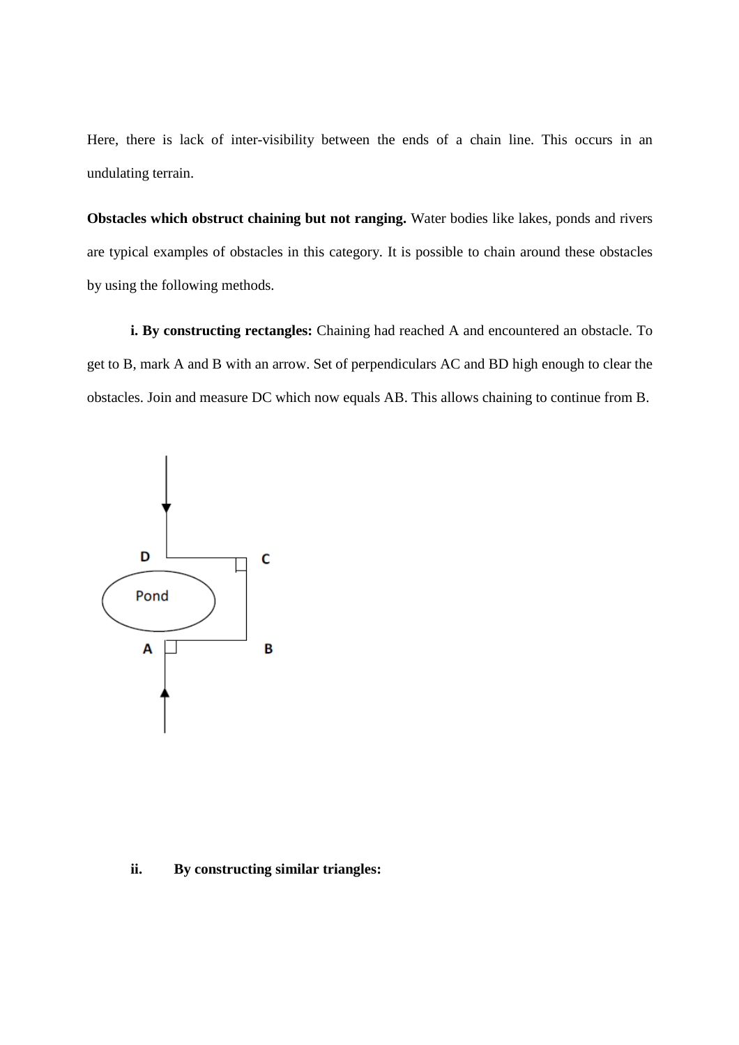Here, there is lack of inter-visibility between the ends of a chain line. This occurs in an undulating terrain.

**Obstacles which obstruct chaining but not ranging.** Water bodies like lakes, ponds and rivers are typical examples of obstacles in this category. It is possible to chain around these obstacles by using the following methods.

**i. By constructing rectangles:** Chaining had reached A and encountered an obstacle. To get to B, mark A and B with an arrow. Set of perpendiculars AC and BD high enough to clear the obstacles. Join and measure DC which now equals AB. This allows chaining to continue from B.

**ii. By constructing similar triangles:**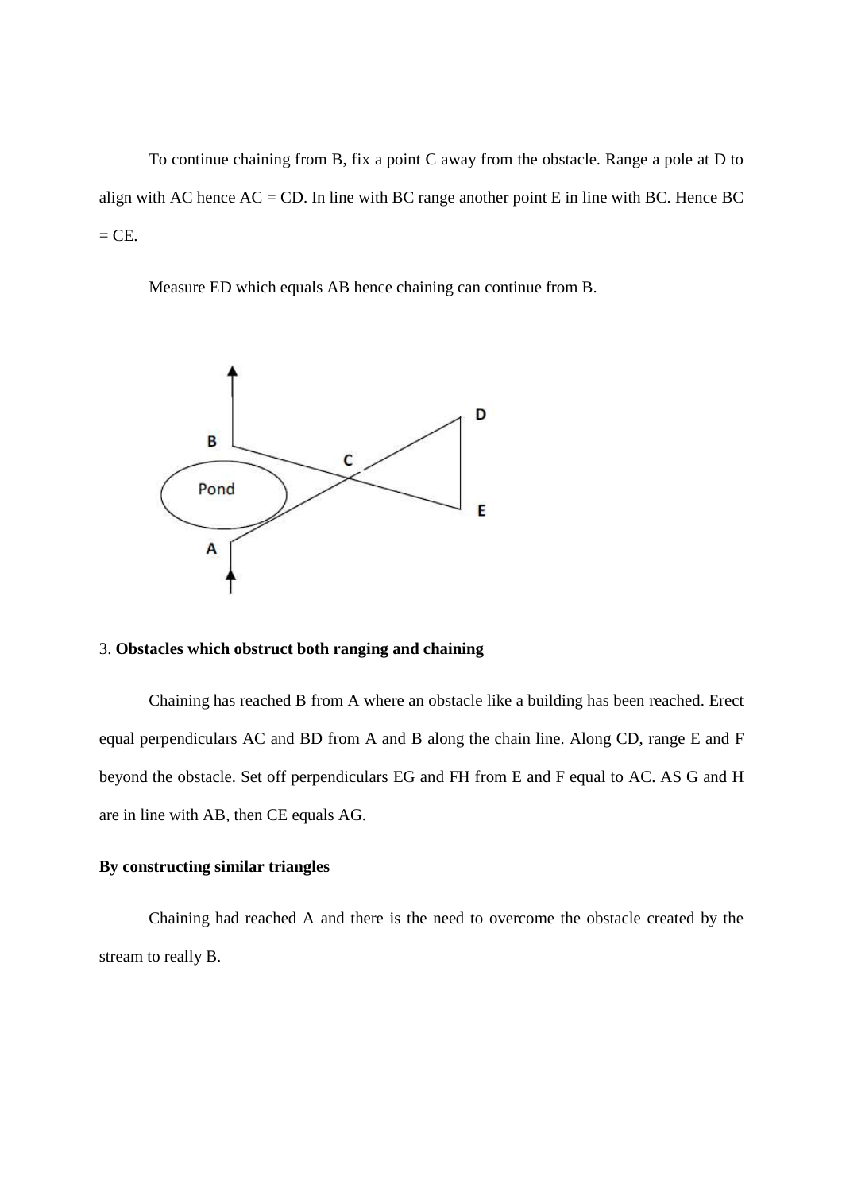To continue chaining from B, fix a point C away from the obstacle. Range a pole at D to align with AC hence AC = CD. In line with BC range another point E in line with BC. Hence BC = CE.

Measure ED which equals AB hence chaining can continue from B.

3. **Obstacles which obstruct both ranging and chaining**

Chaining has reached B from A where an obstacle like a building has been reached. Erect equal perpendiculars AC and BD from A and B along the chain line. Along CD, range E and F beyond the obstacle. Set off perpendiculars EG and FH from E and F equal to AC. AS G and H are in line with AB, then CE equals AG.

**By constructing similar triangles**

Chaining had reached A and there is the need to overcome the obstacle created by the stream to really B.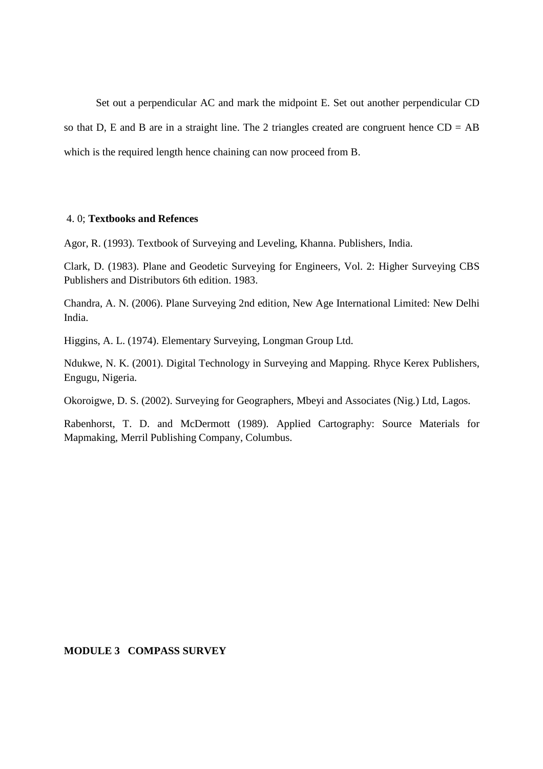Set out a perpendicular AC and mark the midpoint E. Set out another perpendicular CD so that D, E and B are in a straight line. The 2 triangles created are congruent hence CD = AB which is the required length hence chaining can now proceed from B.

4. 0; **Textbooks and Refences**

Agor, R. (1993). Textbook of Surveying and Leveling, Khanna. Publishers, India.

Clark, D. (1983). Plane and Geodetic Surveying for Engineers, Vol. 2: Higher Surveying CBS Publishers and Distributors 6th edition. 1983.

Chandra, A. N. (2006). Plane Surveying 2nd edition, New Age International Limited: New Delhi India.

Higgins, A. L. (1974). Elementary Surveying, Longman Group Ltd.

Ndukwe, N. K. (2001). Digital Technology in Surveying and Mapping. Rhyce Kerex Publishers, Engugu, Nigeria.

Okoroigwe, D. S. (2002). Surveying for Geographers, Mbeyi and Associates (Nig.) Ltd, Lagos.

Rabenhorst, T. D. and McDermott (1989). Applied Cartography: Source Materials for Mapmaking, Merril Publishing Company, Columbus.

# MODULE 3 COMPASS SURVEY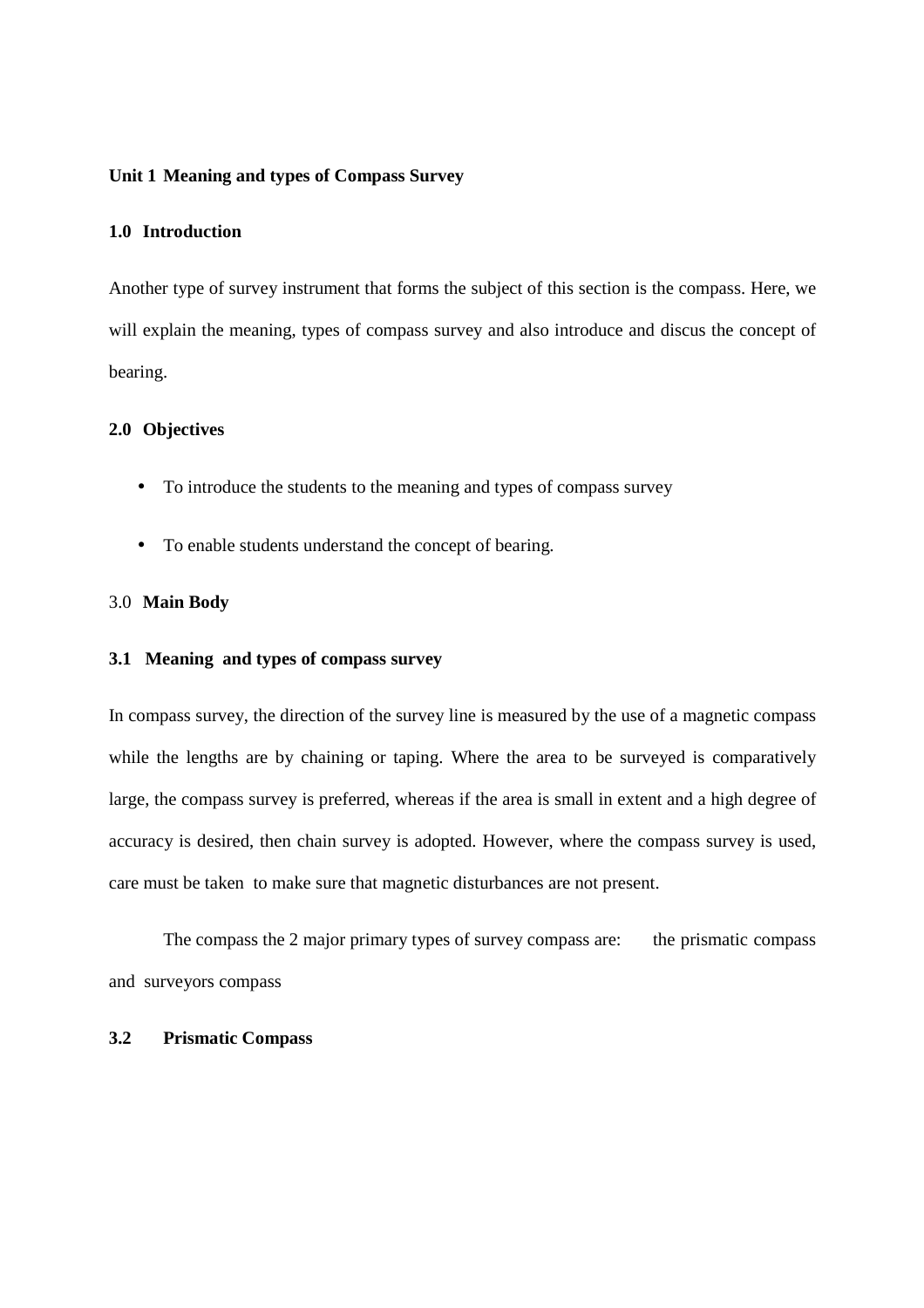**Unit 1 Meaning and types of Compass Survey**

**1.0 Introduction**

Another type of survey instrument that forms the subject of this section is the compass. Here, we will explain the meaning, types of compass survey and also introduce and discus the concept of bearing.

**2.0 Objectives**

- To introduce the students to the meaning and types of compass survey
- To enable students understand the concept of bearing.

3.0 **Main Body**

**3.1 Meaning and types of compass survey**

In compass survey, the direction of the survey line is measured by the use of a magnetic compass while the lengths are by chaining or taping. Where the area to be surveyed is comparatively large, the compass survey is preferred, whereas if the area is small in extent and a high degree of accuracy is desired, then chain survey is adopted. However, where the compass survey is used, care must be taken to make sure that magnetic disturbances are not present.

The compass the 2 major primary types of survey compass are: the prismatic compass and surveyors compass

**3.2 Prismatic Compass**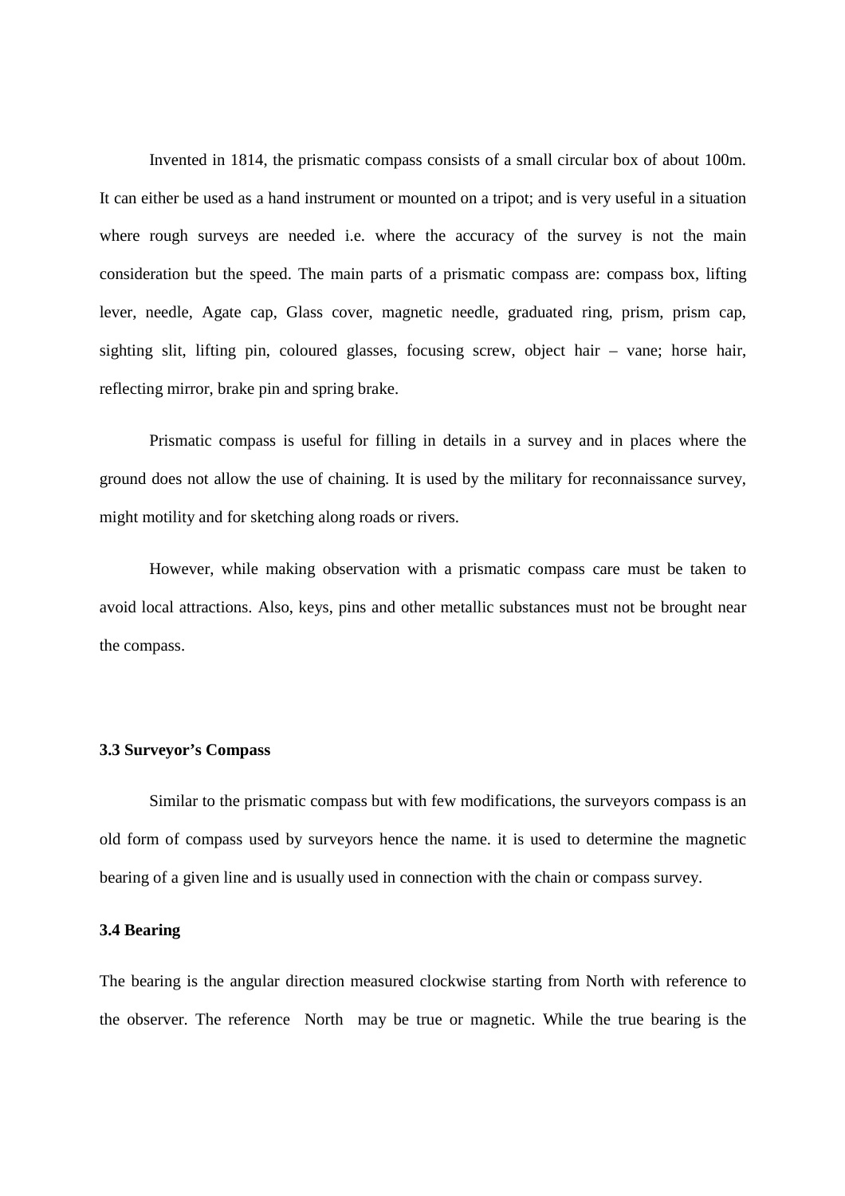Invented in 1814, the prismatic compass consists of a small circular box of about 100m. It can either be used as a hand instrument or mounted on a tripot; and is very useful in a situation where rough surveys are needed i.e. where the accuracy of the survey is not the main consideration but the speed. The main parts of a prismatic compass are: compass box, lifting lever, needle, Agate cap, Glass cover, magnetic needle, graduated ring, prism, prism cap, sighting slit, lifting pin, coloured glasses, focusing screw, object hair – vane; horse hair, reflecting mirror, brake pin and spring brake.

Prismatic compass is useful for filling in details in a survey and in places where the ground does not allow the use of chaining. It is used by the military for reconnaissance survey, might motility and for sketching along roads or rivers.

However, while making observation with a prismatic compass care must be taken to avoid local attractions. Also, keys, pins and other metallic substances must not be brought near the compass.

### 3.3 Surveyor's Compass

Similar to the prismatic compass but with few modifications, the surveyors compass is an old form of compass used by surveyors hence the name. it is used to determine the magnetic bearing of a given line and is usually used in connection with the chain or compass survey.

### 3.4 Bearing

The bearing is the angular direction measured clockwise starting from North with reference to the observer. The reference North may be true or magnetic. While the true bearing is the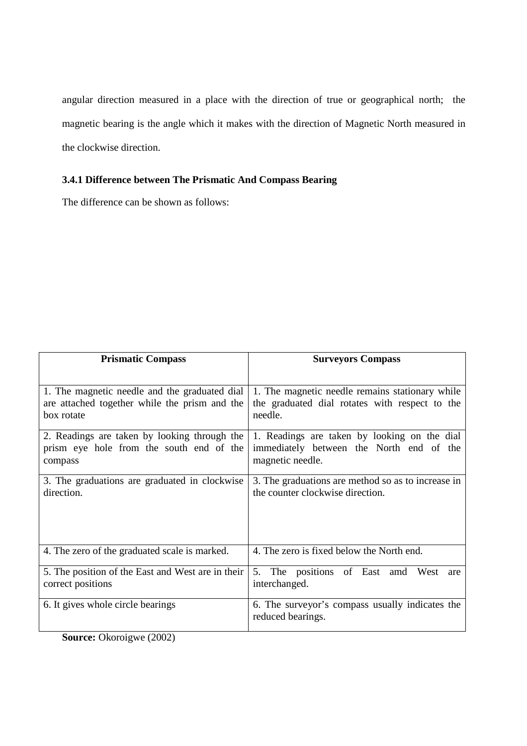angular direction measured in a place with the direction of true or geographical north; the magnetic bearing is the angle which it makes with the direction of Magnetic North measured in the clockwise direction.

### 3.4.1 Difference between The Prismatic And Compass Bearing

The difference can be shown as follows:

| Prismatic Compass | Surveyors Compass |
|---|---|
| 1. The magnetic needle and the graduated dial are attached together while the prism and the box rotate | 1. The magnetic needle remains stationary while the graduated dial rotates with respect to the needle. |
| 2. Readings are taken by looking through the prism eye hole from the south end of the compass | 1. Readings are taken by looking on the dial immediately between the North end of the magnetic needle. |
| 3. The graduations are graduated in clockwise direction. | 3. The graduations are method so as to increase in the counter clockwise direction. |
| 4. The zero of the graduated scale is marked. | 4. The zero is fixed below the North end. |
| 5. The position of the East and West are in their correct positions | 5. The positions of East amd West are interchanged. |
| 6. It gives whole circle bearings | 6. The surveyor's compass usually indicates the reduced bearings. |

**Source:** Okoroigwe (2002)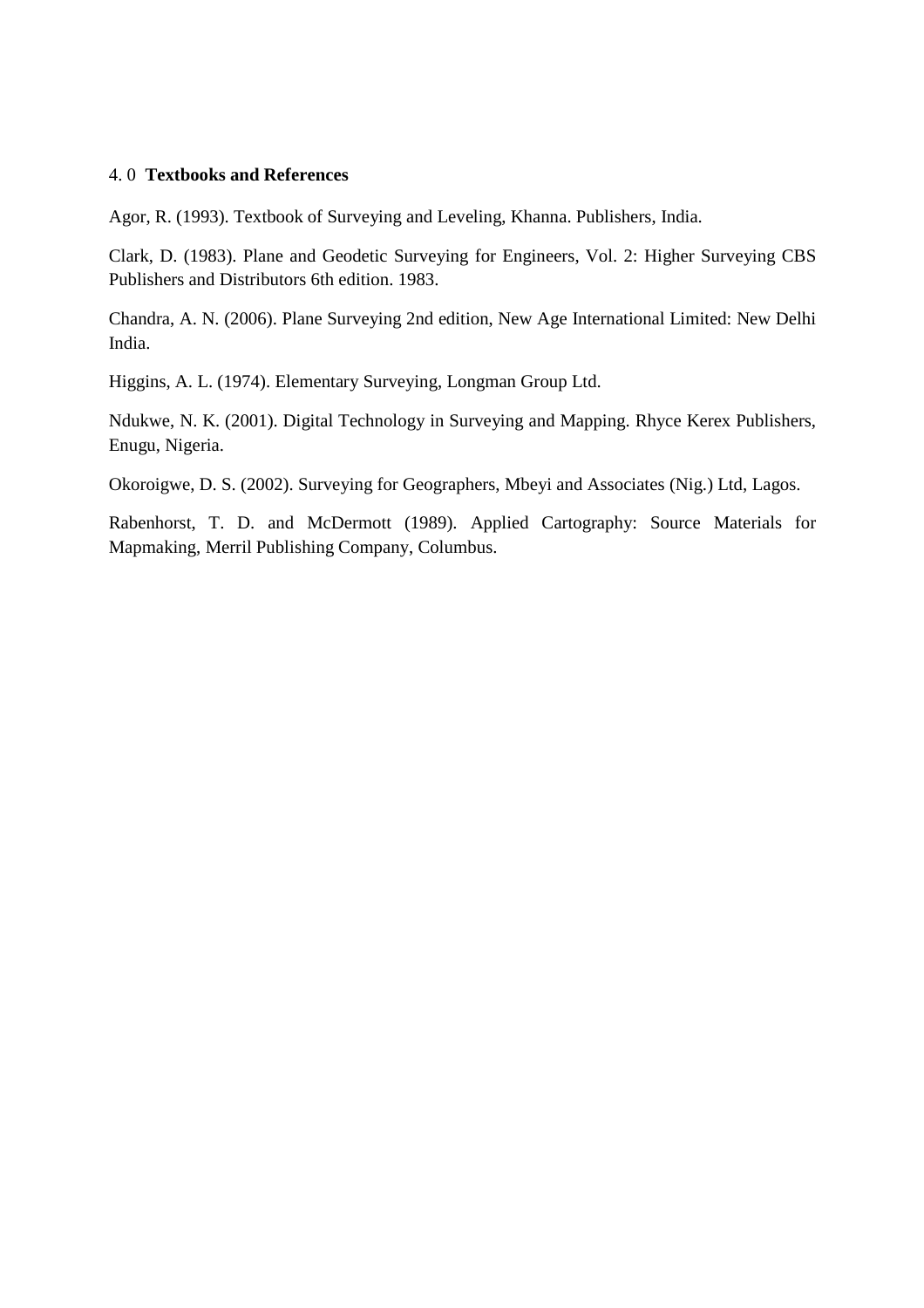## 4. 0 **Textbooks and References**

Agor, R. (1993). Textbook of Surveying and Leveling, Khanna. Publishers, India.

Clark, D. (1983). Plane and Geodetic Surveying for Engineers, Vol. 2: Higher Surveying CBS Publishers and Distributors 6th edition. 1983.

Chandra, A. N. (2006). Plane Surveying 2nd edition, New Age International Limited: New Delhi India.

Higgins, A. L. (1974). Elementary Surveying, Longman Group Ltd.

Ndukwe, N. K. (2001). Digital Technology in Surveying and Mapping. Rhyce Kerex Publishers, Enugu, Nigeria.

Okoroigwe, D. S. (2002). Surveying for Geographers, Mbeyi and Associates (Nig.) Ltd, Lagos.

Rabenhorst, T. D. and McDermott (1989). Applied Cartography: Source Materials for Mapmaking, Merril Publishing Company, Columbus.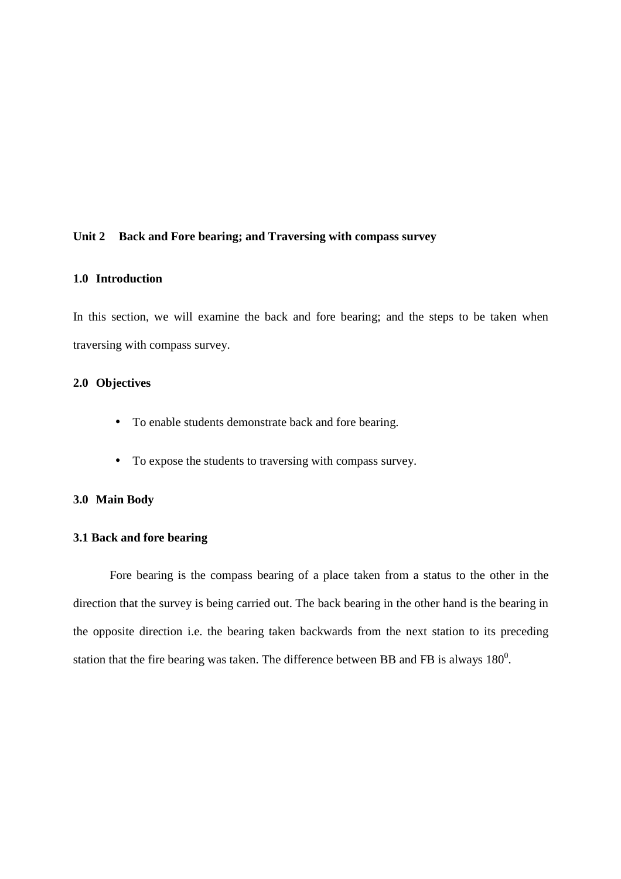**Unit 2 Back and Fore bearing; and Traversing with compass survey**

**1.0 Introduction**

In this section, we will examine the back and fore bearing; and the steps to be taken when traversing with compass survey.

**2.0 Objectives**

- To enable students demonstrate back and fore bearing.
- To expose the students to traversing with compass survey.

**3.0 Main Body**

**3.1 Back and fore bearing**

Fore bearing is the compass bearing of a place taken from a status to the other in the direction that the survey is being carried out. The back bearing in the other hand is the bearing in the opposite direction i.e. the bearing taken backwards from the next station to its preceding station that the fire bearing was taken. The difference between BB and FB is always $180^0$.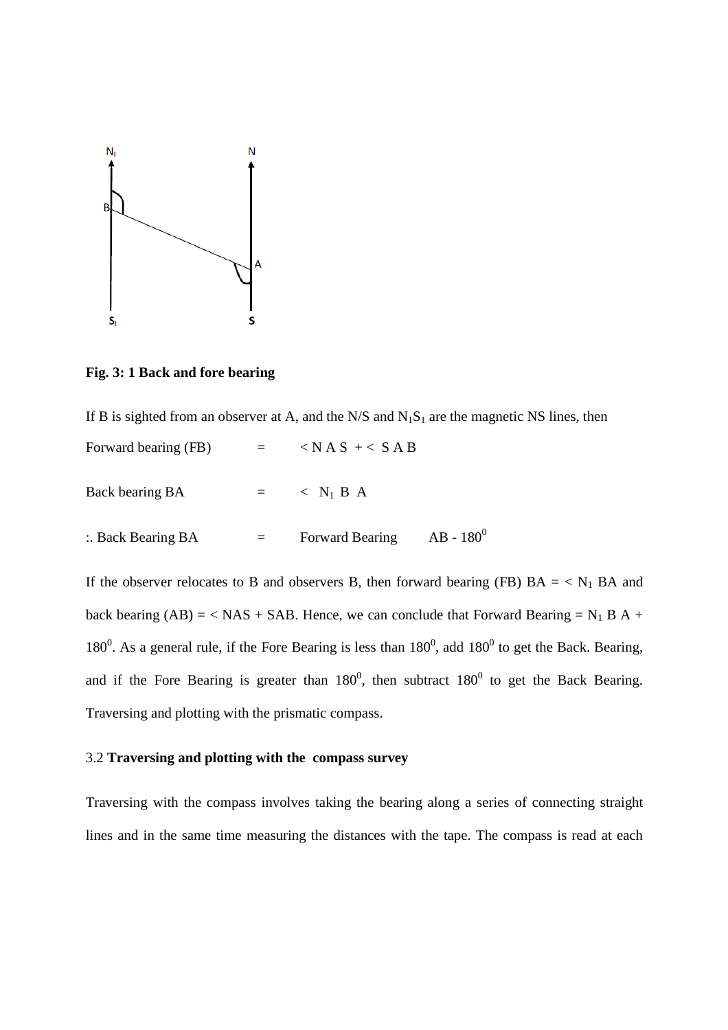**Fig. 3: 1 Back and fore bearing**

If B is sighted from an observer at A, and the N/S and $N_1S_1$ are the magnetic NS lines, then

Forward bearing (FB) = $< N A S + < S A B$

Back bearing BA = $< N_1 B A$

:. Back Bearing BA = Forward Bearing AB - $180^0$

If the observer relocates to B and observers B, then forward bearing (FB) BA = < $N_1$ BA and back bearing (AB) = < NAS + SAB. Hence, we can conclude that Forward Bearing = $N_1$ B A + $180^0$. As a general rule, if the Fore Bearing is less than $180^0$, add $180^0$ to get the Back. Bearing, and if the Fore Bearing is greater than $180^0$, then subtract $180^0$ to get the Back Bearing. Traversing and plotting with the prismatic compass.

### 3.2 **Traversing and plotting with the compass survey**

Traversing with the compass involves taking the bearing along a series of connecting straight lines and in the same time measuring the distances with the tape. The compass is read at each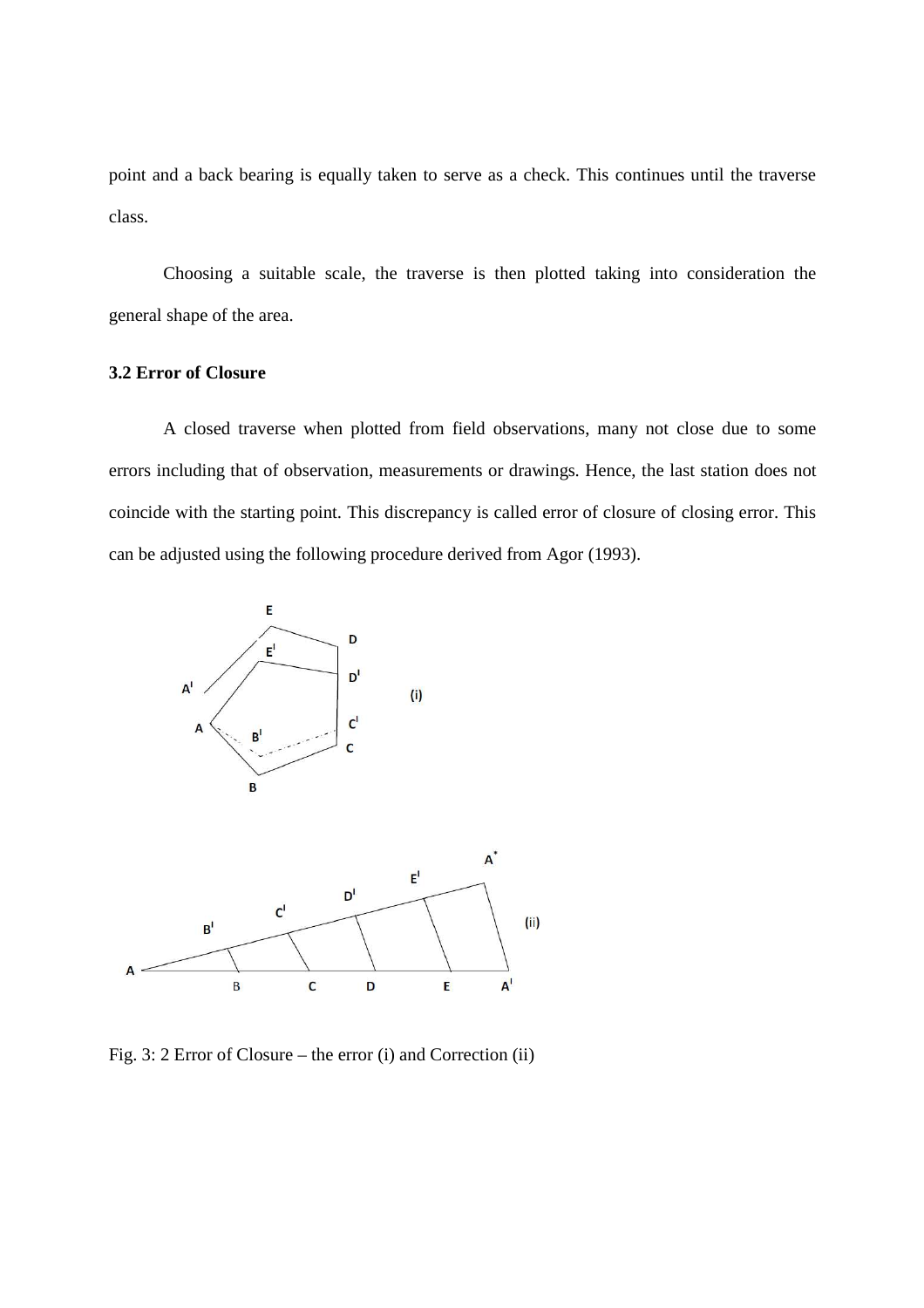point and a back bearing is equally taken to serve as a check. This continues until the traverse class.

Choosing a suitable scale, the traverse is then plotted taking into consideration the general shape of the area.

**3.2 Error of Closure**

A closed traverse when plotted from field observations, many not close due to some errors including that of observation, measurements or drawings. Hence, the last station does not coincide with the starting point. This discrepancy is called error of closure of closing error. This can be adjusted using the following procedure derived from Agor (1993).

Fig. 3: 2 Error of Closure – the error (i) and Correction (ii)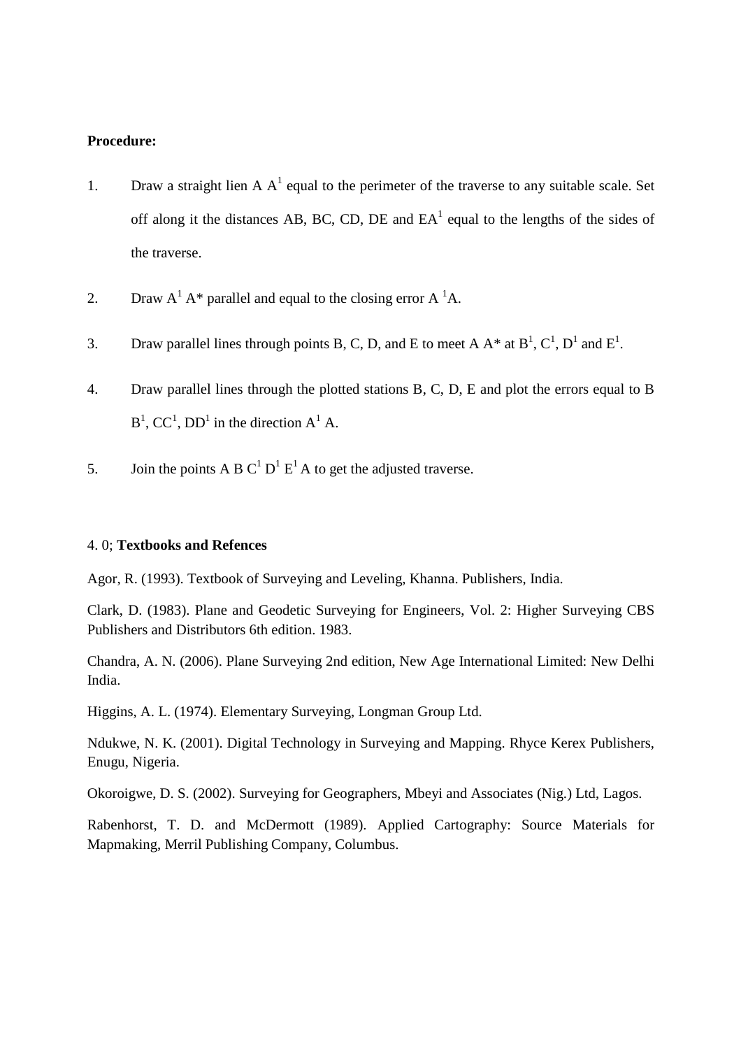**Procedure:**

1. Draw a straight lien A $A^1$ equal to the perimeter of the traverse to any suitable scale. Set off along it the distances AB, BC, CD, DE and $EA^1$ equal to the lengths of the sides of the traverse.

2. Draw $A^1$ A* parallel and equal to the closing error A $^1$A.

3. Draw parallel lines through points B, C, D, and E to meet A A* at $B^1$, $C^1$, $D^1$ and $E^1$.

4. Draw parallel lines through the plotted stations B, C, D, E and plot the errors equal to B $B^1$, $CC^1$, $DD^1$ in the direction $A^1$ A.

5. Join the points A B $C^1$ $D^1$ $E^1$ A to get the adjusted traverse.

4. 0; **Textbooks and Refences**

Agor, R. (1993). Textbook of Surveying and Leveling, Khanna. Publishers, India.

Clark, D. (1983). Plane and Geodetic Surveying for Engineers, Vol. 2: Higher Surveying CBS Publishers and Distributors 6th edition. 1983.

Chandra, A. N. (2006). Plane Surveying 2nd edition, New Age International Limited: New Delhi India.

Higgins, A. L. (1974). Elementary Surveying, Longman Group Ltd.

Ndukwe, N. K. (2001). Digital Technology in Surveying and Mapping. Rhyce Kerex Publishers, Enugu, Nigeria.

Okoroigwe, D. S. (2002). Surveying for Geographers, Mbeyi and Associates (Nig.) Ltd, Lagos.

Rabenhorst, T. D. and McDermott (1989). Applied Cartography: Source Materials for Mapmaking, Merril Publishing Company, Columbus.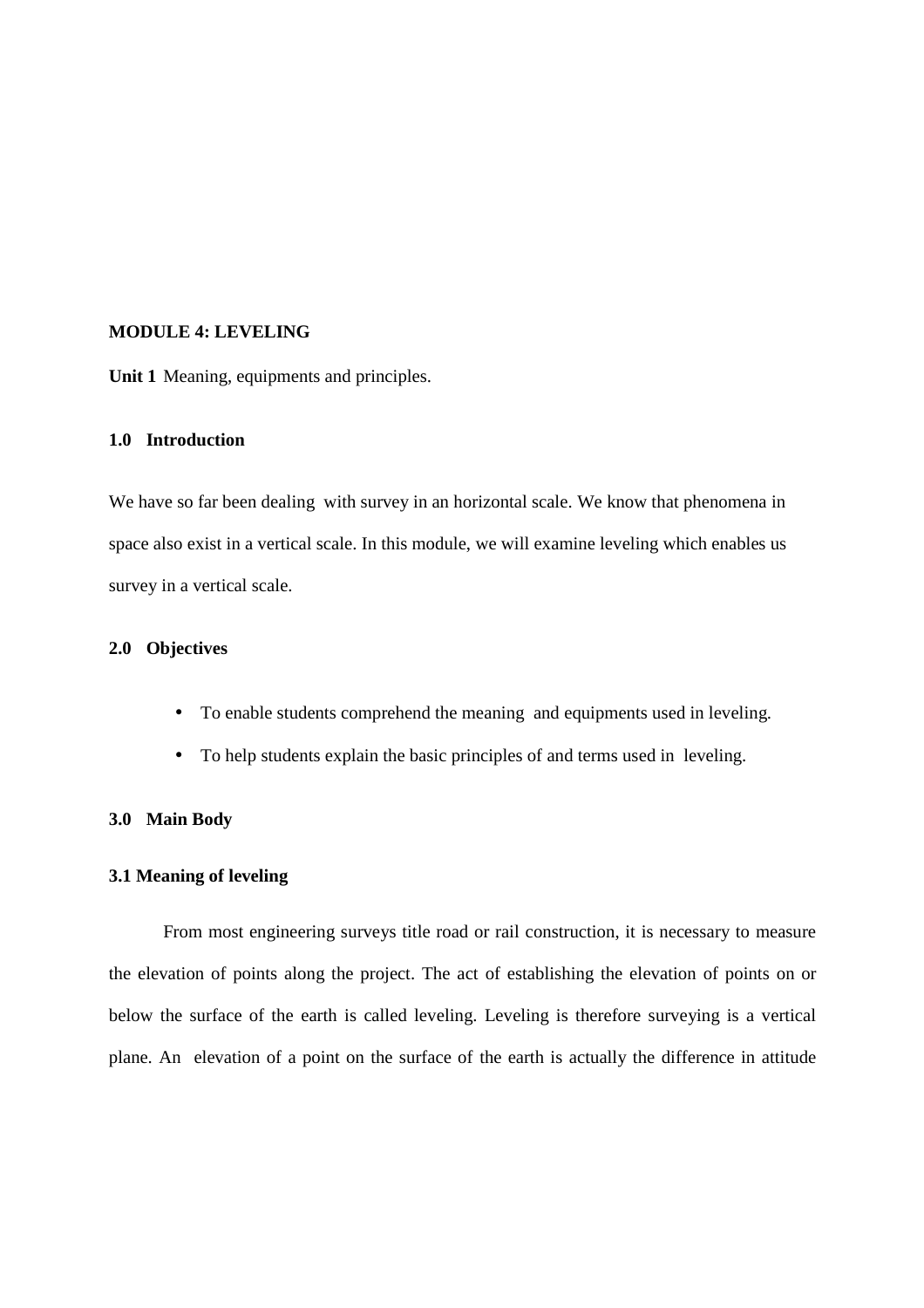**MODULE 4: LEVELING**

**Unit 1** Meaning, equipments and principles.

**1.0 Introduction**

We have so far been dealing with survey in an horizontal scale. We know that phenomena in space also exist in a vertical scale. In this module, we will examine leveling which enables us survey in a vertical scale.

**2.0 Objectives**

- To enable students comprehend the meaning and equipments used in leveling.
- To help students explain the basic principles of and terms used in leveling.

**3.0 Main Body**

**3.1 Meaning of leveling**

From most engineering surveys title road or rail construction, it is necessary to measure the elevation of points along the project. The act of establishing the elevation of points on or below the surface of the earth is called leveling. Leveling is therefore surveying is a vertical plane. An elevation of a point on the surface of the earth is actually the difference in attitude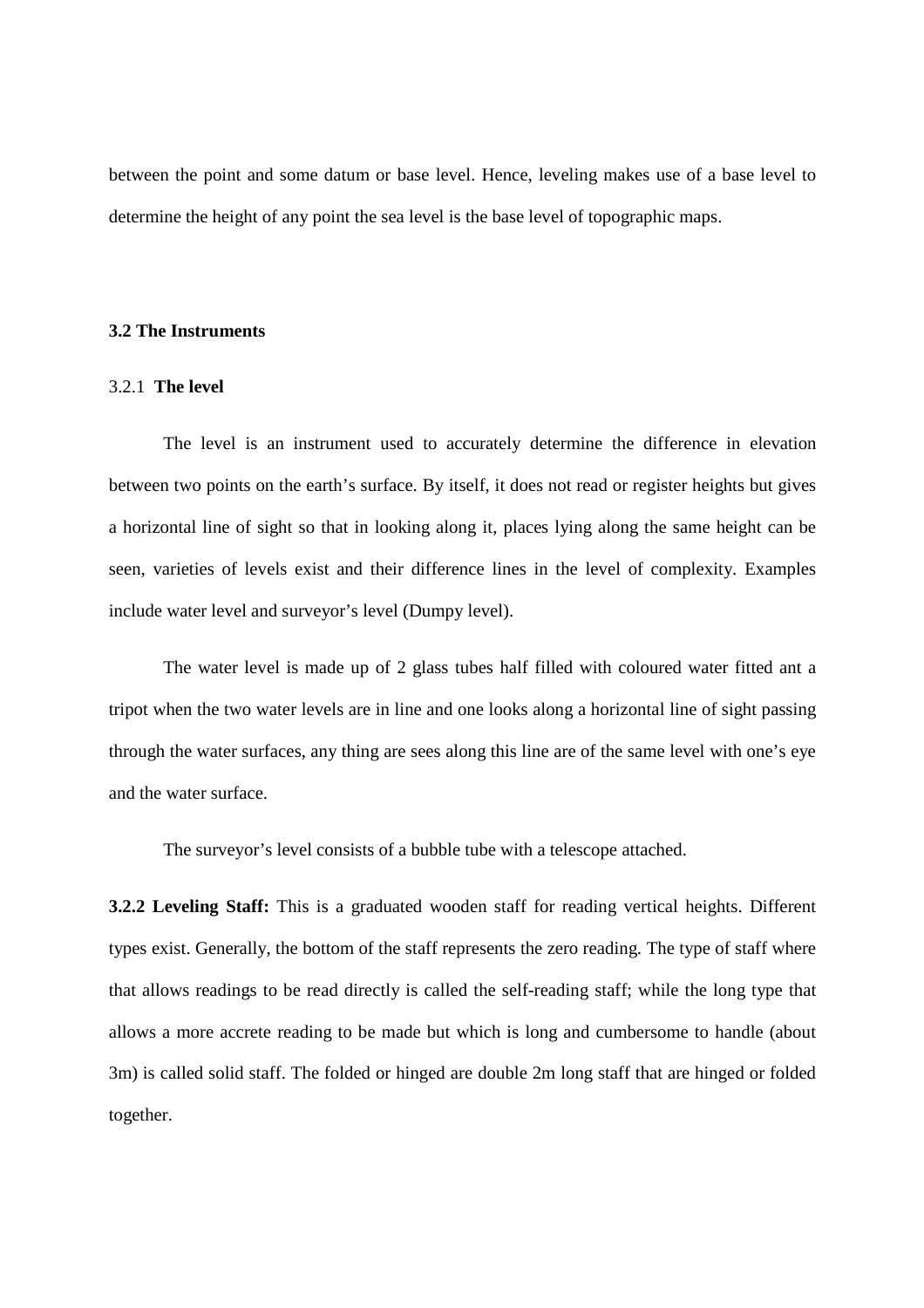between the point and some datum or base level. Hence, leveling makes use of a base level to determine the height of any point the sea level is the base level of topographic maps.

### 3.2 The Instruments

#### 3.2.1 **The level**

The level is an instrument used to accurately determine the difference in elevation between two points on the earth's surface. By itself, it does not read or register heights but gives a horizontal line of sight so that in looking along it, places lying along the same height can be seen, varieties of levels exist and their difference lines in the level of complexity. Examples include water level and surveyor's level (Dumpy level).

The water level is made up of 2 glass tubes half filled with coloured water fitted ant a tripot when the two water levels are in line and one looks along a horizontal line of sight passing through the water surfaces, any thing are sees along this line are of the same level with one's eye and the water surface.

The surveyor's level consists of a bubble tube with a telescope attached.

**3.2.2 Leveling Staff:** This is a graduated wooden staff for reading vertical heights. Different types exist. Generally, the bottom of the staff represents the zero reading. The type of staff where that allows readings to be read directly is called the self-reading staff; while the long type that allows a more accrete reading to be made but which is long and cumbersome to handle (about 3m) is called solid staff. The folded or hinged are double 2m long staff that are hinged or folded together.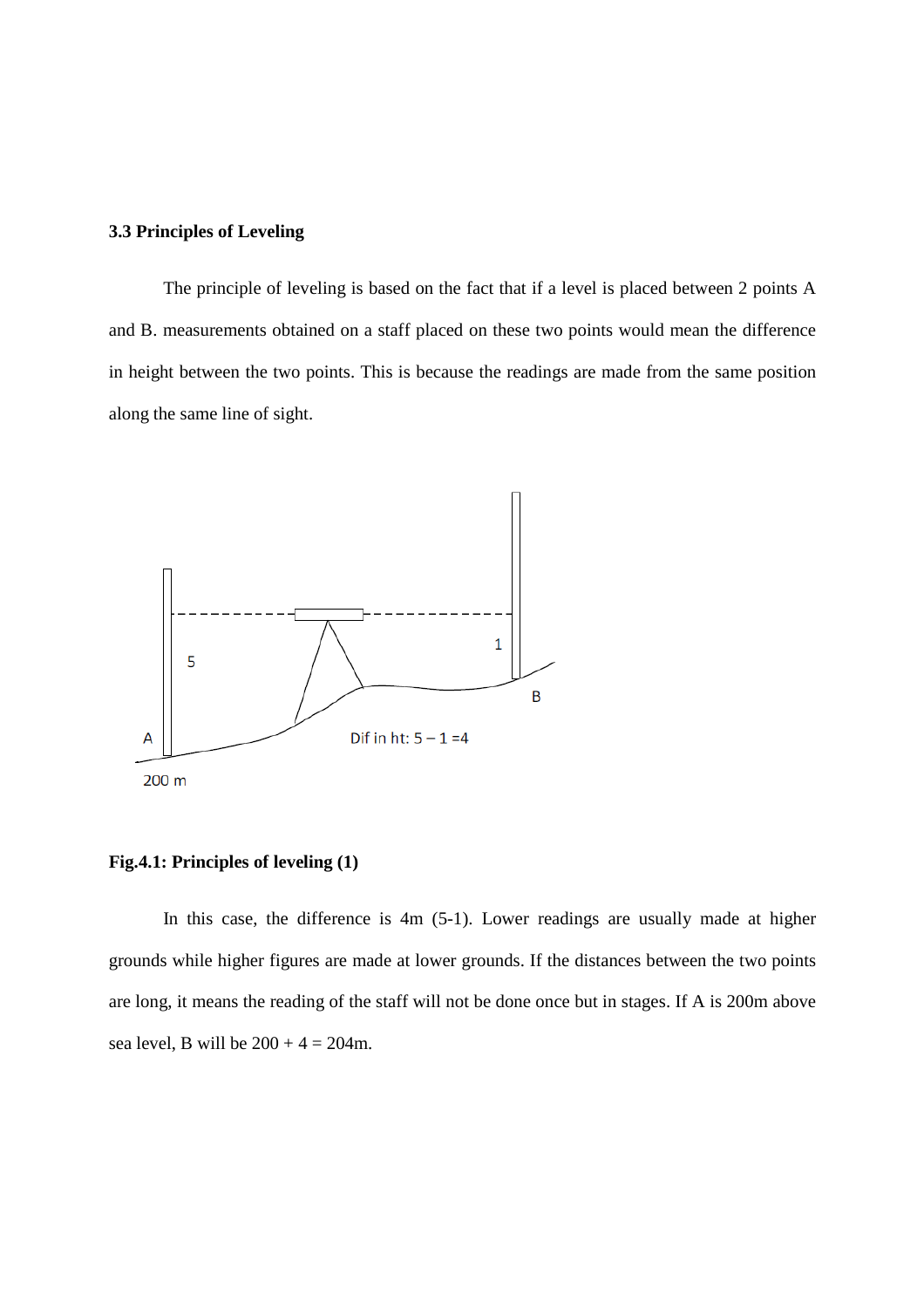### 3.3 Principles of Leveling

The principle of leveling is based on the fact that if a level is placed between 2 points A and B. measurements obtained on a staff placed on these two points would mean the difference in height between the two points. This is because the readings are made from the same position along the same line of sight.

**Fig.4.1: Principles of leveling (1)**

In this case, the difference is 4m (5-1). Lower readings are usually made at higher grounds while higher figures are made at lower grounds. If the distances between the two points are long, it means the reading of the staff will not be done once but in stages. If A is 200m above sea level, B will be 200 + 4 = 204m.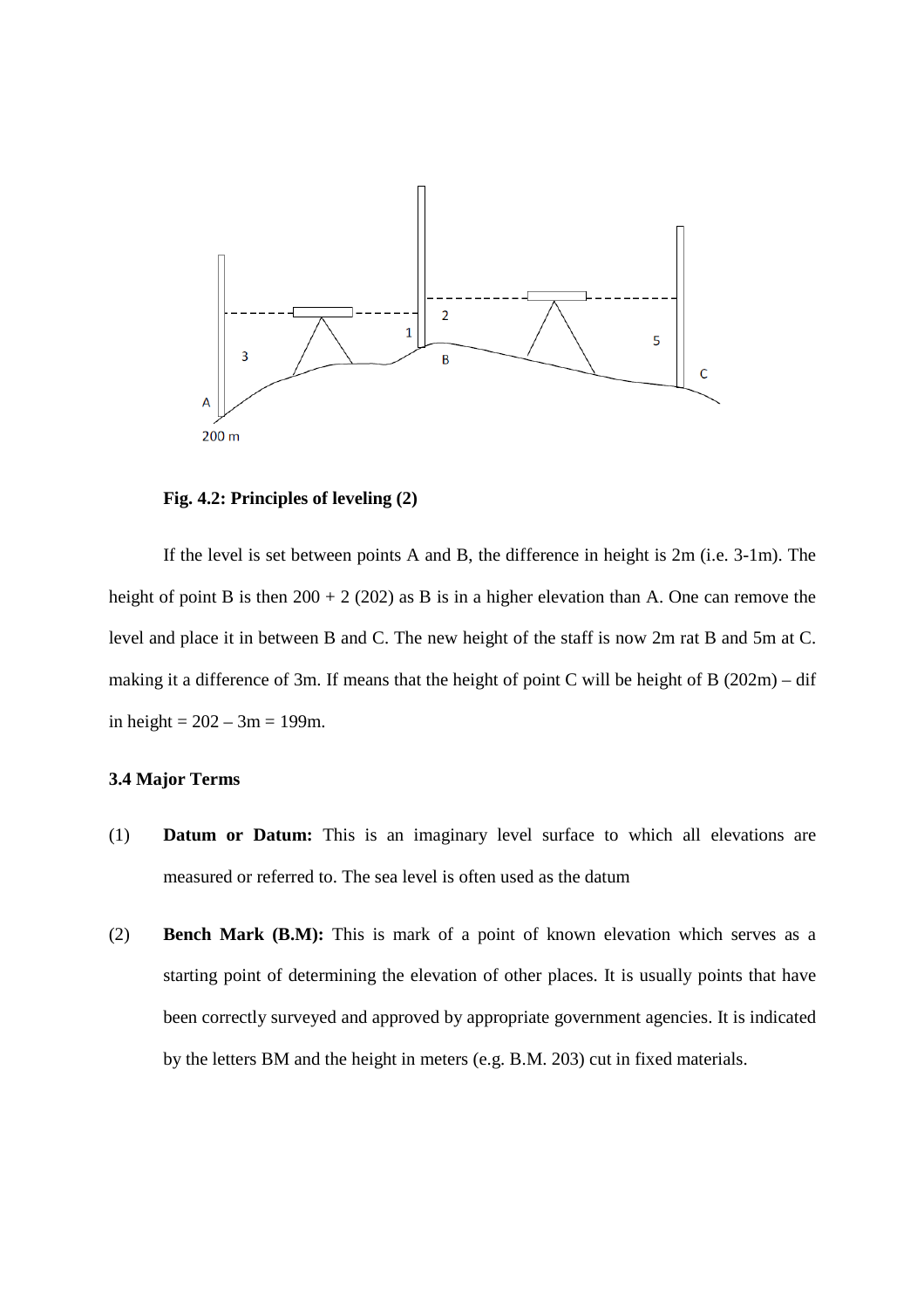**Fig. 4.2: Principles of leveling (2)**

If the level is set between points A and B, the difference in height is 2m (i.e. 3-1m). The height of point B is then 200 + 2 (202) as B is in a higher elevation than A. One can remove the level and place it in between B and C. The new height of the staff is now 2m rat B and 5m at C. making it a difference of 3m. If means that the height of point C will be height of B (202m) – dif in height = 202 – 3m = 199m.

### 3.4 Major Terms

(1) **Datum or Datum:** This is an imaginary level surface to which all elevations are measured or referred to. The sea level is often used as the datum

(2) **Bench Mark (B.M):** This is mark of a point of known elevation which serves as a starting point of determining the elevation of other places. It is usually points that have been correctly surveyed and approved by appropriate government agencies. It is indicated by the letters BM and the height in meters (e.g. B.M. 203) cut in fixed materials.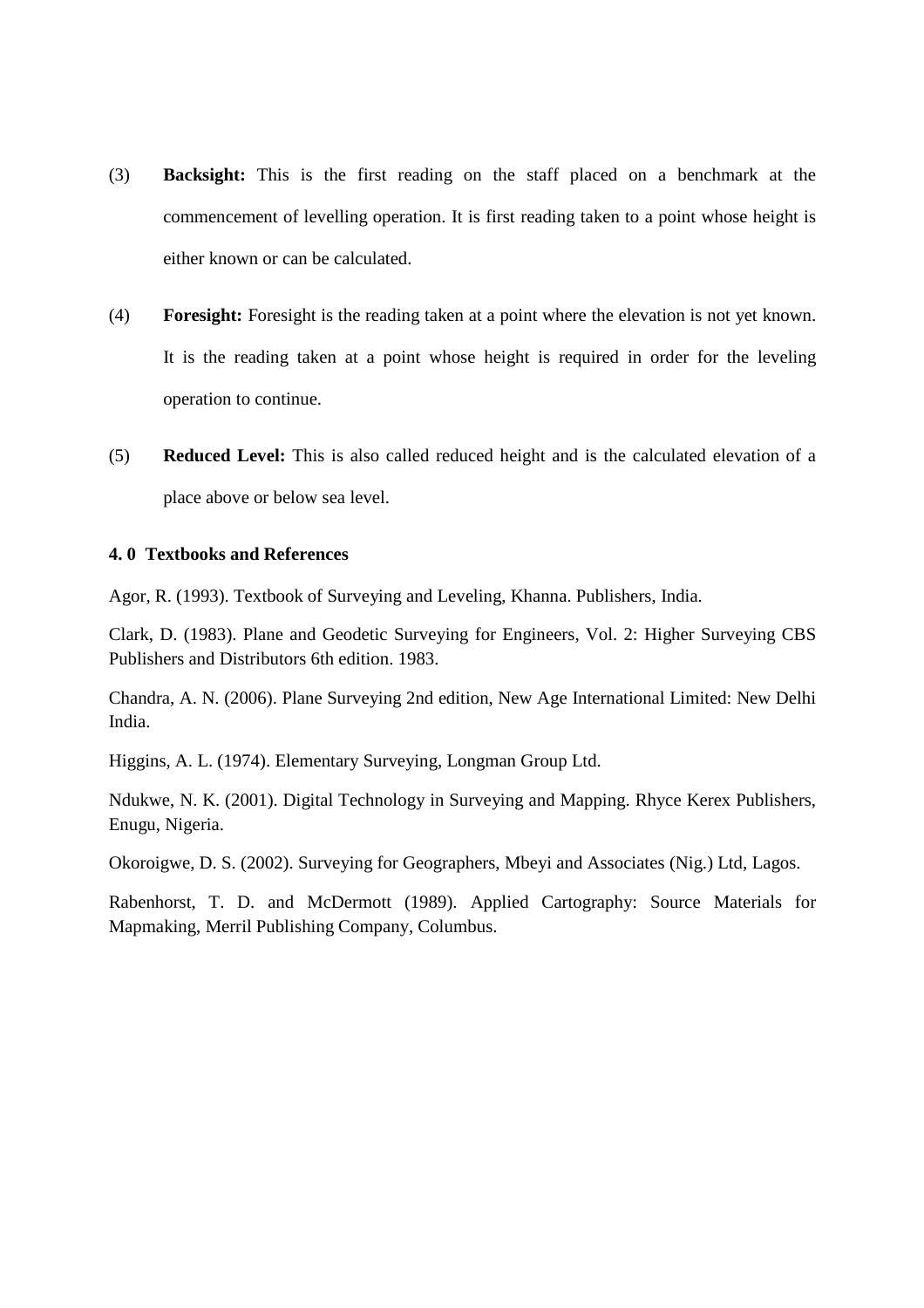(3) **Backsight:** This is the first reading on the staff placed on a benchmark at the commencement of levelling operation. It is first reading taken to a point whose height is either known or can be calculated.

(4) **Foresight:** Foresight is the reading taken at a point where the elevation is not yet known. It is the reading taken at a point whose height is required in order for the leveling operation to continue.

(5) **Reduced Level:** This is also called reduced height and is the calculated elevation of a place above or below sea level.

#### 4. 0 Textbooks and References

Agor, R. (1993). Textbook of Surveying and Leveling, Khanna. Publishers, India.

Clark, D. (1983). Plane and Geodetic Surveying for Engineers, Vol. 2: Higher Surveying CBS Publishers and Distributors 6th edition. 1983.

Chandra, A. N. (2006). Plane Surveying 2nd edition, New Age International Limited: New Delhi India.

Higgins, A. L. (1974). Elementary Surveying, Longman Group Ltd.

Ndukwe, N. K. (2001). Digital Technology in Surveying and Mapping. Rhyce Kerex Publishers, Enugu, Nigeria.

Okoroigwe, D. S. (2002). Surveying for Geographers, Mbeyi and Associates (Nig.) Ltd, Lagos.

Rabenhorst, T. D. and McDermott (1989). Applied Cartography: Source Materials for Mapmaking, Merril Publishing Company, Columbus.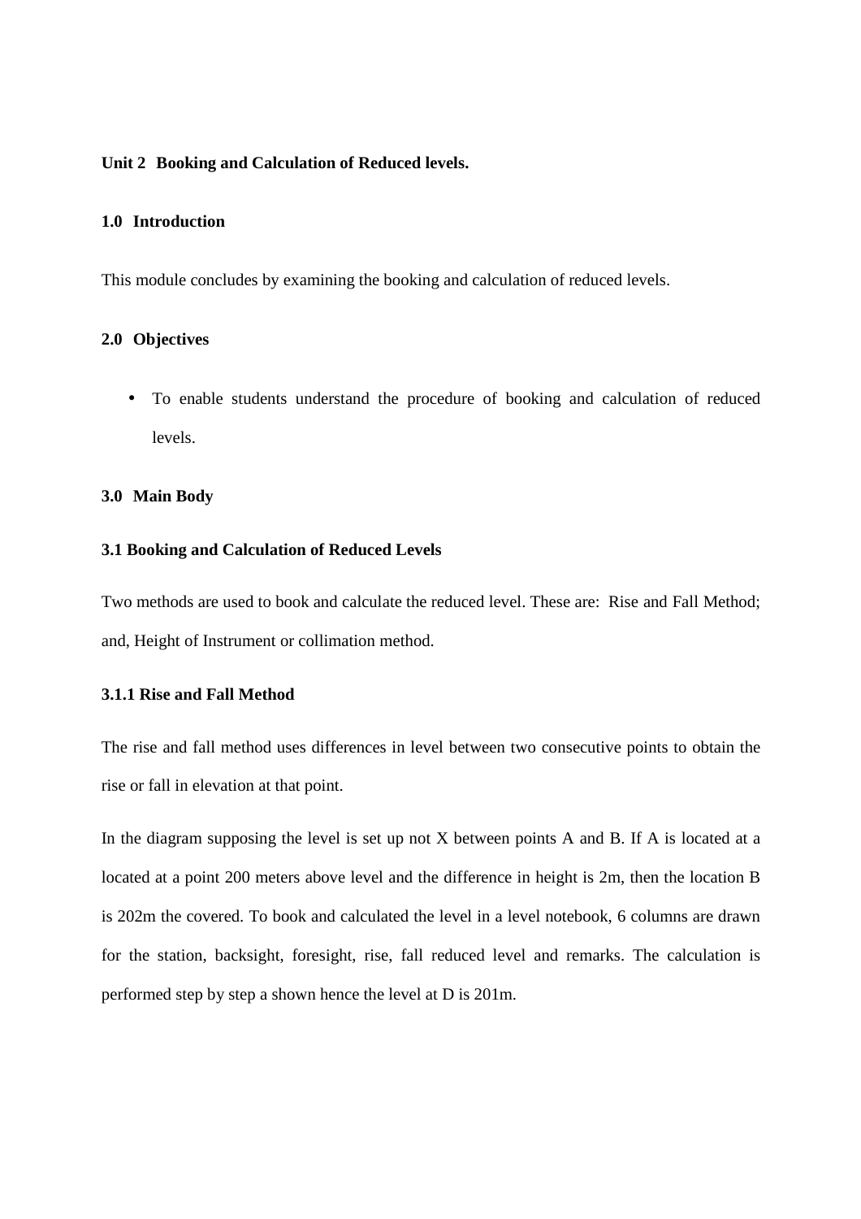**Unit 2 Booking and Calculation of Reduced levels.**

**1.0 Introduction**

This module concludes by examining the booking and calculation of reduced levels.

**2.0 Objectives**

- To enable students understand the procedure of booking and calculation of reduced levels.

**3.0 Main Body**

**3.1 Booking and Calculation of Reduced Levels**

Two methods are used to book and calculate the reduced level. These are: Rise and Fall Method; and, Height of Instrument or collimation method.

**3.1.1 Rise and Fall Method**

The rise and fall method uses differences in level between two consecutive points to obtain the rise or fall in elevation at that point.

In the diagram supposing the level is set up not X between points A and B. If A is located at a located at a point 200 meters above level and the difference in height is 2m, then the location B is 202m the covered. To book and calculated the level in a level notebook, 6 columns are drawn for the station, backsight, foresight, rise, fall reduced level and remarks. The calculation is performed step by step a shown hence the level at D is 201m.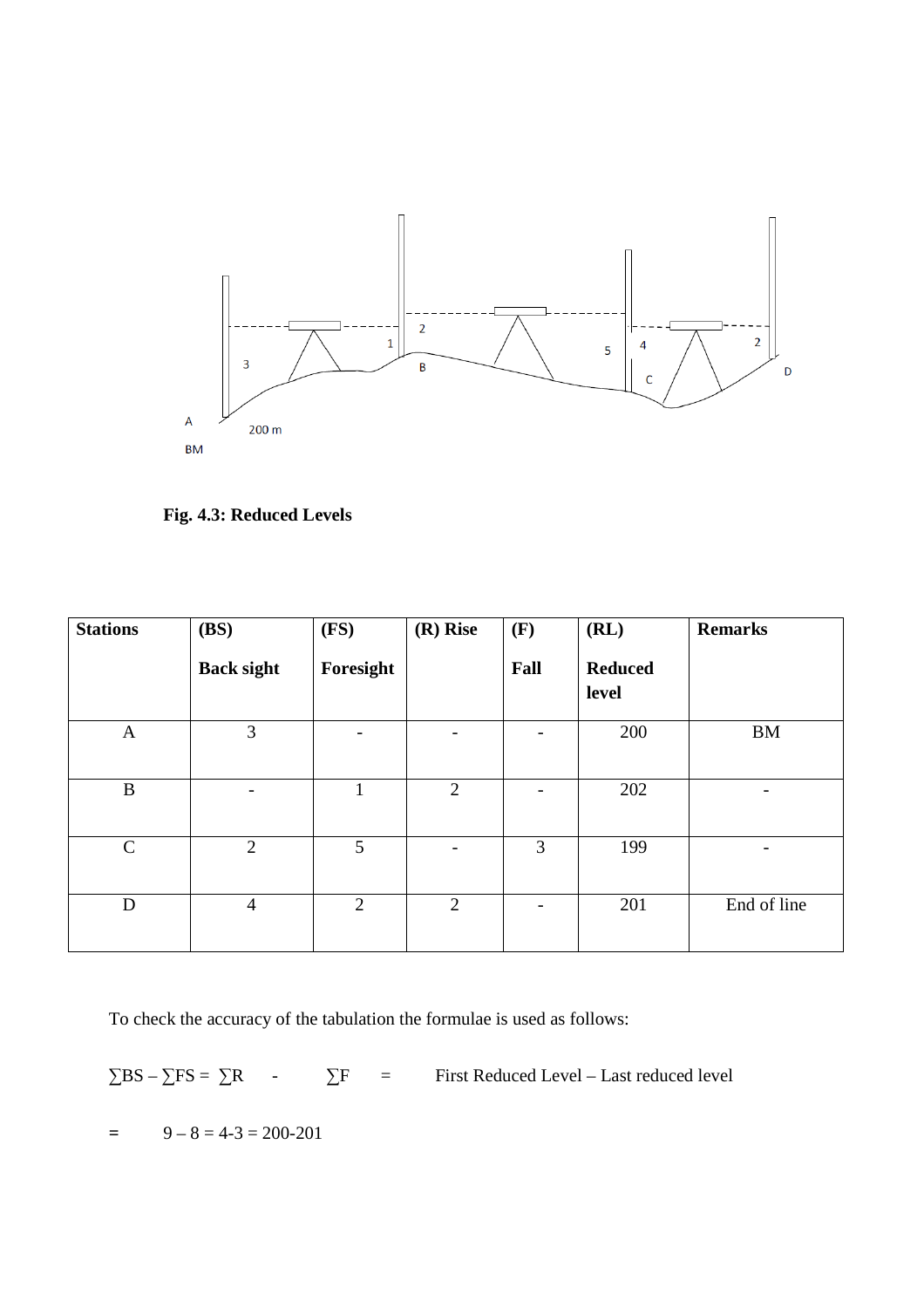Fig. 4.3: Reduced Levels

| Stations | (BS) Back sight | (FS) Foresight | (R) Rise | (F) Fall | (RL) Reduced level | Remarks |
|---|---|---|---|---|---|---|
| A | 3 | - | - | - | 200 | BM |
| B | - | 1 | 2 | - | 202 | - |
| C | 2 | 5 | - | 3 | 199 | - |
| D | 4 | 2 | 2 | - | 201 | End of line |

To check the accuracy of the tabulation the formulae is used as follows:

$\sum BS - \sum FS = \sum R \quad - \quad \sum F \quad = \quad$ First Reduced Level – Last reduced level

$= \quad 9 - 8 = 4\text{-}3 = 200\text{-}201$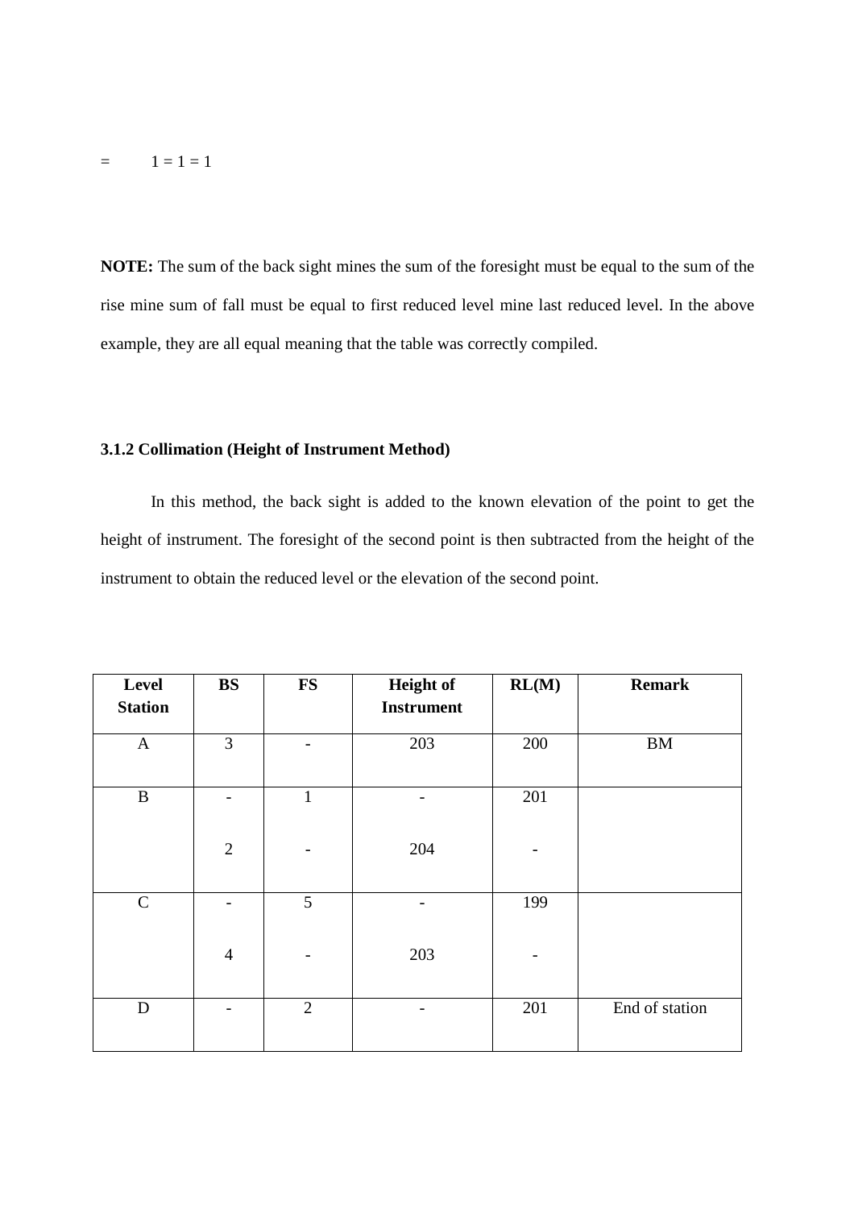=        1 = 1 = 1

**NOTE:** The sum of the back sight mines the sum of the foresight must be equal to the sum of the rise mine sum of fall must be equal to first reduced level mine last reduced level. In the above example, they are all equal meaning that the table was correctly compiled.

### 3.1.2 Collimation (Height of Instrument Method)

In this method, the back sight is added to the known elevation of the point to get the height of instrument. The foresight of the second point is then subtracted from the height of the instrument to obtain the reduced level or the elevation of the second point.

| Level Station | BS | FS | Height of Instrument | RL(M) | Remark |
|---|---|---|---|---|---|
| A | 3 | - | 203 | 200 | BM |
| B | - | 1 | - | 201 | |
| | 2 | - | 204 | - | |
| C | - | 5 | - | 199 | |
| | 4 | - | 203 | - | |
| D | - | 2 | - | 201 | End of station |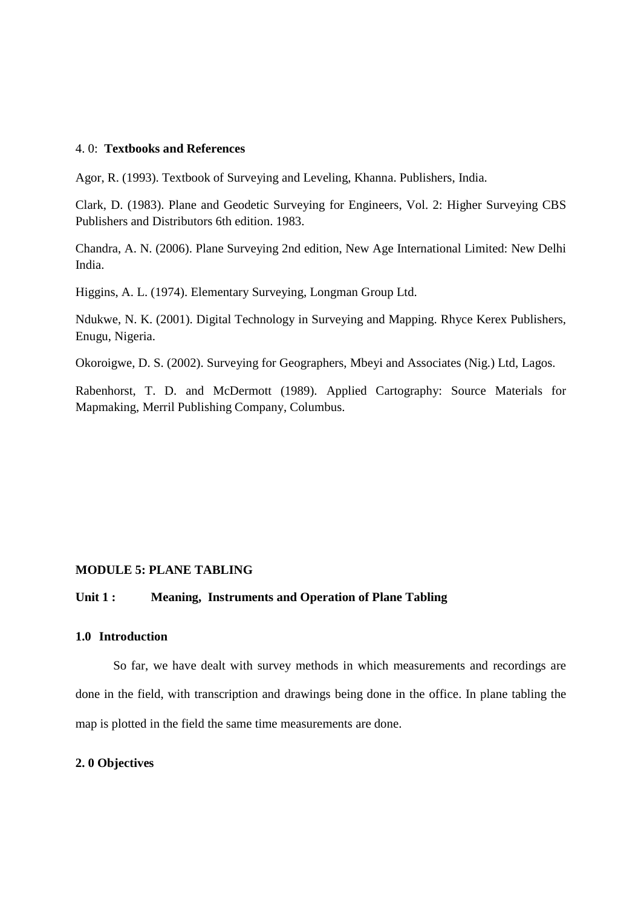### 4. 0: **Textbooks and References**

Agor, R. (1993). Textbook of Surveying and Leveling, Khanna. Publishers, India.

Clark, D. (1983). Plane and Geodetic Surveying for Engineers, Vol. 2: Higher Surveying CBS Publishers and Distributors 6th edition. 1983.

Chandra, A. N. (2006). Plane Surveying 2nd edition, New Age International Limited: New Delhi India.

Higgins, A. L. (1974). Elementary Surveying, Longman Group Ltd.

Ndukwe, N. K. (2001). Digital Technology in Surveying and Mapping. Rhyce Kerex Publishers, Enugu, Nigeria.

Okoroigwe, D. S. (2002). Surveying for Geographers, Mbeyi and Associates (Nig.) Ltd, Lagos.

Rabenhorst, T. D. and McDermott (1989). Applied Cartography: Source Materials for Mapmaking, Merril Publishing Company, Columbus.

## MODULE 5: PLANE TABLING

### Unit 1 : Meaning, Instruments and Operation of Plane Tabling

### 1.0 Introduction

So far, we have dealt with survey methods in which measurements and recordings are done in the field, with transcription and drawings being done in the office. In plane tabling the map is plotted in the field the same time measurements are done.

### 2. 0 Objectives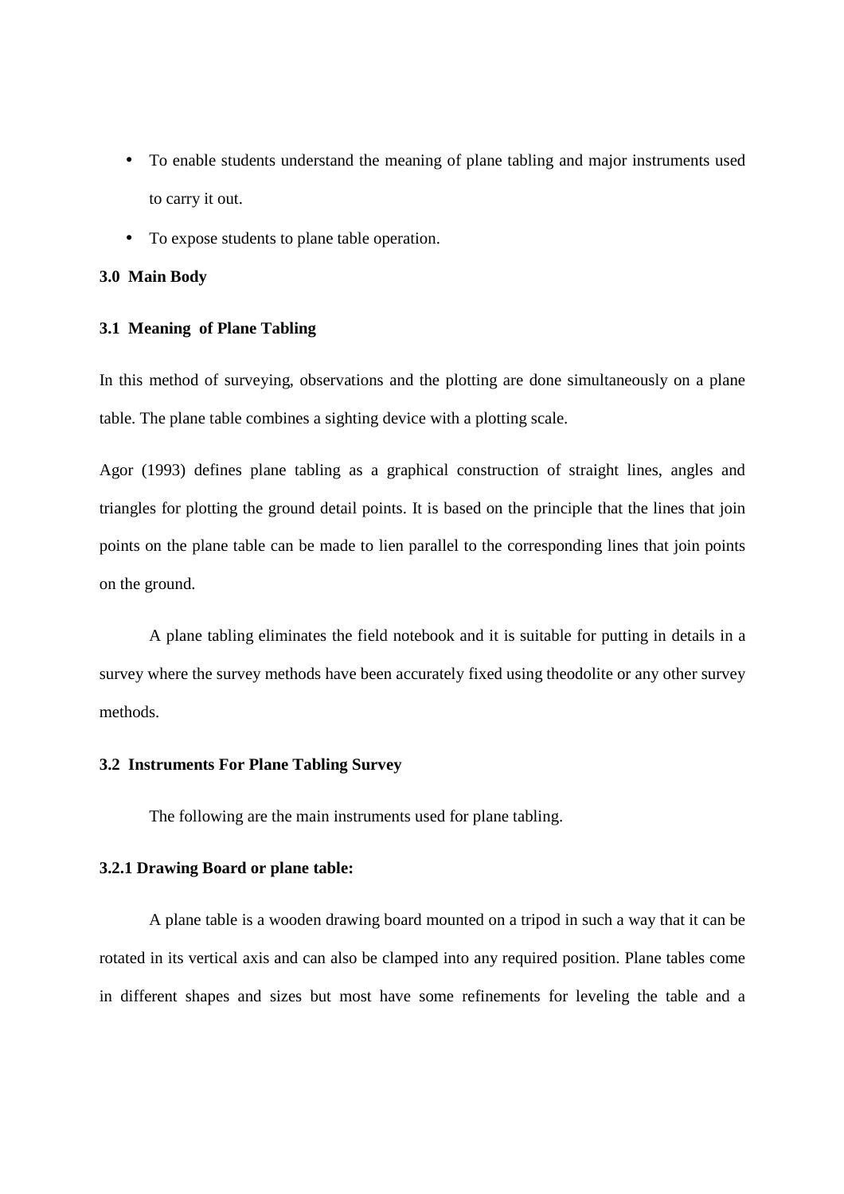- To enable students understand the meaning of plane tabling and major instruments used to carry it out.
- To expose students to plane table operation.

**3.0 Main Body**

**3.1 Meaning of Plane Tabling**

In this method of surveying, observations and the plotting are done simultaneously on a plane table. The plane table combines a sighting device with a plotting scale.

Agor (1993) defines plane tabling as a graphical construction of straight lines, angles and triangles for plotting the ground detail points. It is based on the principle that the lines that join points on the plane table can be made to lien parallel to the corresponding lines that join points on the ground.

A plane tabling eliminates the field notebook and it is suitable for putting in details in a survey where the survey methods have been accurately fixed using theodolite or any other survey methods.

**3.2 Instruments For Plane Tabling Survey**

The following are the main instruments used for plane tabling.

**3.2.1 Drawing Board or plane table:**

A plane table is a wooden drawing board mounted on a tripod in such a way that it can be rotated in its vertical axis and can also be clamped into any required position. Plane tables come in different shapes and sizes but most have some refinements for leveling the table and a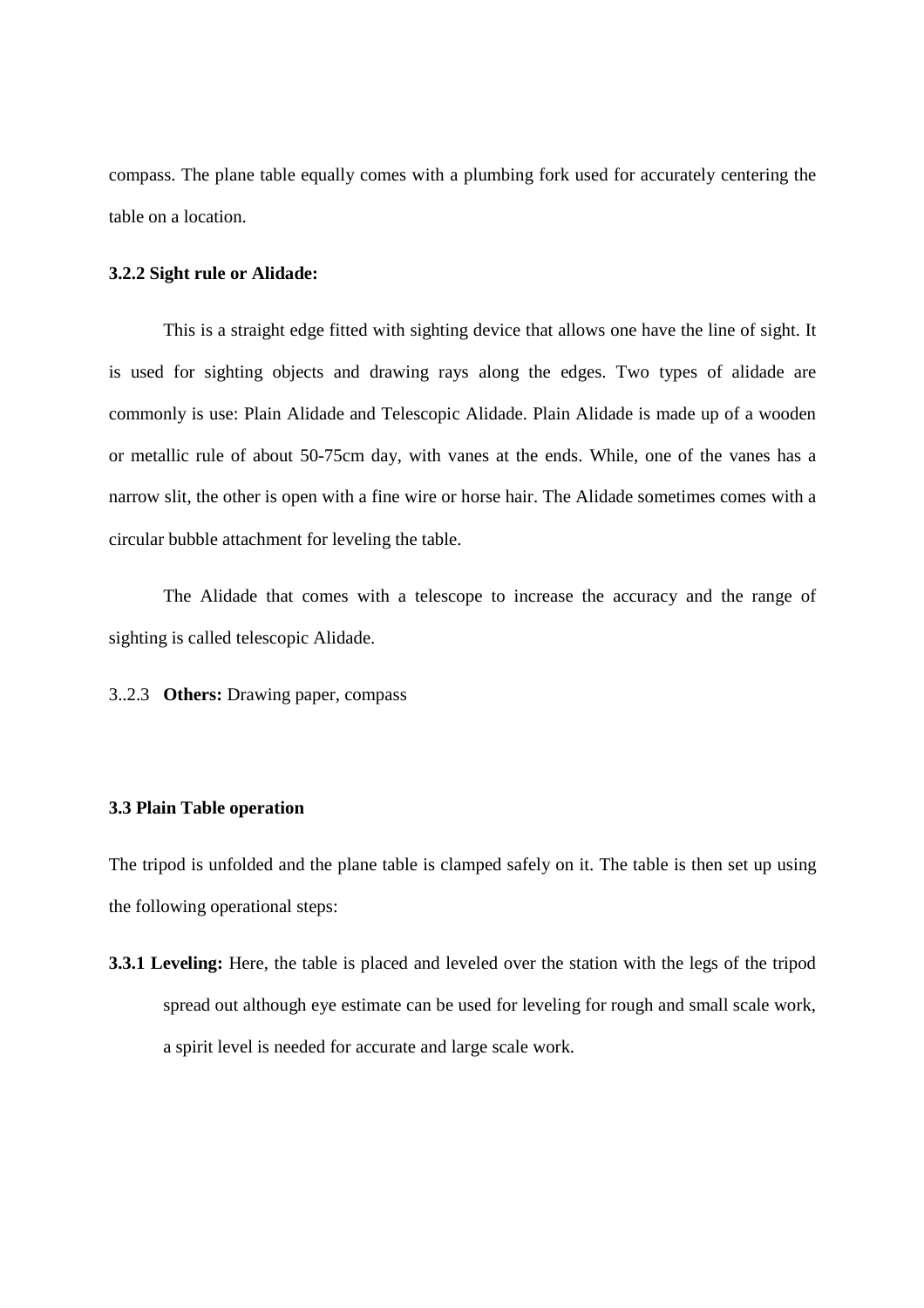compass. The plane table equally comes with a plumbing fork used for accurately centering the table on a location.

### 3.2.2 Sight rule or Alidade:

This is a straight edge fitted with sighting device that allows one have the line of sight. It is used for sighting objects and drawing rays along the edges. Two types of alidade are commonly is use: Plain Alidade and Telescopic Alidade. Plain Alidade is made up of a wooden or metallic rule of about 50-75cm day, with vanes at the ends. While, one of the vanes has a narrow slit, the other is open with a fine wire or horse hair. The Alidade sometimes comes with a circular bubble attachment for leveling the table.

The Alidade that comes with a telescope to increase the accuracy and the range of sighting is called telescopic Alidade.

3..2.3 **Others:** Drawing paper, compass

### 3.3 Plain Table operation

The tripod is unfolded and the plane table is clamped safely on it. The table is then set up using the following operational steps:

**3.3.1 Leveling:** Here, the table is placed and leveled over the station with the legs of the tripod spread out although eye estimate can be used for leveling for rough and small scale work, a spirit level is needed for accurate and large scale work.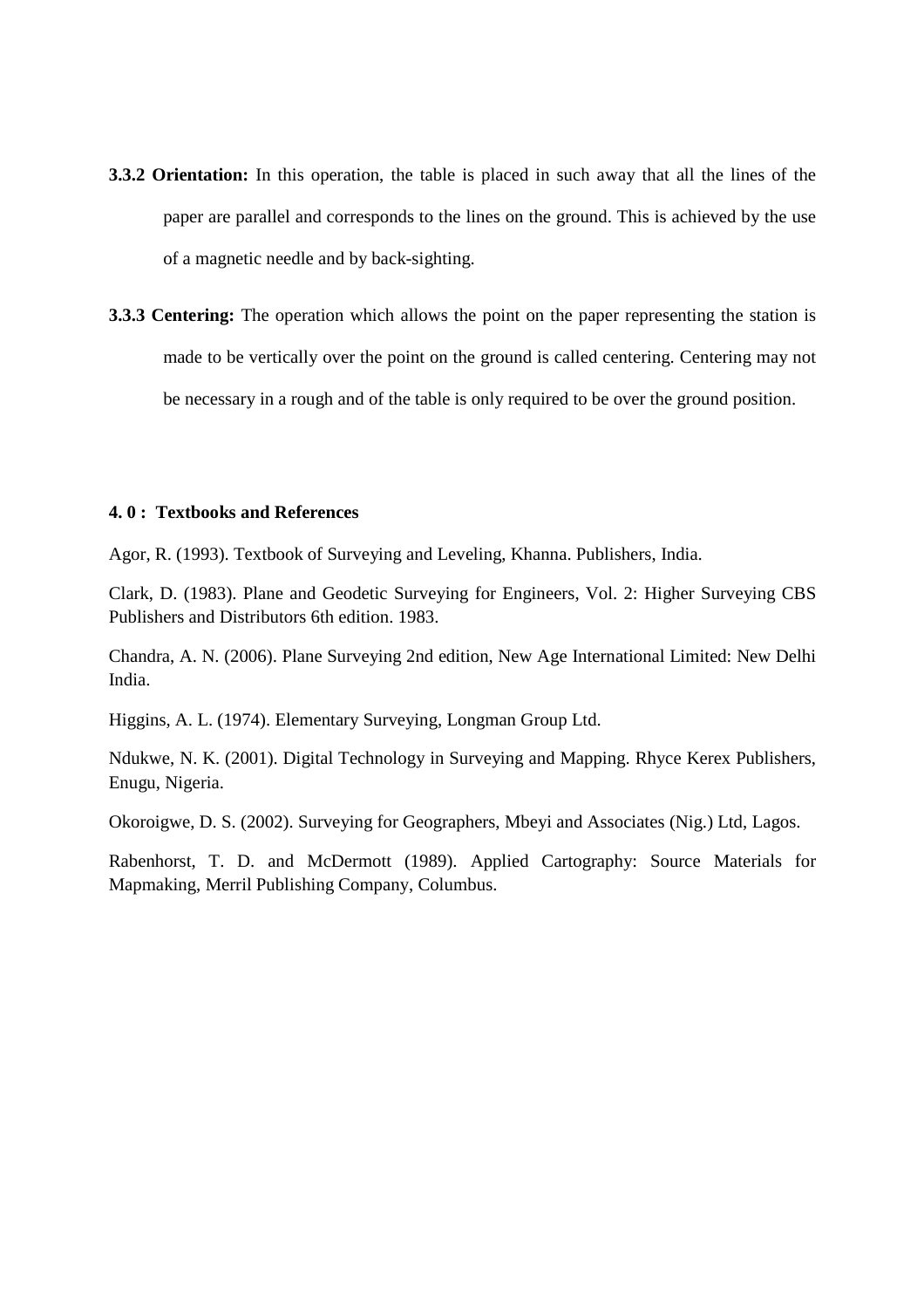**3.3.2 Orientation:** In this operation, the table is placed in such away that all the lines of the paper are parallel and corresponds to the lines on the ground. This is achieved by the use of a magnetic needle and by back-sighting.

**3.3.3 Centering:** The operation which allows the point on the paper representing the station is made to be vertically over the point on the ground is called centering. Centering may not be necessary in a rough and of the table is only required to be over the ground position.

#### 4. 0 : Textbooks and References

Agor, R. (1993). Textbook of Surveying and Leveling, Khanna. Publishers, India.

Clark, D. (1983). Plane and Geodetic Surveying for Engineers, Vol. 2: Higher Surveying CBS Publishers and Distributors 6th edition. 1983.

Chandra, A. N. (2006). Plane Surveying 2nd edition, New Age International Limited: New Delhi India.

Higgins, A. L. (1974). Elementary Surveying, Longman Group Ltd.

Ndukwe, N. K. (2001). Digital Technology in Surveying and Mapping. Rhyce Kerex Publishers, Enugu, Nigeria.

Okoroigwe, D. S. (2002). Surveying for Geographers, Mbeyi and Associates (Nig.) Ltd, Lagos.

Rabenhorst, T. D. and McDermott (1989). Applied Cartography: Source Materials for Mapmaking, Merril Publishing Company, Columbus.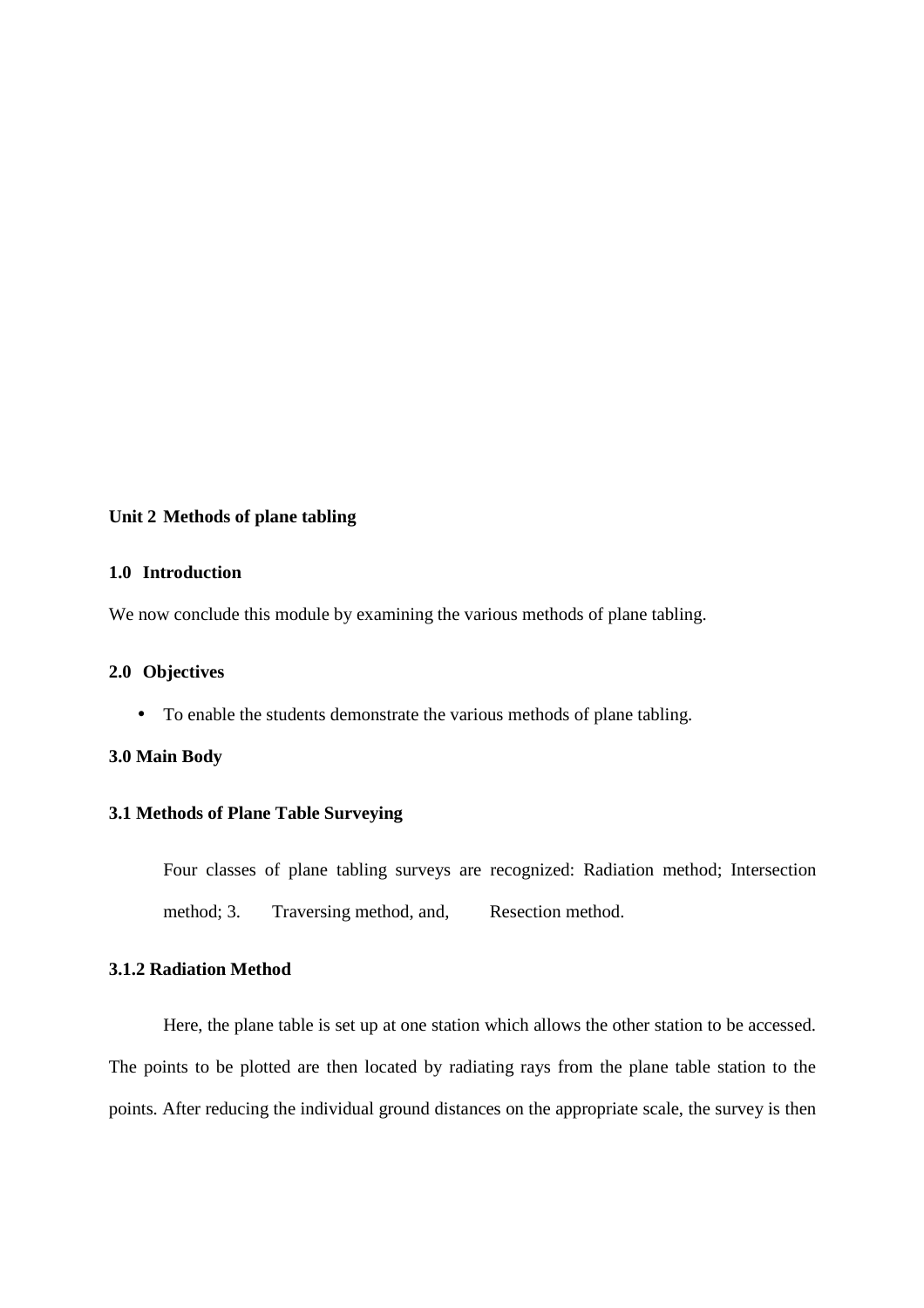**Unit 2 Methods of plane tabling**

**1.0 Introduction**

We now conclude this module by examining the various methods of plane tabling.

**2.0 Objectives**

- To enable the students demonstrate the various methods of plane tabling.

**3.0 Main Body**

**3.1 Methods of Plane Table Surveying**

Four classes of plane tabling surveys are recognized: Radiation method; Intersection method; 3. Traversing method, and, Resection method.

**3.1.2 Radiation Method**

Here, the plane table is set up at one station which allows the other station to be accessed. The points to be plotted are then located by radiating rays from the plane table station to the points. After reducing the individual ground distances on the appropriate scale, the survey is then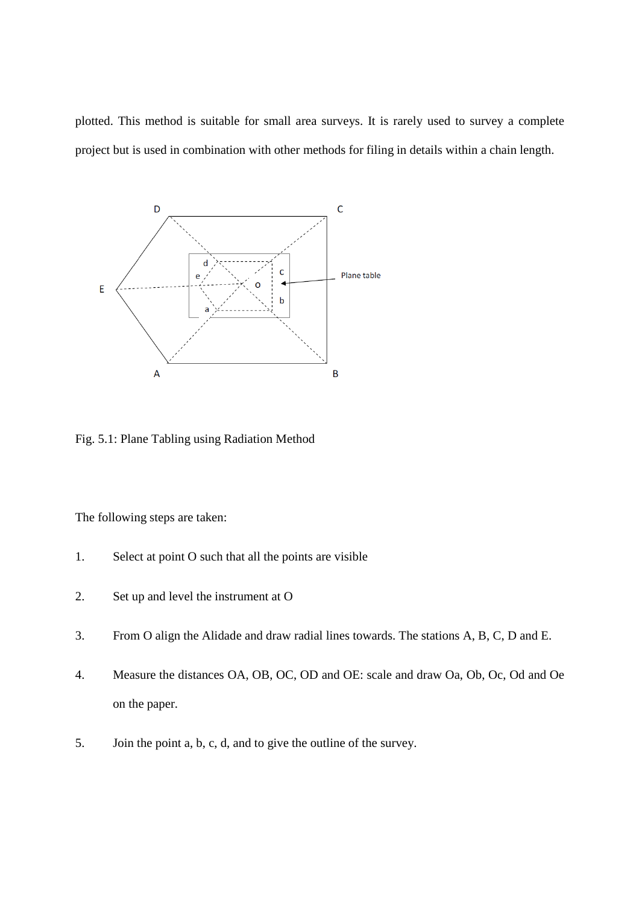plotted. This method is suitable for small area surveys. It is rarely used to survey a complete project but is used in combination with other methods for filing in details within a chain length.

Fig. 5.1: Plane Tabling using Radiation Method

The following steps are taken:

1. Select at point O such that all the points are visible
2. Set up and level the instrument at O
3. From O align the Alidade and draw radial lines towards. The stations A, B, C, D and E.
4. Measure the distances OA, OB, OC, OD and OE: scale and draw Oa, Ob, Oc, Od and Oe on the paper.
5. Join the point a, b, c, d, and to give the outline of the survey.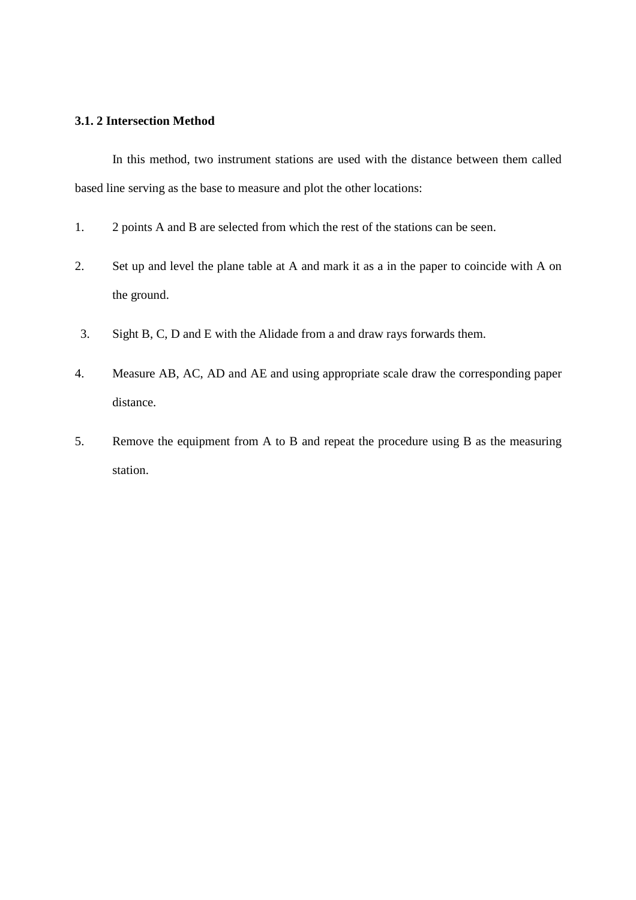### 3.1. 2 Intersection Method

In this method, two instrument stations are used with the distance between them called based line serving as the base to measure and plot the other locations:

1. 2 points A and B are selected from which the rest of the stations can be seen.
2. Set up and level the plane table at A and mark it as a in the paper to coincide with A on the ground.
3. Sight B, C, D and E with the Alidade from a and draw rays forwards them.
4. Measure AB, AC, AD and AE and using appropriate scale draw the corresponding paper distance.
5. Remove the equipment from A to B and repeat the procedure using B as the measuring station.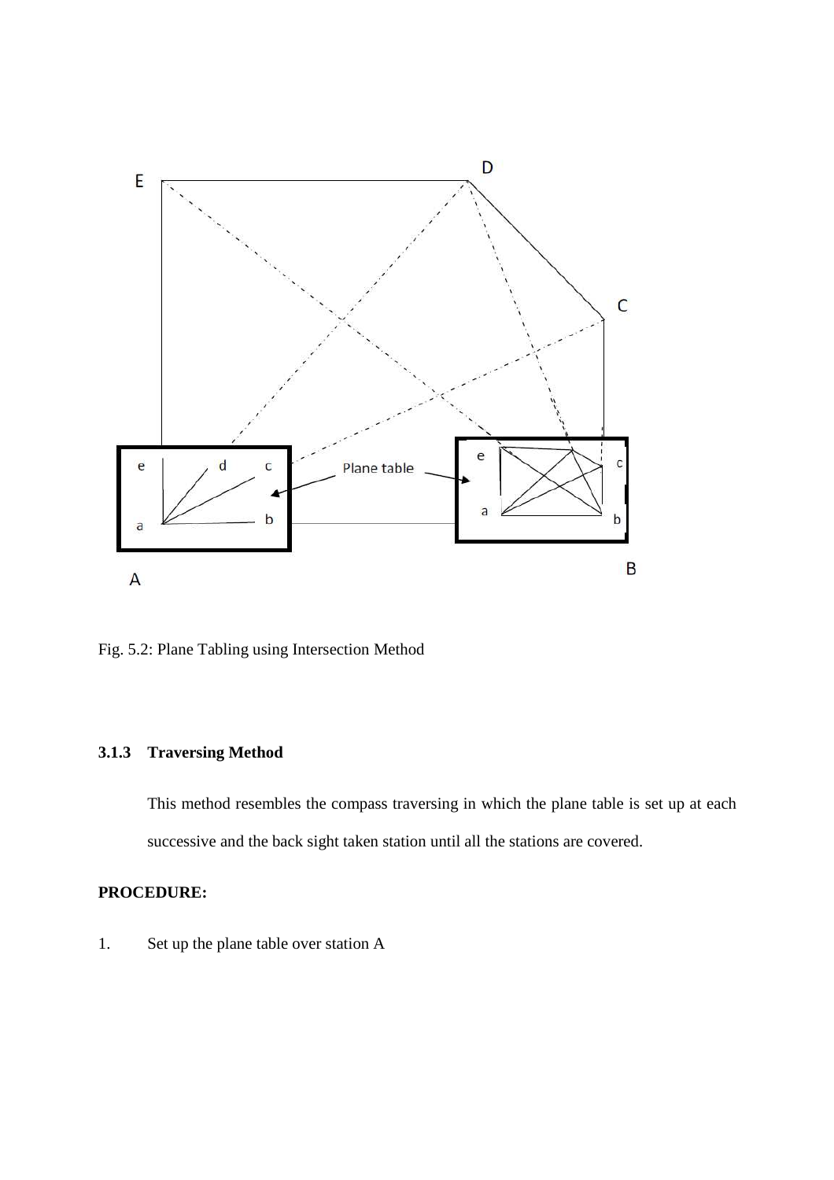Fig. 5.2: Plane Tabling using Intersection Method

### 3.1.3 Traversing Method

This method resembles the compass traversing in which the plane table is set up at each successive and the back sight taken station until all the stations are covered.

**PROCEDURE:**

1. Set up the plane table over station A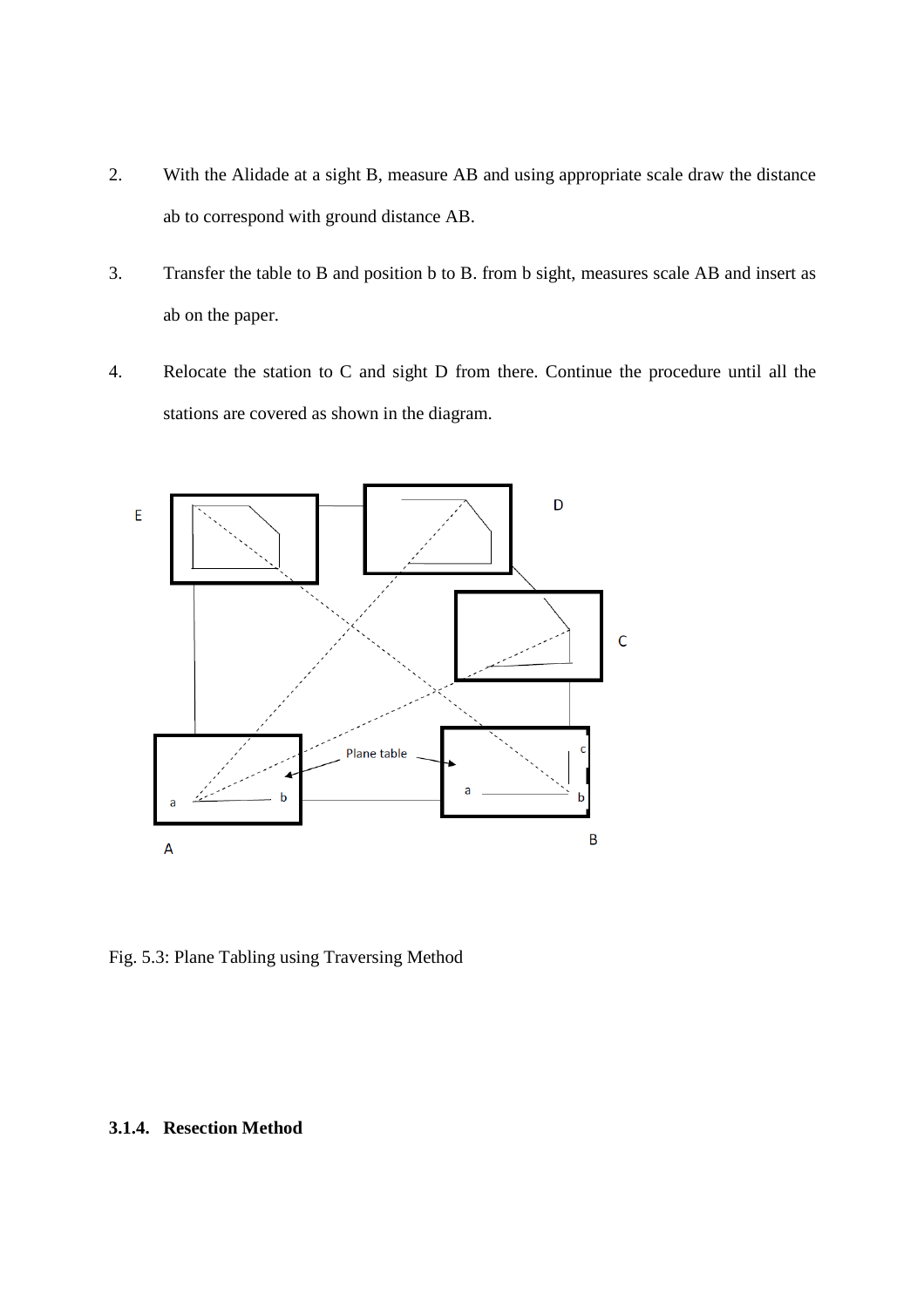2. With the Alidade at a sight B, measure AB and using appropriate scale draw the distance ab to correspond with ground distance AB.

3. Transfer the table to B and position b to B. from b sight, measures scale AB and insert as ab on the paper.

4. Relocate the station to C and sight D from there. Continue the procedure until all the stations are covered as shown in the diagram.

Fig. 5.3: Plane Tabling using Traversing Method

### 3.1.4. Resection Method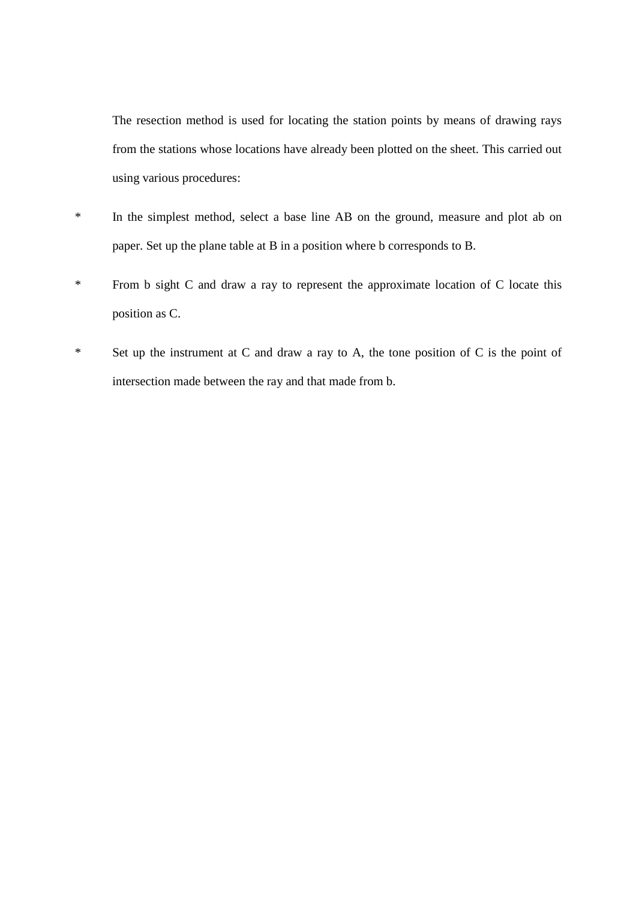The resection method is used for locating the station points by means of drawing rays from the stations whose locations have already been plotted on the sheet. This carried out using various procedures:

* In the simplest method, select a base line AB on the ground, measure and plot ab on paper. Set up the plane table at B in a position where b corresponds to B.
* From b sight C and draw a ray to represent the approximate location of C locate this position as C.
* Set up the instrument at C and draw a ray to A, the tone position of C is the point of intersection made between the ray and that made from b.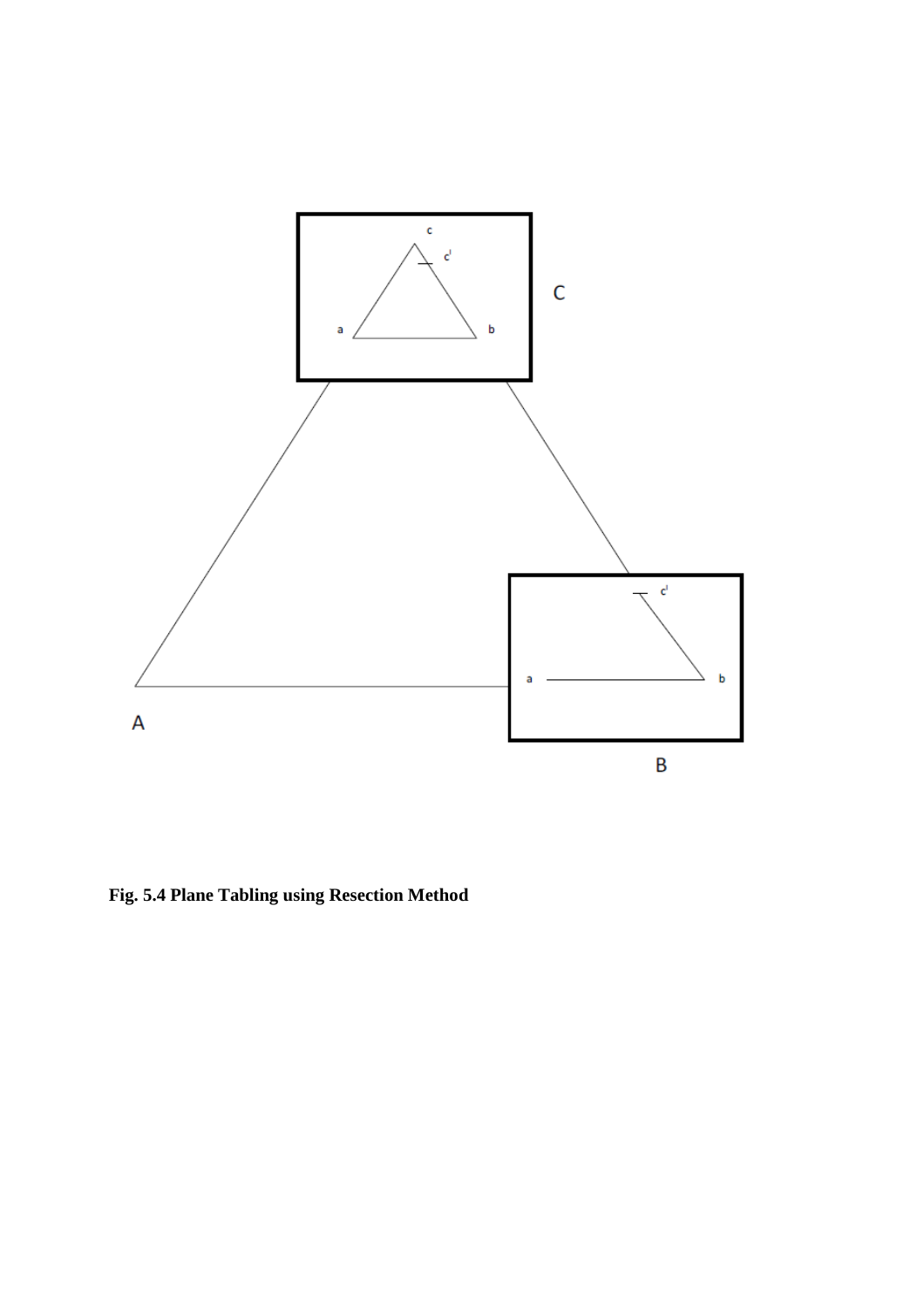**Fig. 5.4 Plane Tabling using Resection Method**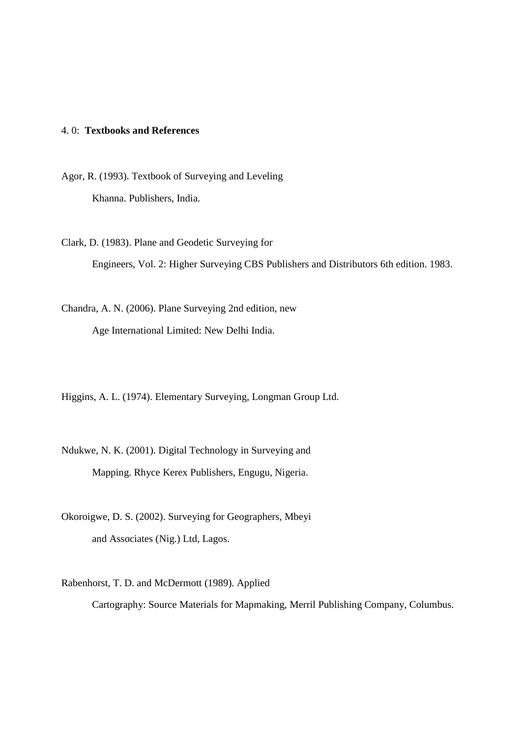4. 0: **Textbooks and References**

Agor, R. (1993). Textbook of Surveying and Leveling Khanna. Publishers, India.

Clark, D. (1983). Plane and Geodetic Surveying for Engineers, Vol. 2: Higher Surveying CBS Publishers and Distributors 6th edition. 1983.

Chandra, A. N. (2006). Plane Surveying 2nd edition, new Age International Limited: New Delhi India.

Higgins, A. L. (1974). Elementary Surveying, Longman Group Ltd.

Ndukwe, N. K. (2001). Digital Technology in Surveying and Mapping. Rhyce Kerex Publishers, Engugu, Nigeria.

Okoroigwe, D. S. (2002). Surveying for Geographers, Mbeyi and Associates (Nig.) Ltd, Lagos.

Rabenhorst, T. D. and McDermott (1989). Applied Cartography: Source Materials for Mapmaking, Merril Publishing Company, Columbus.